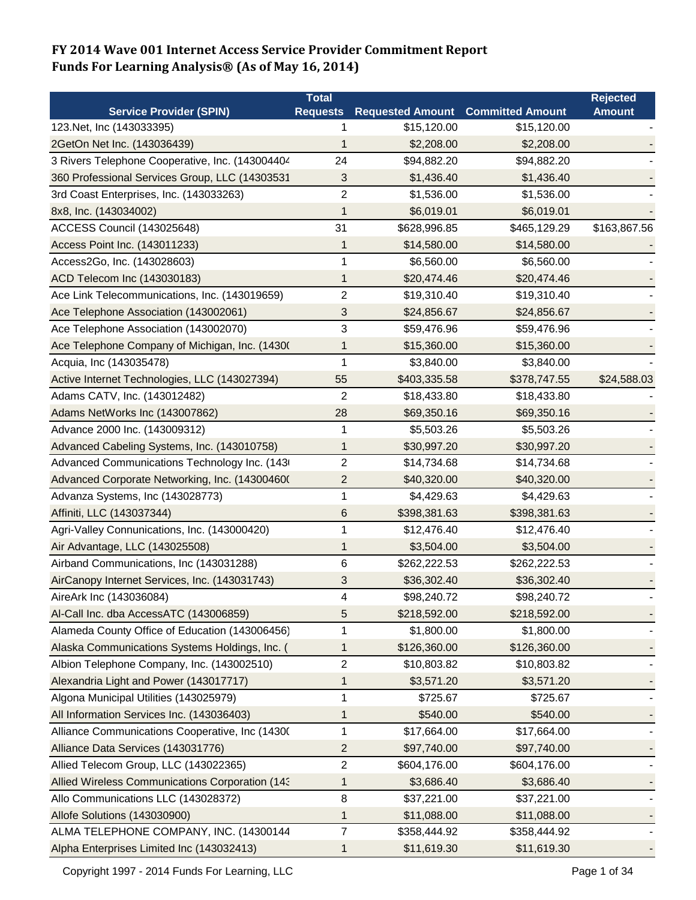# FY 2014 Wave 001 Internet Access Service Provider Commitment Report
## Funds For Learning Analysis® (As of May 16, 2014)

| Service Provider (SPIN) | Total Requests | Requested Amount | Committed Amount | Rejected Amount |
|---|---|---|---|---|
| 123.Net, Inc (143033395) | 1 | $15,120.00 | $15,120.00 | - |
| 2GetOn Net Inc. (143036439) | 1 | $2,208.00 | $2,208.00 | - |
| 3 Rivers Telephone Cooperative, Inc. (14300440 | 24 | $94,882.20 | $94,882.20 | - |
| 360 Professional Services Group, LLC (14303531 | 3 | $1,436.40 | $1,436.40 | - |
| 3rd Coast Enterprises, Inc. (143033263) | 2 | $1,536.00 | $1,536.00 | - |
| 8x8, Inc. (143034002) | 1 | $6,019.01 | $6,019.01 | - |
| ACCESS Council (143025648) | 31 | $628,996.85 | $465,129.29 | $163,867.56 |
| Access Point Inc. (143011233) | 1 | $14,580.00 | $14,580.00 | - |
| Access2Go, Inc. (143028603) | 1 | $6,560.00 | $6,560.00 | - |
| ACD Telecom Inc (143030183) | 1 | $20,474.46 | $20,474.46 | - |
| Ace Link Telecommunications, Inc. (143019659) | 2 | $19,310.40 | $19,310.40 | - |
| Ace Telephone Association (143002061) | 3 | $24,856.67 | $24,856.67 | - |
| Ace Telephone Association (143002070) | 3 | $59,476.96 | $59,476.96 | - |
| Ace Telephone Company of Michigan, Inc. (1430 | 1 | $15,360.00 | $15,360.00 | - |
| Acquia, Inc (143035478) | 1 | $3,840.00 | $3,840.00 | - |
| Active Internet Technologies, LLC (143027394) | 55 | $403,335.58 | $378,747.55 | $24,588.03 |
| Adams CATV, Inc. (143012482) | 2 | $18,433.80 | $18,433.80 | - |
| Adams NetWorks Inc (143007862) | 28 | $69,350.16 | $69,350.16 | - |
| Advance 2000 Inc. (143009312) | 1 | $5,503.26 | $5,503.26 | - |
| Advanced Cabeling Systems, Inc. (143010758) | 1 | $30,997.20 | $30,997.20 | - |
| Advanced Communications Technology Inc. (143 | 2 | $14,734.68 | $14,734.68 | - |
| Advanced Corporate Networking, Inc. (14300460 | 2 | $40,320.00 | $40,320.00 | - |
| Advanza Systems, Inc (143028773) | 1 | $4,429.63 | $4,429.63 | - |
| Affiniti, LLC (143037344) | 6 | $398,381.63 | $398,381.63 | - |
| Agri-Valley Connunications, Inc. (143000420) | 1 | $12,476.40 | $12,476.40 | - |
| Air Advantage, LLC (143025508) | 1 | $3,504.00 | $3,504.00 | - |
| Airband Communications, Inc (143031288) | 6 | $262,222.53 | $262,222.53 | - |
| AirCanopy Internet Services, Inc. (143031743) | 3 | $36,302.40 | $36,302.40 | - |
| AireArk Inc (143036084) | 4 | $98,240.72 | $98,240.72 | - |
| Al-Call Inc. dba AccessATC (143006859) | 5 | $218,592.00 | $218,592.00 | - |
| Alameda County Office of Education (143006456) | 1 | $1,800.00 | $1,800.00 | - |
| Alaska Communications Systems Holdings, Inc. ( | 1 | $126,360.00 | $126,360.00 | - |
| Albion Telephone Company, Inc. (143002510) | 2 | $10,803.82 | $10,803.82 | - |
| Alexandria Light and Power (143017717) | 1 | $3,571.20 | $3,571.20 | - |
| Algona Municipal Utilities (143025979) | 1 | $725.67 | $725.67 | - |
| All Information Services Inc. (143036403) | 1 | $540.00 | $540.00 | - |
| Alliance Communications Cooperative, Inc (1430 | 1 | $17,664.00 | $17,664.00 | - |
| Alliance Data Services (143031776) | 2 | $97,740.00 | $97,740.00 | - |
| Allied Telecom Group, LLC (143022365) | 2 | $604,176.00 | $604,176.00 | - |
| Allied Wireless Communications Corporation (143 | 1 | $3,686.40 | $3,686.40 | - |
| Allo Communications LLC (143028372) | 8 | $37,221.00 | $37,221.00 | - |
| Allofe Solutions (143030900) | 1 | $11,088.00 | $11,088.00 | - |
| ALMA TELEPHONE COMPANY, INC. (14300144 | 7 | $358,444.92 | $358,444.92 | - |
| Alpha Enterprises Limited Inc (143032413) | 1 | $11,619.30 | $11,619.30 | - |

Copyright 1997 - 2014 Funds For Learning, LLC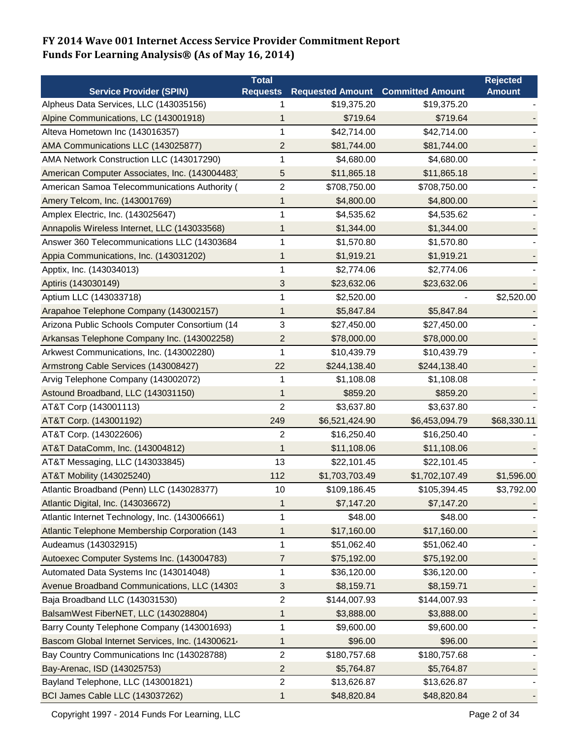# FY 2014 Wave 001 Internet Access Service Provider Commitment Report
# Funds For Learning Analysis® (As of May 16, 2014)

| Service Provider (SPIN) | Total Requests | Requested Amount | Committed Amount | Rejected Amount |
|---|---|---|---|---|
| Alpheus Data Services, LLC (143035156) | 1 | $19,375.20 | $19,375.20 | - |
| Alpine Communications, LC (143001918) | 1 | $719.64 | $719.64 | - |
| Alteva Hometown Inc (143016357) | 1 | $42,714.00 | $42,714.00 | - |
| AMA Communications LLC (143025877) | 2 | $81,744.00 | $81,744.00 | - |
| AMA Network Construction LLC (143017290) | 1 | $4,680.00 | $4,680.00 | - |
| American Computer Associates, Inc. (143004483) | 5 | $11,865.18 | $11,865.18 | - |
| American Samoa Telecommunications Authority ( | 2 | $708,750.00 | $708,750.00 | - |
| Amery Telcom, Inc. (143001769) | 1 | $4,800.00 | $4,800.00 | - |
| Amplex Electric, Inc. (143025647) | 1 | $4,535.62 | $4,535.62 | - |
| Annapolis Wireless Internet, LLC (143033568) | 1 | $1,344.00 | $1,344.00 | - |
| Answer 360 Telecommunications LLC (14303684 | 1 | $1,570.80 | $1,570.80 | - |
| Appia Communications, Inc. (143031202) | 1 | $1,919.21 | $1,919.21 | - |
| Apptix, Inc. (143034013) | 1 | $2,774.06 | $2,774.06 | - |
| Aptiris (143030149) | 3 | $23,632.06 | $23,632.06 | - |
| Aptium LLC (143033718) | 1 | $2,520.00 | - | $2,520.00 |
| Arapahoe Telephone Company (143002157) | 1 | $5,847.84 | $5,847.84 | - |
| Arizona Public Schools Computer Consortium (14 | 3 | $27,450.00 | $27,450.00 | - |
| Arkansas Telephone Company Inc. (143002258) | 2 | $78,000.00 | $78,000.00 | - |
| Arkwest Communications, Inc. (143002280) | 1 | $10,439.79 | $10,439.79 | - |
| Armstrong Cable Services (143008427) | 22 | $244,138.40 | $244,138.40 | - |
| Arvig Telephone Company (143002072) | 1 | $1,108.08 | $1,108.08 | - |
| Astound Broadband, LLC (143031150) | 1 | $859.20 | $859.20 | - |
| AT&T Corp (143001113) | 2 | $3,637.80 | $3,637.80 | - |
| AT&T Corp. (143001192) | 249 | $6,521,424.90 | $6,453,094.79 | $68,330.11 |
| AT&T Corp. (143022606) | 2 | $16,250.40 | $16,250.40 | - |
| AT&T DataComm, Inc. (143004812) | 1 | $11,108.06 | $11,108.06 | - |
| AT&T Messaging, LLC (143033845) | 13 | $22,101.45 | $22,101.45 | - |
| AT&T Mobility (143025240) | 112 | $1,703,703.49 | $1,702,107.49 | $1,596.00 |
| Atlantic Broadband (Penn) LLC (143028377) | 10 | $109,186.45 | $105,394.45 | $3,792.00 |
| Atlantic Digital, Inc. (143036672) | 1 | $7,147.20 | $7,147.20 | - |
| Atlantic Internet Technology, Inc. (143006661) | 1 | $48.00 | $48.00 | - |
| Atlantic Telephone Membership Corporation (143 | 1 | $17,160.00 | $17,160.00 | - |
| Audeamus (143032915) | 1 | $51,062.40 | $51,062.40 | - |
| Autoexec Computer Systems Inc. (143004783) | 7 | $75,192.00 | $75,192.00 | - |
| Automated Data Systems Inc (143014048) | 1 | $36,120.00 | $36,120.00 | - |
| Avenue Broadband Communications, LLC (14303 | 3 | $8,159.71 | $8,159.71 | - |
| Baja Broadband LLC (143031530) | 2 | $144,007.93 | $144,007.93 | - |
| BalsamWest FiberNET, LLC (143028804) | 1 | $3,888.00 | $3,888.00 | - |
| Barry County Telephone Company (143001693) | 1 | $9,600.00 | $9,600.00 | - |
| Bascom Global Internet Services, Inc. (14300621 | 1 | $96.00 | $96.00 | - |
| Bay Country Communications Inc (143028788) | 2 | $180,757.68 | $180,757.68 | - |
| Bay-Arenac, ISD (143025753) | 2 | $5,764.87 | $5,764.87 | - |
| Bayland Telephone, LLC (143001821) | 2 | $13,626.87 | $13,626.87 | - |
| BCI James Cable LLC (143037262) | 1 | $48,820.84 | $48,820.84 | - |

Copyright 1997 - 2014 Funds For Learning, LLC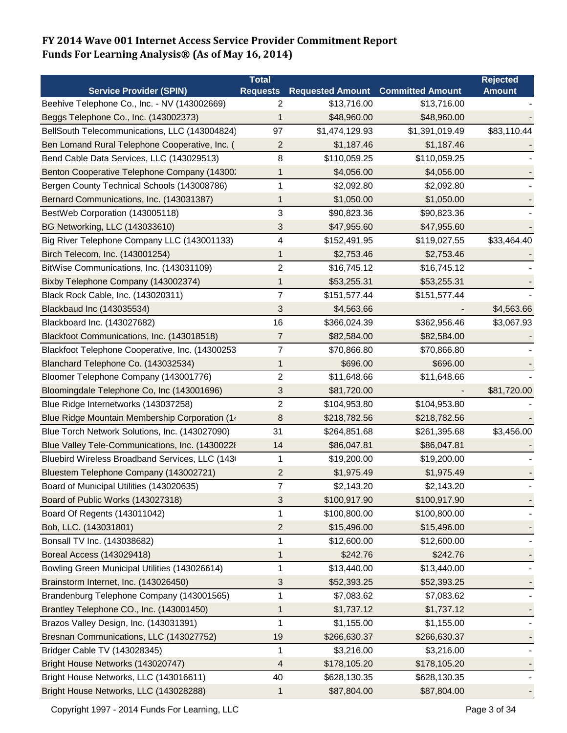# FY 2014 Wave 001 Internet Access Service Provider Commitment Report
# Funds For Learning Analysis® (As of May 16, 2014)

| Service Provider (SPIN) | Total Requests | Requested Amount | Committed Amount | Rejected Amount |
|---|---|---|---|---|
| Beehive Telephone Co., Inc. - NV (143002669) | 2 | $13,716.00 | $13,716.00 | - |
| Beggs Telephone Co., Inc. (143002373) | 1 | $48,960.00 | $48,960.00 | - |
| BellSouth Telecommunications, LLC (143004824) | 97 | $1,474,129.93 | $1,391,019.49 | $83,110.44 |
| Ben Lomand Rural Telephone Cooperative, Inc. ( | 2 | $1,187.46 | $1,187.46 | - |
| Bend Cable Data Services, LLC (143029513) | 8 | $110,059.25 | $110,059.25 | - |
| Benton Cooperative Telephone Company (14300: | 1 | $4,056.00 | $4,056.00 | - |
| Bergen County Technical Schools (143008786) | 1 | $2,092.80 | $2,092.80 | - |
| Bernard Communications, Inc. (143031387) | 1 | $1,050.00 | $1,050.00 | - |
| BestWeb Corporation (143005118) | 3 | $90,823.36 | $90,823.36 | - |
| BG Networking, LLC (143033610) | 3 | $47,955.60 | $47,955.60 | - |
| Big River Telephone Company LLC (143001133) | 4 | $152,491.95 | $119,027.55 | $33,464.40 |
| Birch Telecom, Inc. (143001254) | 1 | $2,753.46 | $2,753.46 | - |
| BitWise Communications, Inc. (143031109) | 2 | $16,745.12 | $16,745.12 | - |
| Bixby Telephone Company (143002374) | 1 | $53,255.31 | $53,255.31 | - |
| Black Rock Cable, Inc. (143020311) | 7 | $151,577.44 | $151,577.44 | - |
| Blackbaud Inc (143035534) | 3 | $4,563.66 | - | $4,563.66 |
| Blackboard Inc. (143027682) | 16 | $366,024.39 | $362,956.46 | $3,067.93 |
| Blackfoot Communications, Inc. (143018518) | 7 | $82,584.00 | $82,584.00 | - |
| Blackfoot Telephone Cooperative, Inc. (14300253 | 7 | $70,866.80 | $70,866.80 | - |
| Blanchard Telephone Co. (143032534) | 1 | $696.00 | $696.00 | - |
| Bloomer Telephone Company (143001776) | 2 | $11,648.66 | $11,648.66 | - |
| Bloomingdale Telephone Co, Inc (143001696) | 3 | $81,720.00 | - | $81,720.00 |
| Blue Ridge Internetworks (143037258) | 2 | $104,953.80 | $104,953.80 | - |
| Blue Ridge Mountain Membership Corporation (1· | 8 | $218,782.56 | $218,782.56 | - |
| Blue Torch Network Solutions, Inc. (143027090) | 31 | $264,851.68 | $261,395.68 | $3,456.00 |
| Blue Valley Tele-Communications, Inc. (14300228 | 14 | $86,047.81 | $86,047.81 | - |
| Bluebird Wireless Broadband Services, LLC (143 | 1 | $19,200.00 | $19,200.00 | - |
| Bluestem Telephone Company (143002721) | 2 | $1,975.49 | $1,975.49 | - |
| Board of Municipal Utilities (143020635) | 7 | $2,143.20 | $2,143.20 | - |
| Board of Public Works (143027318) | 3 | $100,917.90 | $100,917.90 | - |
| Board Of Regents (143011042) | 1 | $100,800.00 | $100,800.00 | - |
| Bob, LLC. (143031801) | 2 | $15,496.00 | $15,496.00 | - |
| Bonsall TV Inc. (143038682) | 1 | $12,600.00 | $12,600.00 | - |
| Boreal Access (143029418) | 1 | $242.76 | $242.76 | - |
| Bowling Green Municipal Utilities (143026614) | 1 | $13,440.00 | $13,440.00 | - |
| Brainstorm Internet, Inc. (143026450) | 3 | $52,393.25 | $52,393.25 | - |
| Brandenburg Telephone Company (143001565) | 1 | $7,083.62 | $7,083.62 | - |
| Brantley Telephone CO., Inc. (143001450) | 1 | $1,737.12 | $1,737.12 | - |
| Brazos Valley Design, Inc. (143031391) | 1 | $1,155.00 | $1,155.00 | - |
| Bresnan Communications, LLC (143027752) | 19 | $266,630.37 | $266,630.37 | - |
| Bridger Cable TV (143028345) | 1 | $3,216.00 | $3,216.00 | - |
| Bright House Networks (143020747) | 4 | $178,105.20 | $178,105.20 | - |
| Bright House Networks, LLC (143016611) | 40 | $628,130.35 | $628,130.35 | - |
| Bright House Networks, LLC (143028288) | 1 | $87,804.00 | $87,804.00 | - |

Copyright 1997 - 2014 Funds For Learning, LLC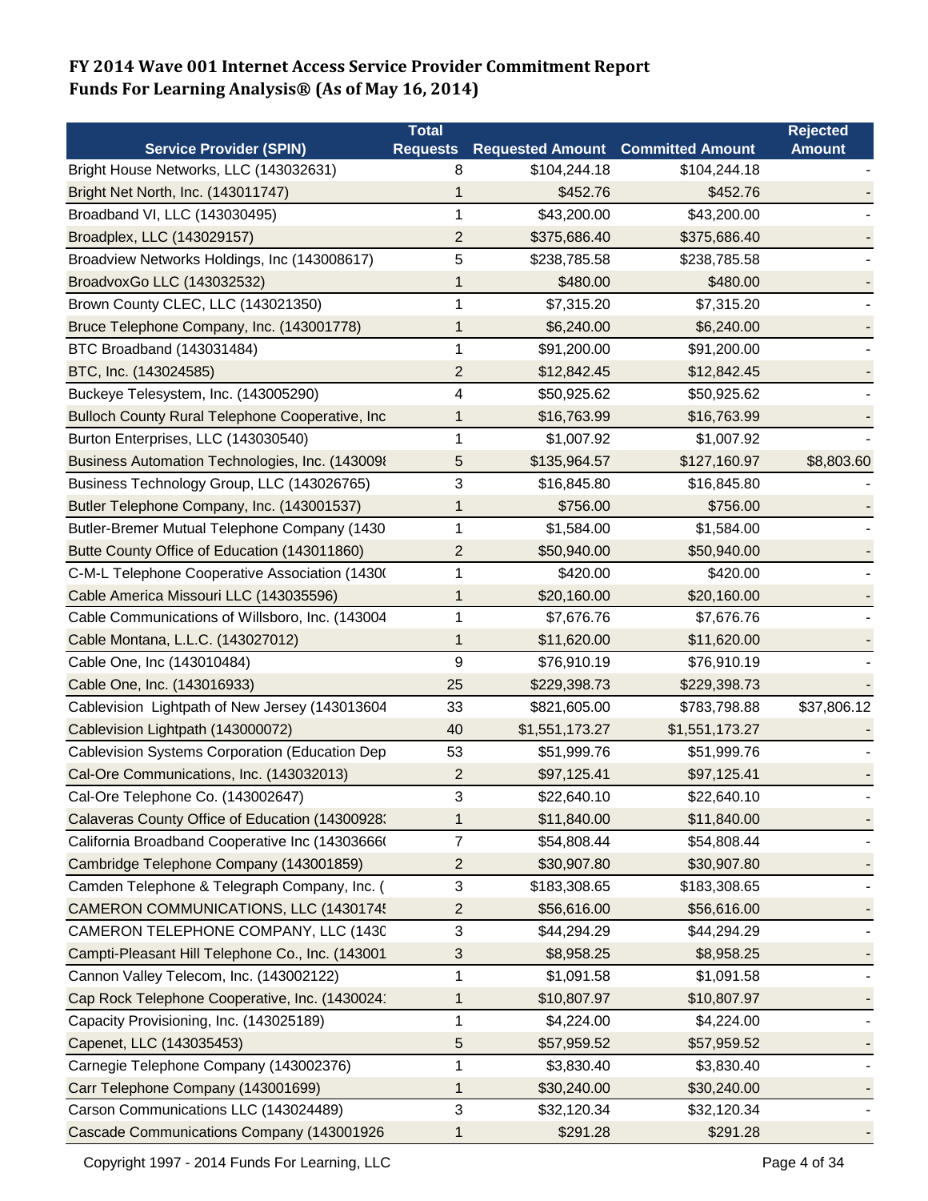# FY 2014 Wave 001 Internet Access Service Provider Commitment Report
# Funds For Learning Analysis® (As of May 16, 2014)

| Service Provider (SPIN) | Total Requests | Requested Amount | Committed Amount | Rejected Amount |
|---|---|---|---|---|
| Bright House Networks, LLC (143032631) | 8 | $104,244.18 | $104,244.18 | - |
| Bright Net North, Inc. (143011747) | 1 | $452.76 | $452.76 | - |
| Broadband VI, LLC (143030495) | 1 | $43,200.00 | $43,200.00 | - |
| Broadplex, LLC (143029157) | 2 | $375,686.40 | $375,686.40 | - |
| Broadview Networks Holdings, Inc (143008617) | 5 | $238,785.58 | $238,785.58 | - |
| BroadvoxGo LLC (143032532) | 1 | $480.00 | $480.00 | - |
| Brown County CLEC, LLC (143021350) | 1 | $7,315.20 | $7,315.20 | - |
| Bruce Telephone Company, Inc. (143001778) | 1 | $6,240.00 | $6,240.00 | - |
| BTC Broadband (143031484) | 1 | $91,200.00 | $91,200.00 | - |
| BTC, Inc. (143024585) | 2 | $12,842.45 | $12,842.45 | - |
| Buckeye Telesystem, Inc. (143005290) | 4 | $50,925.62 | $50,925.62 | - |
| Bulloch County Rural Telephone Cooperative, Inc | 1 | $16,763.99 | $16,763.99 | - |
| Burton Enterprises, LLC (143030540) | 1 | $1,007.92 | $1,007.92 | - |
| Business Automation Technologies, Inc. (143009! | 5 | $135,964.57 | $127,160.97 | $8,803.60 |
| Business Technology Group, LLC (143026765) | 3 | $16,845.80 | $16,845.80 | - |
| Butler Telephone Company, Inc. (143001537) | 1 | $756.00 | $756.00 | - |
| Butler-Bremer Mutual Telephone Company (1430 | 1 | $1,584.00 | $1,584.00 | - |
| Butte County Office of Education (143011860) | 2 | $50,940.00 | $50,940.00 | - |
| C-M-L Telephone Cooperative Association (1430( | 1 | $420.00 | $420.00 | - |
| Cable America Missouri LLC (143035596) | 1 | $20,160.00 | $20,160.00 | - |
| Cable Communications of Willsboro, Inc. (143004 | 1 | $7,676.76 | $7,676.76 | - |
| Cable Montana, L.L.C. (143027012) | 1 | $11,620.00 | $11,620.00 | - |
| Cable One, Inc (143010484) | 9 | $76,910.19 | $76,910.19 | - |
| Cable One, Inc. (143016933) | 25 | $229,398.73 | $229,398.73 | - |
| Cablevision Lightpath of New Jersey (143013604 | 33 | $821,605.00 | $783,798.88 | $37,806.12 |
| Cablevision Lightpath (143000072) | 40 | $1,551,173.27 | $1,551,173.27 | - |
| Cablevision Systems Corporation (Education Dep | 53 | $51,999.76 | $51,999.76 | - |
| Cal-Ore Communications, Inc. (143032013) | 2 | $97,125.41 | $97,125.41 | - |
| Cal-Ore Telephone Co. (143002647) | 3 | $22,640.10 | $22,640.10 | - |
| Calaveras County Office of Education (14300928: | 1 | $11,840.00 | $11,840.00 | - |
| California Broadband Cooperative Inc (14303666( | 7 | $54,808.44 | $54,808.44 | - |
| Cambridge Telephone Company (143001859) | 2 | $30,907.80 | $30,907.80 | - |
| Camden Telephone & Telegraph Company, Inc. ( | 3 | $183,308.65 | $183,308.65 | - |
| CAMERON COMMUNICATIONS, LLC (14301745 | 2 | $56,616.00 | $56,616.00 | - |
| CAMERON TELEPHONE COMPANY, LLC (1430 | 3 | $44,294.29 | $44,294.29 | - |
| Campti-Pleasant Hill Telephone Co., Inc. (143001 | 3 | $8,958.25 | $8,958.25 | - |
| Cannon Valley Telecom, Inc. (143002122) | 1 | $1,091.58 | $1,091.58 | - |
| Cap Rock Telephone Cooperative, Inc. (1430024: | 1 | $10,807.97 | $10,807.97 | - |
| Capacity Provisioning, Inc. (143025189) | 1 | $4,224.00 | $4,224.00 | - |
| Capenet, LLC (143035453) | 5 | $57,959.52 | $57,959.52 | - |
| Carnegie Telephone Company (143002376) | 1 | $3,830.40 | $3,830.40 | - |
| Carr Telephone Company (143001699) | 1 | $30,240.00 | $30,240.00 | - |
| Carson Communications LLC (143024489) | 3 | $32,120.34 | $32,120.34 | - |
| Cascade Communications Company (143001926 | 1 | $291.28 | $291.28 | - |

Copyright 1997 - 2014 Funds For Learning, LLC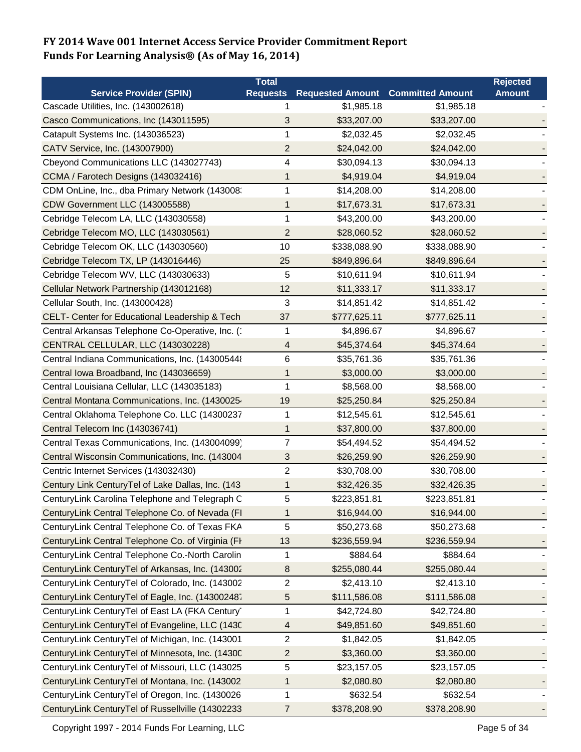# FY 2014 Wave 001 Internet Access Service Provider Commitment Report
# Funds For Learning Analysis® (As of May 16, 2014)

| Service Provider (SPIN) | Total Requests | Requested Amount | Committed Amount | Rejected Amount |
|---|---|---|---|---|
| Cascade Utilities, Inc. (143002618) | 1 | $1,985.18 | $1,985.18 | - |
| Casco Communications, Inc (143011595) | 3 | $33,207.00 | $33,207.00 | - |
| Catapult Systems Inc. (143036523) | 1 | $2,032.45 | $2,032.45 | - |
| CATV Service, Inc. (143007900) | 2 | $24,042.00 | $24,042.00 | - |
| Cbeyond Communications LLC (143027743) | 4 | $30,094.13 | $30,094.13 | - |
| CCMA / Farotech Designs (143032416) | 1 | $4,919.04 | $4,919.04 | - |
| CDM OnLine, Inc., dba Primary Network (143008: | 1 | $14,208.00 | $14,208.00 | - |
| CDW Government LLC (143005588) | 1 | $17,673.31 | $17,673.31 | - |
| Cebridge Telecom LA, LLC (143030558) | 1 | $43,200.00 | $43,200.00 | - |
| Cebridge Telecom MO, LLC (143030561) | 2 | $28,060.52 | $28,060.52 | - |
| Cebridge Telecom OK, LLC (143030560) | 10 | $338,088.90 | $338,088.90 | - |
| Cebridge Telecom TX, LP (143016446) | 25 | $849,896.64 | $849,896.64 | - |
| Cebridge Telecom WV, LLC (143030633) | 5 | $10,611.94 | $10,611.94 | - |
| Cellular Network Partnership (143012168) | 12 | $11,333.17 | $11,333.17 | - |
| Cellular South, Inc. (143000428) | 3 | $14,851.42 | $14,851.42 | - |
| CELT- Center for Educational Leadership & Tech | 37 | $777,625.11 | $777,625.11 | - |
| Central Arkansas Telephone Co-Operative, Inc. (: | 1 | $4,896.67 | $4,896.67 | - |
| CENTRAL CELLULAR, LLC (143030228) | 4 | $45,374.64 | $45,374.64 | - |
| Central Indiana Communications, Inc. (14300544 | 6 | $35,761.36 | $35,761.36 | - |
| Central Iowa Broadband, Inc (143036659) | 1 | $3,000.00 | $3,000.00 | - |
| Central Louisiana Cellular, LLC (143035183) | 1 | $8,568.00 | $8,568.00 | - |
| Central Montana Communications, Inc. (1430025 | 19 | $25,250.84 | $25,250.84 | - |
| Central Oklahoma Telephone Co. LLC (14300237 | 1 | $12,545.61 | $12,545.61 | - |
| Central Telecom Inc (143036741) | 1 | $37,800.00 | $37,800.00 | - |
| Central Texas Communications, Inc. (143004099) | 7 | $54,494.52 | $54,494.52 | - |
| Central Wisconsin Communications, Inc. (143004 | 3 | $26,259.90 | $26,259.90 | - |
| Centric Internet Services (143032430) | 2 | $30,708.00 | $30,708.00 | - |
| Century Link CenturyTel of Lake Dallas, Inc. (143 | 1 | $32,426.35 | $32,426.35 | - |
| CenturyLink Carolina Telephone and Telegraph C | 5 | $223,851.81 | $223,851.81 | - |
| CenturyLink Central Telephone Co. of Nevada (FI | 1 | $16,944.00 | $16,944.00 | - |
| CenturyLink Central Telephone Co. of Texas FKA | 5 | $50,273.68 | $50,273.68 | - |
| CenturyLink Central Telephone Co. of Virginia (FI | 13 | $236,559.94 | $236,559.94 | - |
| CenturyLink Central Telephone Co.-North Carolin | 1 | $884.64 | $884.64 | - |
| CenturyLink CenturyTel of Arkansas, Inc. (143002 | 8 | $255,080.44 | $255,080.44 | - |
| CenturyLink CenturyTel of Colorado, Inc. (143002 | 2 | $2,413.10 | $2,413.10 | - |
| CenturyLink CenturyTel of Eagle, Inc. (14300248 | 5 | $111,586.08 | $111,586.08 | - |
| CenturyLink CenturyTel of East LA (FKA Century | 1 | $42,724.80 | $42,724.80 | - |
| CenturyLink CenturyTel of Evangeline, LLC (1430 | 4 | $49,851.60 | $49,851.60 | - |
| CenturyLink CenturyTel of Michigan, Inc. (143001 | 2 | $1,842.05 | $1,842.05 | - |
| CenturyLink CenturyTel of Minnesota, Inc. (14300 | 2 | $3,360.00 | $3,360.00 | - |
| CenturyLink CenturyTel of Missouri, LLC (143025 | 5 | $23,157.05 | $23,157.05 | - |
| CenturyLink CenturyTel of Montana, Inc. (143002 | 1 | $2,080.80 | $2,080.80 | - |
| CenturyLink CenturyTel of Oregon, Inc. (1430026 | 1 | $632.54 | $632.54 | - |
| CenturyLink CenturyTel of Russellville (14302233 | 7 | $378,208.90 | $378,208.90 | - |

Copyright 1997 - 2014 Funds For Learning, LLC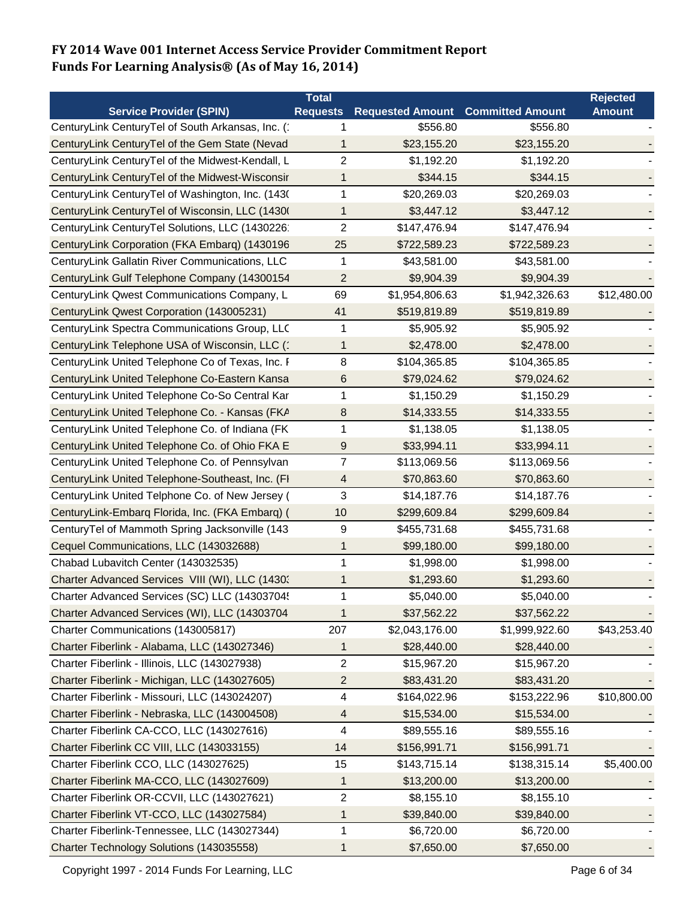**FY 2014 Wave 001 Internet Access Service Provider Commitment Report**
**Funds For Learning Analysis® (As of May 16, 2014)**

| Service Provider (SPIN) | Total Requests | Requested Amount | Committed Amount | Rejected Amount |
|---|---|---|---|---|
| CenturyLink CenturyTel of South Arkansas, Inc. (1 | 1 | $556.80 | $556.80 | - |
| CenturyLink CenturyTel of the Gem State (Nevad | 1 | $23,155.20 | $23,155.20 | - |
| CenturyLink CenturyTel of the Midwest-Kendall, L | 2 | $1,192.20 | $1,192.20 | - |
| CenturyLink CenturyTel of the Midwest-Wisconsir | 1 | $344.15 | $344.15 | - |
| CenturyLink CenturyTel of Washington, Inc. (1430 | 1 | $20,269.03 | $20,269.03 | - |
| CenturyLink CenturyTel of Wisconsin, LLC (1430( | 1 | $3,447.12 | $3,447.12 | - |
| CenturyLink CenturyTel Solutions, LLC (1430226 | 2 | $147,476.94 | $147,476.94 | - |
| CenturyLink Corporation (FKA Embarq) (1430196 | 25 | $722,589.23 | $722,589.23 | - |
| CenturyLink Gallatin River Communications, LLC | 1 | $43,581.00 | $43,581.00 | - |
| CenturyLink Gulf Telephone Company (14300154 | 2 | $9,904.39 | $9,904.39 | - |
| CenturyLink Qwest Communications Company, L | 69 | $1,954,806.63 | $1,942,326.63 | $12,480.00 |
| CenturyLink Qwest Corporation (143005231) | 41 | $519,819.89 | $519,819.89 | - |
| CenturyLink Spectra Communications Group, LLC | 1 | $5,905.92 | $5,905.92 | - |
| CenturyLink Telephone USA of Wisconsin, LLC (1 | 1 | $2,478.00 | $2,478.00 | - |
| CenturyLink United Telephone Co of Texas, Inc. F | 8 | $104,365.85 | $104,365.85 | - |
| CenturyLink United Telephone Co-Eastern Kansa | 6 | $79,024.62 | $79,024.62 | - |
| CenturyLink United Telephone Co-So Central Kar | 1 | $1,150.29 | $1,150.29 | - |
| CenturyLink United Telephone Co. - Kansas (FKA | 8 | $14,333.55 | $14,333.55 | - |
| CenturyLink United Telephone Co. of Indiana (FK | 1 | $1,138.05 | $1,138.05 | - |
| CenturyLink United Telephone Co. of Ohio FKA E | 9 | $33,994.11 | $33,994.11 | - |
| CenturyLink United Telephone Co. of Pennsylvan | 7 | $113,069.56 | $113,069.56 | - |
| CenturyLink United Telephone-Southeast, Inc. (FI | 4 | $70,863.60 | $70,863.60 | - |
| CenturyLink United Telphone Co. of New Jersey ( | 3 | $14,187.76 | $14,187.76 | - |
| CenturyLink-Embarq Florida, Inc. (FKA Embarq) ( | 10 | $299,609.84 | $299,609.84 | - |
| CenturyTel of Mammoth Spring Jacksonville (143 | 9 | $455,731.68 | $455,731.68 | - |
| Cequel Communications, LLC (143032688) | 1 | $99,180.00 | $99,180.00 | - |
| Chabad Lubavitch Center (143032535) | 1 | $1,998.00 | $1,998.00 | - |
| Charter Advanced Services VIII (WI), LLC (1430: | 1 | $1,293.60 | $1,293.60 | - |
| Charter Advanced Services (SC) LLC (14303704! | 1 | $5,040.00 | $5,040.00 | - |
| Charter Advanced Services (WI), LLC (14303704 | 1 | $37,562.22 | $37,562.22 | - |
| Charter Communications (143005817) | 207 | $2,043,176.00 | $1,999,922.60 | $43,253.40 |
| Charter Fiberlink - Alabama, LLC (143027346) | 1 | $28,440.00 | $28,440.00 | - |
| Charter Fiberlink - Illinois, LLC (143027938) | 2 | $15,967.20 | $15,967.20 | - |
| Charter Fiberlink - Michigan, LLC (143027605) | 2 | $83,431.20 | $83,431.20 | - |
| Charter Fiberlink - Missouri, LLC (143024207) | 4 | $164,022.96 | $153,222.96 | $10,800.00 |
| Charter Fiberlink - Nebraska, LLC (143004508) | 4 | $15,534.00 | $15,534.00 | - |
| Charter Fiberlink CA-CCO, LLC (143027616) | 4 | $89,555.16 | $89,555.16 | - |
| Charter Fiberlink CC VIII, LLC (143033155) | 14 | $156,991.71 | $156,991.71 | - |
| Charter Fiberlink CCO, LLC (143027625) | 15 | $143,715.14 | $138,315.14 | $5,400.00 |
| Charter Fiberlink MA-CCO, LLC (143027609) | 1 | $13,200.00 | $13,200.00 | - |
| Charter Fiberlink OR-CCVII, LLC (143027621) | 2 | $8,155.10 | $8,155.10 | - |
| Charter Fiberlink VT-CCO, LLC (143027584) | 1 | $39,840.00 | $39,840.00 | - |
| Charter Fiberlink-Tennessee, LLC (143027344) | 1 | $6,720.00 | $6,720.00 | - |
| Charter Technology Solutions (143035558) | 1 | $7,650.00 | $7,650.00 | - |

Copyright 1997 - 2014 Funds For Learning, LLC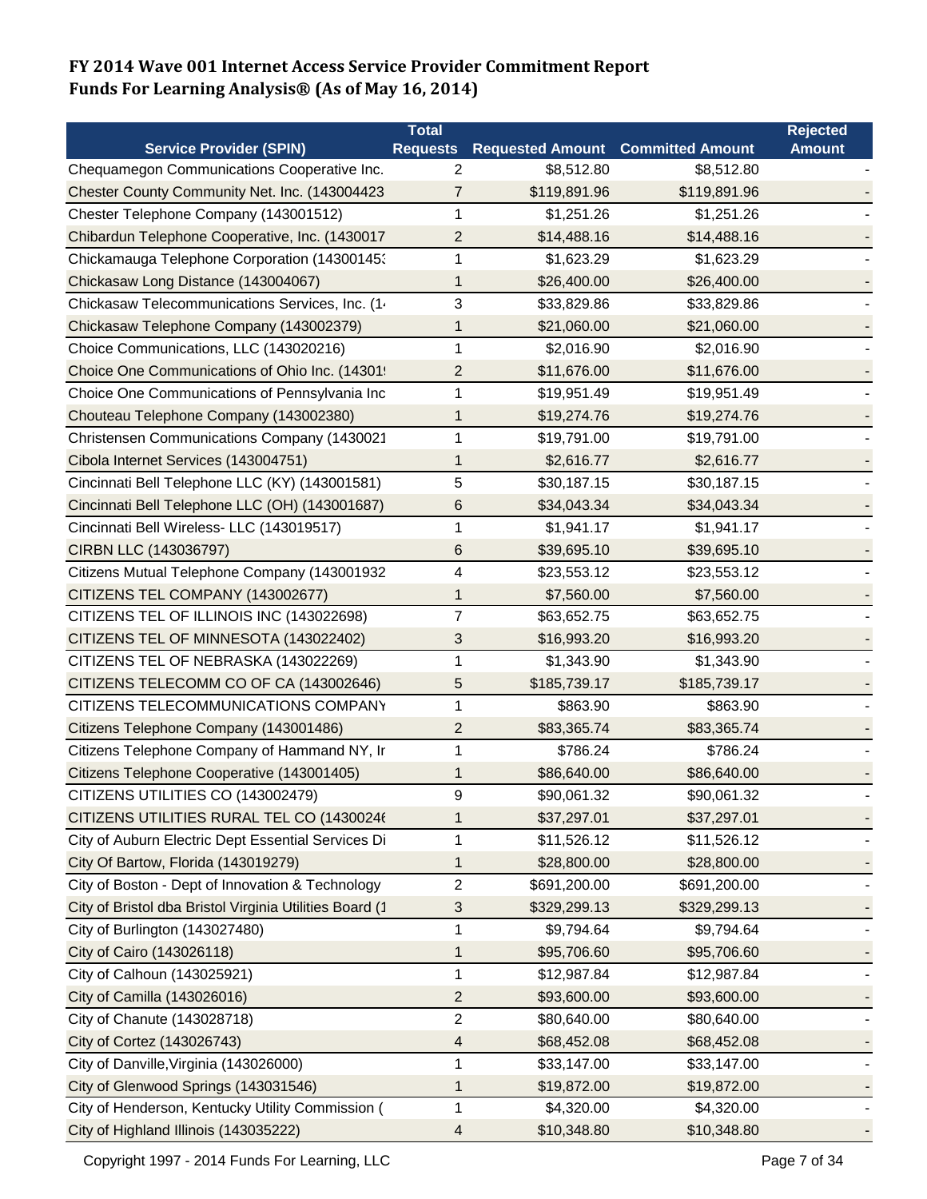# FY 2014 Wave 001 Internet Access Service Provider Commitment Report
# Funds For Learning Analysis® (As of May 16, 2014)

| Service Provider (SPIN) | Total Requests | Requested Amount | Committed Amount | Rejected Amount |
|---|---|---|---|---|
| Chequamegon Communications Cooperative Inc. | 2 | $8,512.80 | $8,512.80 | - |
| Chester County Community Net. Inc. (143004423 | 7 | $119,891.96 | $119,891.96 | - |
| Chester Telephone Company (143001512) | 1 | $1,251.26 | $1,251.26 | - |
| Chibardun Telephone Cooperative, Inc. (1430017 | 2 | $14,488.16 | $14,488.16 | - |
| Chickamauga Telephone Corporation (14300145 | 1 | $1,623.29 | $1,623.29 | - |
| Chickasaw Long Distance (143004067) | 1 | $26,400.00 | $26,400.00 | - |
| Chickasaw Telecommunications Services, Inc. (1 | 3 | $33,829.86 | $33,829.86 | - |
| Chickasaw Telephone Company (143002379) | 1 | $21,060.00 | $21,060.00 | - |
| Choice Communications, LLC (143020216) | 1 | $2,016.90 | $2,016.90 | - |
| Choice One Communications of Ohio Inc. (14301 | 2 | $11,676.00 | $11,676.00 | - |
| Choice One Communications of Pennsylvania Inc | 1 | $19,951.49 | $19,951.49 | - |
| Chouteau Telephone Company (143002380) | 1 | $19,274.76 | $19,274.76 | - |
| Christensen Communications Company (1430021 | 1 | $19,791.00 | $19,791.00 | - |
| Cibola Internet Services (143004751) | 1 | $2,616.77 | $2,616.77 | - |
| Cincinnati Bell Telephone LLC (KY) (143001581) | 5 | $30,187.15 | $30,187.15 | - |
| Cincinnati Bell Telephone LLC (OH) (143001687) | 6 | $34,043.34 | $34,043.34 | - |
| Cincinnati Bell Wireless- LLC (143019517) | 1 | $1,941.17 | $1,941.17 | - |
| CIRBN LLC (143036797) | 6 | $39,695.10 | $39,695.10 | - |
| Citizens Mutual Telephone Company (143001932 | 4 | $23,553.12 | $23,553.12 | - |
| CITIZENS TEL COMPANY (143002677) | 1 | $7,560.00 | $7,560.00 | - |
| CITIZENS TEL OF ILLINOIS INC (143022698) | 7 | $63,652.75 | $63,652.75 | - |
| CITIZENS TEL OF MINNESOTA (143022402) | 3 | $16,993.20 | $16,993.20 | - |
| CITIZENS TEL OF NEBRASKA (143022269) | 1 | $1,343.90 | $1,343.90 | - |
| CITIZENS TELECOMM CO OF CA (143002646) | 5 | $185,739.17 | $185,739.17 | - |
| CITIZENS TELECOMMUNICATIONS COMPANY | 1 | $863.90 | $863.90 | - |
| Citizens Telephone Company (143001486) | 2 | $83,365.74 | $83,365.74 | - |
| Citizens Telephone Company of Hammand NY, Ir | 1 | $786.24 | $786.24 | - |
| Citizens Telephone Cooperative (143001405) | 1 | $86,640.00 | $86,640.00 | - |
| CITIZENS UTILITIES CO (143002479) | 9 | $90,061.32 | $90,061.32 | - |
| CITIZENS UTILITIES RURAL TEL CO (1430024 | 1 | $37,297.01 | $37,297.01 | - |
| City of Auburn Electric Dept Essential Services Di | 1 | $11,526.12 | $11,526.12 | - |
| City Of Bartow, Florida (143019279) | 1 | $28,800.00 | $28,800.00 | - |
| City of Boston - Dept of Innovation & Technology | 2 | $691,200.00 | $691,200.00 | - |
| City of Bristol dba Bristol Virginia Utilities Board (1 | 3 | $329,299.13 | $329,299.13 | - |
| City of Burlington (143027480) | 1 | $9,794.64 | $9,794.64 | - |
| City of Cairo (143026118) | 1 | $95,706.60 | $95,706.60 | - |
| City of Calhoun (143025921) | 1 | $12,987.84 | $12,987.84 | - |
| City of Camilla (143026016) | 2 | $93,600.00 | $93,600.00 | - |
| City of Chanute (143028718) | 2 | $80,640.00 | $80,640.00 | - |
| City of Cortez (143026743) | 4 | $68,452.08 | $68,452.08 | - |
| City of Danville,Virginia (143026000) | 1 | $33,147.00 | $33,147.00 | - |
| City of Glenwood Springs (143031546) | 1 | $19,872.00 | $19,872.00 | - |
| City of Henderson, Kentucky Utility Commission ( | 1 | $4,320.00 | $4,320.00 | - |
| City of Highland Illinois (143035222) | 4 | $10,348.80 | $10,348.80 | - |

Copyright 1997 - 2014 Funds For Learning, LLC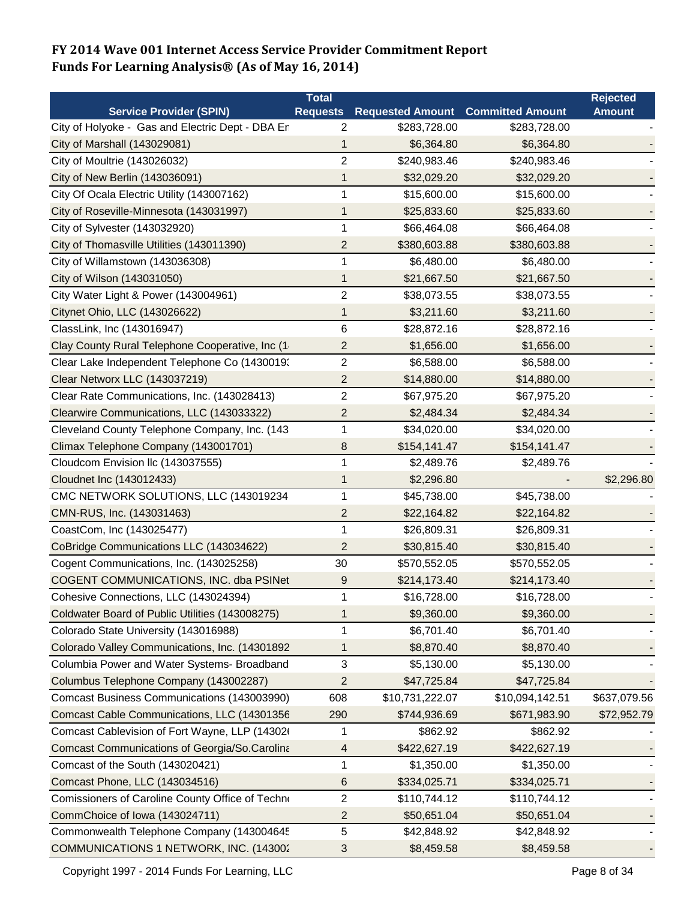# FY 2014 Wave 001 Internet Access Service Provider Commitment Report
# Funds For Learning Analysis® (As of May 16, 2014)

| Service Provider (SPIN) | Total Requests | Requested Amount | Committed Amount | Rejected Amount |
|---|---|---|---|---|
| City of Holyoke - Gas and Electric Dept - DBA Er | 2 | $283,728.00 | $283,728.00 | - |
| City of Marshall (143029081) | 1 | $6,364.80 | $6,364.80 | - |
| City of Moultrie (143026032) | 2 | $240,983.46 | $240,983.46 | - |
| City of New Berlin (143036091) | 1 | $32,029.20 | $32,029.20 | - |
| City Of Ocala Electric Utility (143007162) | 1 | $15,600.00 | $15,600.00 | - |
| City of Roseville-Minnesota (143031997) | 1 | $25,833.60 | $25,833.60 | - |
| City of Sylvester (143032920) | 1 | $66,464.08 | $66,464.08 | - |
| City of Thomasville Utilities (143011390) | 2 | $380,603.88 | $380,603.88 | - |
| City of Willamstown (143036308) | 1 | $6,480.00 | $6,480.00 | - |
| City of Wilson (143031050) | 1 | $21,667.50 | $21,667.50 | - |
| City Water Light & Power (143004961) | 2 | $38,073.55 | $38,073.55 | - |
| Citynet Ohio, LLC (143026622) | 1 | $3,211.60 | $3,211.60 | - |
| ClassLink, Inc (143016947) | 6 | $28,872.16 | $28,872.16 | - |
| Clay County Rural Telephone Cooperative, Inc (1 | 2 | $1,656.00 | $1,656.00 | - |
| Clear Lake Independent Telephone Co (1430019 | 2 | $6,588.00 | $6,588.00 | - |
| Clear Networx LLC (143037219) | 2 | $14,880.00 | $14,880.00 | - |
| Clear Rate Communications, Inc. (143028413) | 2 | $67,975.20 | $67,975.20 | - |
| Clearwire Communications, LLC (143033322) | 2 | $2,484.34 | $2,484.34 | - |
| Cleveland County Telephone Company, Inc. (143 | 1 | $34,020.00 | $34,020.00 | - |
| Climax Telephone Company (143001701) | 8 | $154,141.47 | $154,141.47 | - |
| Cloudcom Envision llc (143037555) | 1 | $2,489.76 | $2,489.76 | - |
| Cloudnet Inc (143012433) | 1 | $2,296.80 | - | $2,296.80 |
| CMC NETWORK SOLUTIONS, LLC (143019234 | 1 | $45,738.00 | $45,738.00 | - |
| CMN-RUS, Inc. (143031463) | 2 | $22,164.82 | $22,164.82 | - |
| CoastCom, Inc (143025477) | 1 | $26,809.31 | $26,809.31 | - |
| CoBridge Communications LLC (143034622) | 2 | $30,815.40 | $30,815.40 | - |
| Cogent Communications, Inc. (143025258) | 30 | $570,552.05 | $570,552.05 | - |
| COGENT COMMUNICATIONS, INC. dba PSINet | 9 | $214,173.40 | $214,173.40 | - |
| Cohesive Connections, LLC (143024394) | 1 | $16,728.00 | $16,728.00 | - |
| Coldwater Board of Public Utilities (143008275) | 1 | $9,360.00 | $9,360.00 | - |
| Colorado State University (143016988) | 1 | $6,701.40 | $6,701.40 | - |
| Colorado Valley Communications, Inc. (14301892 | 1 | $8,870.40 | $8,870.40 | - |
| Columbia Power and Water Systems- Broadband | 3 | $5,130.00 | $5,130.00 | - |
| Columbus Telephone Company (143002287) | 2 | $47,725.84 | $47,725.84 | - |
| Comcast Business Communications (143003990) | 608 | $10,731,222.07 | $10,094,142.51 | $637,079.56 |
| Comcast Cable Communications, LLC (14301356 | 290 | $744,936.69 | $671,983.90 | $72,952.79 |
| Comcast Cablevision of Fort Wayne, LLP (14302 | 1 | $862.92 | $862.92 | - |
| Comcast Communications of Georgia/So.Carolina | 4 | $422,627.19 | $422,627.19 | - |
| Comcast of the South (143020421) | 1 | $1,350.00 | $1,350.00 | - |
| Comcast Phone, LLC (143034516) | 6 | $334,025.71 | $334,025.71 | - |
| Comissioners of Caroline County Office of Techn | 2 | $110,744.12 | $110,744.12 | - |
| CommChoice of Iowa (143024711) | 2 | $50,651.04 | $50,651.04 | - |
| Commonwealth Telephone Company (143004645 | 5 | $42,848.92 | $42,848.92 | - |
| COMMUNICATIONS 1 NETWORK, INC. (143002 | 3 | $8,459.58 | $8,459.58 | - |

Copyright 1997 - 2014 Funds For Learning, LLC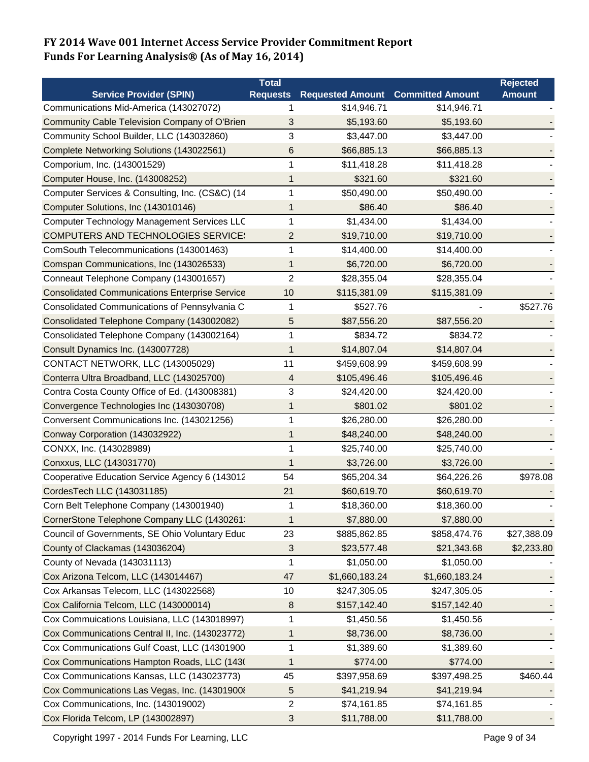**FY 2014 Wave 001 Internet Access Service Provider Commitment Report**
**Funds For Learning Analysis® (As of May 16, 2014)**

| Service Provider (SPIN) | Total Requests | Requested Amount | Committed Amount | Rejected Amount |
|---|---|---|---|---|
| Communications Mid-America (143027072) | 1 | $14,946.71 | $14,946.71 | - |
| Community Cable Television Company of O'Brien | 3 | $5,193.60 | $5,193.60 | - |
| Community School Builder, LLC (143032860) | 3 | $3,447.00 | $3,447.00 | - |
| Complete Networking Solutions (143022561) | 6 | $66,885.13 | $66,885.13 | - |
| Comporium, Inc. (143001529) | 1 | $11,418.28 | $11,418.28 | - |
| Computer House, Inc. (143008252) | 1 | $321.60 | $321.60 | - |
| Computer Services & Consulting, Inc. (CS&C) (14 | 1 | $50,490.00 | $50,490.00 | - |
| Computer Solutions, Inc (143010146) | 1 | $86.40 | $86.40 | - |
| Computer Technology Management Services LLC | 1 | $1,434.00 | $1,434.00 | - |
| COMPUTERS AND TECHNOLOGIES SERVICE: | 2 | $19,710.00 | $19,710.00 | - |
| ComSouth Telecommunications (143001463) | 1 | $14,400.00 | $14,400.00 | - |
| Comspan Communications, Inc (143026533) | 1 | $6,720.00 | $6,720.00 | - |
| Conneaut Telephone Company (143001657) | 2 | $28,355.04 | $28,355.04 | - |
| Consolidated Communications Enterprise Service | 10 | $115,381.09 | $115,381.09 | - |
| Consolidated Communications of Pennsylvania C | 1 | $527.76 | - | $527.76 |
| Consolidated Telephone Company (143002082) | 5 | $87,556.20 | $87,556.20 | - |
| Consolidated Telephone Company (143002164) | 1 | $834.72 | $834.72 | - |
| Consult Dynamics Inc. (143007728) | 1 | $14,807.04 | $14,807.04 | - |
| CONTACT NETWORK, LLC (143005029) | 11 | $459,608.99 | $459,608.99 | - |
| Conterra Ultra Broadband, LLC (143025700) | 4 | $105,496.46 | $105,496.46 | - |
| Contra Costa County Office of Ed. (143008381) | 3 | $24,420.00 | $24,420.00 | - |
| Convergence Technologies Inc (143030708) | 1 | $801.02 | $801.02 | - |
| Conversent Communications Inc. (143021256) | 1 | $26,280.00 | $26,280.00 | - |
| Conway Corporation (143032922) | 1 | $48,240.00 | $48,240.00 | - |
| CONXX, Inc. (143028989) | 1 | $25,740.00 | $25,740.00 | - |
| Conxxus, LLC (143031770) | 1 | $3,726.00 | $3,726.00 | - |
| Cooperative Education Service Agency 6 (143012 | 54 | $65,204.34 | $64,226.26 | $978.08 |
| CordesTech LLC (143031185) | 21 | $60,619.70 | $60,619.70 | - |
| Corn Belt Telephone Company (143001940) | 1 | $18,360.00 | $18,360.00 | - |
| CornerStone Telephone Company LLC (1430261 | 1 | $7,880.00 | $7,880.00 | - |
| Council of Governments, SE Ohio Voluntary Educ | 23 | $885,862.85 | $858,474.76 | $27,388.09 |
| County of Clackamas (143036204) | 3 | $23,577.48 | $21,343.68 | $2,233.80 |
| County of Nevada (143031113) | 1 | $1,050.00 | $1,050.00 | - |
| Cox Arizona Telcom, LLC (143014467) | 47 | $1,660,183.24 | $1,660,183.24 | - |
| Cox Arkansas Telecom, LLC (143022568) | 10 | $247,305.05 | $247,305.05 | - |
| Cox California Telcom, LLC (143000014) | 8 | $157,142.40 | $157,142.40 | - |
| Cox Commuications Louisiana, LLC (143018997) | 1 | $1,450.56 | $1,450.56 | - |
| Cox Communications Central II, Inc. (143023772) | 1 | $8,736.00 | $8,736.00 | - |
| Cox Communications Gulf Coast, LLC (14301900 | 1 | $1,389.60 | $1,389.60 | - |
| Cox Communications Hampton Roads, LLC (143( | 1 | $774.00 | $774.00 | - |
| Cox Communications Kansas, LLC (143023773) | 45 | $397,958.69 | $397,498.25 | $460.44 |
| Cox Communications Las Vegas, Inc. (14301900 | 5 | $41,219.94 | $41,219.94 | - |
| Cox Communications, Inc. (143019002) | 2 | $74,161.85 | $74,161.85 | - |
| Cox Florida Telcom, LP (143002897) | 3 | $11,788.00 | $11,788.00 | - |

Copyright 1997 - 2014 Funds For Learning, LLC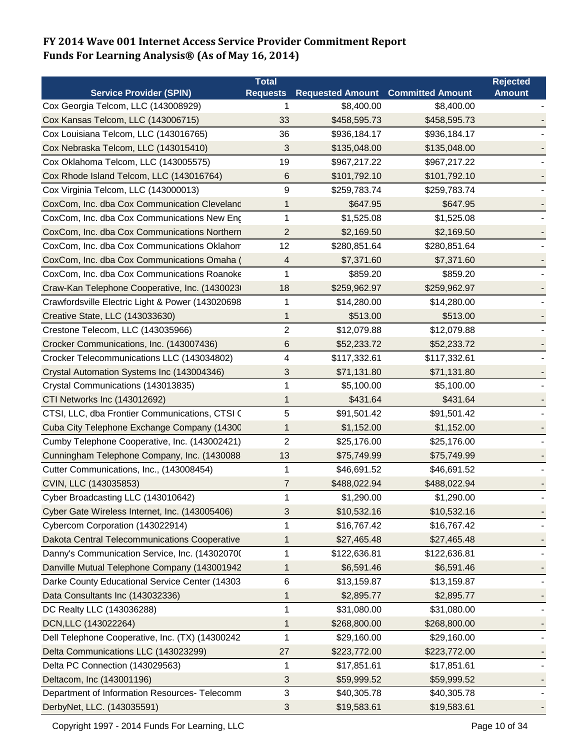# FY 2014 Wave 001 Internet Access Service Provider Commitment Report
# Funds For Learning Analysis® (As of May 16, 2014)

| Service Provider (SPIN) | Total Requests | Requested Amount | Committed Amount | Rejected Amount |
|---|---|---|---|---|
| Cox Georgia Telcom, LLC (143008929) | 1 | $8,400.00 | $8,400.00 | - |
| Cox Kansas Telcom, LLC (143006715) | 33 | $458,595.73 | $458,595.73 | - |
| Cox Louisiana Telcom, LLC (143016765) | 36 | $936,184.17 | $936,184.17 | - |
| Cox Nebraska Telcom, LLC (143015410) | 3 | $135,048.00 | $135,048.00 | - |
| Cox Oklahoma Telcom, LLC (143005575) | 19 | $967,217.22 | $967,217.22 | - |
| Cox Rhode Island Telcom, LLC (143016764) | 6 | $101,792.10 | $101,792.10 | - |
| Cox Virginia Telcom, LLC (143000013) | 9 | $259,783.74 | $259,783.74 | - |
| CoxCom, Inc. dba Cox Communication Cleveland | 1 | $647.95 | $647.95 | - |
| CoxCom, Inc. dba Cox Communications New Eng | 1 | $1,525.08 | $1,525.08 | - |
| CoxCom, Inc. dba Cox Communications Northern | 2 | $2,169.50 | $2,169.50 | - |
| CoxCom, Inc. dba Cox Communications Oklahom | 12 | $280,851.64 | $280,851.64 | - |
| CoxCom, Inc. dba Cox Communications Omaha ( | 4 | $7,371.60 | $7,371.60 | - |
| CoxCom, Inc. dba Cox Communications Roanoke | 1 | $859.20 | $859.20 | - |
| Craw-Kan Telephone Cooperative, Inc. (1430023 | 18 | $259,962.97 | $259,962.97 | - |
| Crawfordsville Electric Light & Power (143020698 | 1 | $14,280.00 | $14,280.00 | - |
| Creative State, LLC (143033630) | 1 | $513.00 | $513.00 | - |
| Crestone Telecom, LLC (143035966) | 2 | $12,079.88 | $12,079.88 | - |
| Crocker Communications, Inc. (143007436) | 6 | $52,233.72 | $52,233.72 | - |
| Crocker Telecommunications LLC (143034802) | 4 | $117,332.61 | $117,332.61 | - |
| Crystal Automation Systems Inc (143004346) | 3 | $71,131.80 | $71,131.80 | - |
| Crystal Communications (143013835) | 1 | $5,100.00 | $5,100.00 | - |
| CTI Networks Inc (143012692) | 1 | $431.64 | $431.64 | - |
| CTSI, LLC, dba Frontier Communications, CTSI C | 5 | $91,501.42 | $91,501.42 | - |
| Cuba City Telephone Exchange Company (14300 | 1 | $1,152.00 | $1,152.00 | - |
| Cumby Telephone Cooperative, Inc. (143002421) | 2 | $25,176.00 | $25,176.00 | - |
| Cunningham Telephone Company, Inc. (1430088 | 13 | $75,749.99 | $75,749.99 | - |
| Cutter Communications, Inc., (143008454) | 1 | $46,691.52 | $46,691.52 | - |
| CVIN, LLC (143035853) | 7 | $488,022.94 | $488,022.94 | - |
| Cyber Broadcasting LLC (143010642) | 1 | $1,290.00 | $1,290.00 | - |
| Cyber Gate Wireless Internet, Inc. (143005406) | 3 | $10,532.16 | $10,532.16 | - |
| Cybercom Corporation (143022914) | 1 | $16,767.42 | $16,767.42 | - |
| Dakota Central Telecommunications Cooperative | 1 | $27,465.48 | $27,465.48 | - |
| Danny's Communication Service, Inc. (14302070 | 1 | $122,636.81 | $122,636.81 | - |
| Danville Mutual Telephone Company (143001942 | 1 | $6,591.46 | $6,591.46 | - |
| Darke County Educational Service Center (14303 | 6 | $13,159.87 | $13,159.87 | - |
| Data Consultants Inc (143032336) | 1 | $2,895.77 | $2,895.77 | - |
| DC Realty LLC (143036288) | 1 | $31,080.00 | $31,080.00 | - |
| DCN,LLC (143022264) | 1 | $268,800.00 | $268,800.00 | - |
| Dell Telephone Cooperative, Inc. (TX) (14300242 | 1 | $29,160.00 | $29,160.00 | - |
| Delta Communications LLC (143023299) | 27 | $223,772.00 | $223,772.00 | - |
| Delta PC Connection (143029563) | 1 | $17,851.61 | $17,851.61 | - |
| Deltacom, Inc (143001196) | 3 | $59,999.52 | $59,999.52 | - |
| Department of Information Resources- Telecomm | 3 | $40,305.78 | $40,305.78 | - |
| DerbyNet, LLC. (143035591) | 3 | $19,583.61 | $19,583.61 | - |

Copyright 1997 - 2014 Funds For Learning, LLC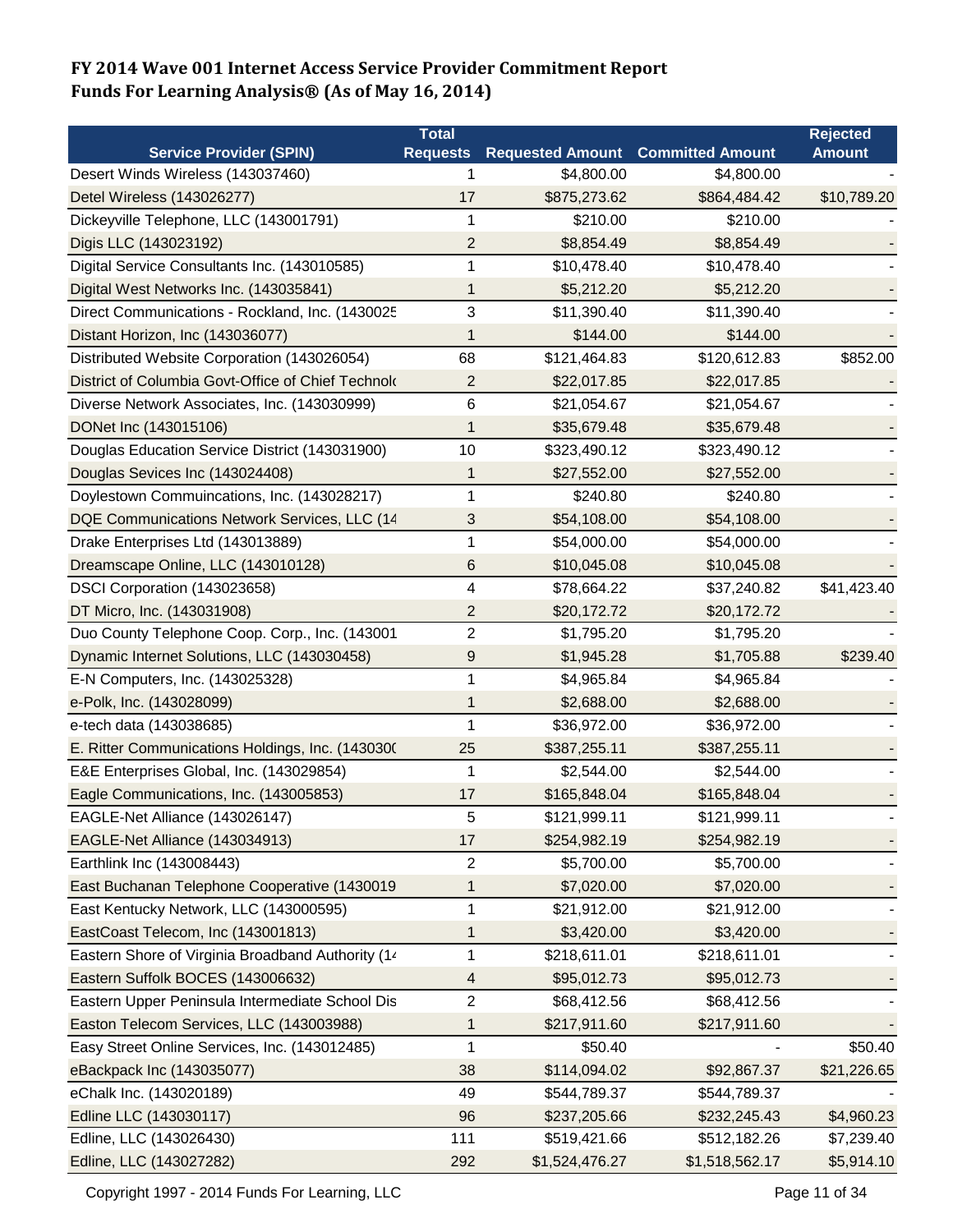# FY 2014 Wave 001 Internet Access Service Provider Commitment Report
# Funds For Learning Analysis® (As of May 16, 2014)

| Service Provider (SPIN) | Total Requests | Requested Amount | Committed Amount | Rejected Amount |
|---|---|---|---|---|
| Desert Winds Wireless (143037460) | 1 | $4,800.00 | $4,800.00 | - |
| Detel Wireless (143026277) | 17 | $875,273.62 | $864,484.42 | $10,789.20 |
| Dickeyville Telephone, LLC (143001791) | 1 | $210.00 | $210.00 | - |
| Digis LLC (143023192) | 2 | $8,854.49 | $8,854.49 | - |
| Digital Service Consultants Inc. (143010585) | 1 | $10,478.40 | $10,478.40 | - |
| Digital West Networks Inc. (143035841) | 1 | $5,212.20 | $5,212.20 | - |
| Direct Communications - Rockland, Inc. (1430025 | 3 | $11,390.40 | $11,390.40 | - |
| Distant Horizon, Inc (143036077) | 1 | $144.00 | $144.00 | - |
| Distributed Website Corporation (143026054) | 68 | $121,464.83 | $120,612.83 | $852.00 |
| District of Columbia Govt-Office of Chief Technolo | 2 | $22,017.85 | $22,017.85 | - |
| Diverse Network Associates, Inc. (143030999) | 6 | $21,054.67 | $21,054.67 | - |
| DONet Inc (143015106) | 1 | $35,679.48 | $35,679.48 | - |
| Douglas Education Service District (143031900) | 10 | $323,490.12 | $323,490.12 | - |
| Douglas Sevices Inc (143024408) | 1 | $27,552.00 | $27,552.00 | - |
| Doylestown Commuincations, Inc. (143028217) | 1 | $240.80 | $240.80 | - |
| DQE Communications Network Services, LLC (14 | 3 | $54,108.00 | $54,108.00 | - |
| Drake Enterprises Ltd (143013889) | 1 | $54,000.00 | $54,000.00 | - |
| Dreamscape Online, LLC (143010128) | 6 | $10,045.08 | $10,045.08 | - |
| DSCI Corporation (143023658) | 4 | $78,664.22 | $37,240.82 | $41,423.40 |
| DT Micro, Inc. (143031908) | 2 | $20,172.72 | $20,172.72 | - |
| Duo County Telephone Coop. Corp., Inc. (143001 | 2 | $1,795.20 | $1,795.20 | - |
| Dynamic Internet Solutions, LLC (143030458) | 9 | $1,945.28 | $1,705.88 | $239.40 |
| E-N Computers, Inc. (143025328) | 1 | $4,965.84 | $4,965.84 | - |
| e-Polk, Inc. (143028099) | 1 | $2,688.00 | $2,688.00 | - |
| e-tech data (143038685) | 1 | $36,972.00 | $36,972.00 | - |
| E. Ritter Communications Holdings, Inc. (143030( | 25 | $387,255.11 | $387,255.11 | - |
| E&E Enterprises Global, Inc. (143029854) | 1 | $2,544.00 | $2,544.00 | - |
| Eagle Communications, Inc. (143005853) | 17 | $165,848.04 | $165,848.04 | - |
| EAGLE-Net Alliance (143026147) | 5 | $121,999.11 | $121,999.11 | - |
| EAGLE-Net Alliance (143034913) | 17 | $254,982.19 | $254,982.19 | - |
| Earthlink Inc (143008443) | 2 | $5,700.00 | $5,700.00 | - |
| East Buchanan Telephone Cooperative (1430019 | 1 | $7,020.00 | $7,020.00 | - |
| East Kentucky Network, LLC (143000595) | 1 | $21,912.00 | $21,912.00 | - |
| EastCoast Telecom, Inc (143001813) | 1 | $3,420.00 | $3,420.00 | - |
| Eastern Shore of Virginia Broadband Authority (14 | 1 | $218,611.01 | $218,611.01 | - |
| Eastern Suffolk BOCES (143006632) | 4 | $95,012.73 | $95,012.73 | - |
| Eastern Upper Peninsula Intermediate School Dis | 2 | $68,412.56 | $68,412.56 | - |
| Easton Telecom Services, LLC (143003988) | 1 | $217,911.60 | $217,911.60 | - |
| Easy Street Online Services, Inc. (143012485) | 1 | $50.40 | - | $50.40 |
| eBackpack Inc (143035077) | 38 | $114,094.02 | $92,867.37 | $21,226.65 |
| eChalk Inc. (143020189) | 49 | $544,789.37 | $544,789.37 | - |
| Edline LLC (143030117) | 96 | $237,205.66 | $232,245.43 | $4,960.23 |
| Edline, LLC (143026430) | 111 | $519,421.66 | $512,182.26 | $7,239.40 |
| Edline, LLC (143027282) | 292 | $1,524,476.27 | $1,518,562.17 | $5,914.10 |

Copyright 1997 - 2014 Funds For Learning, LLC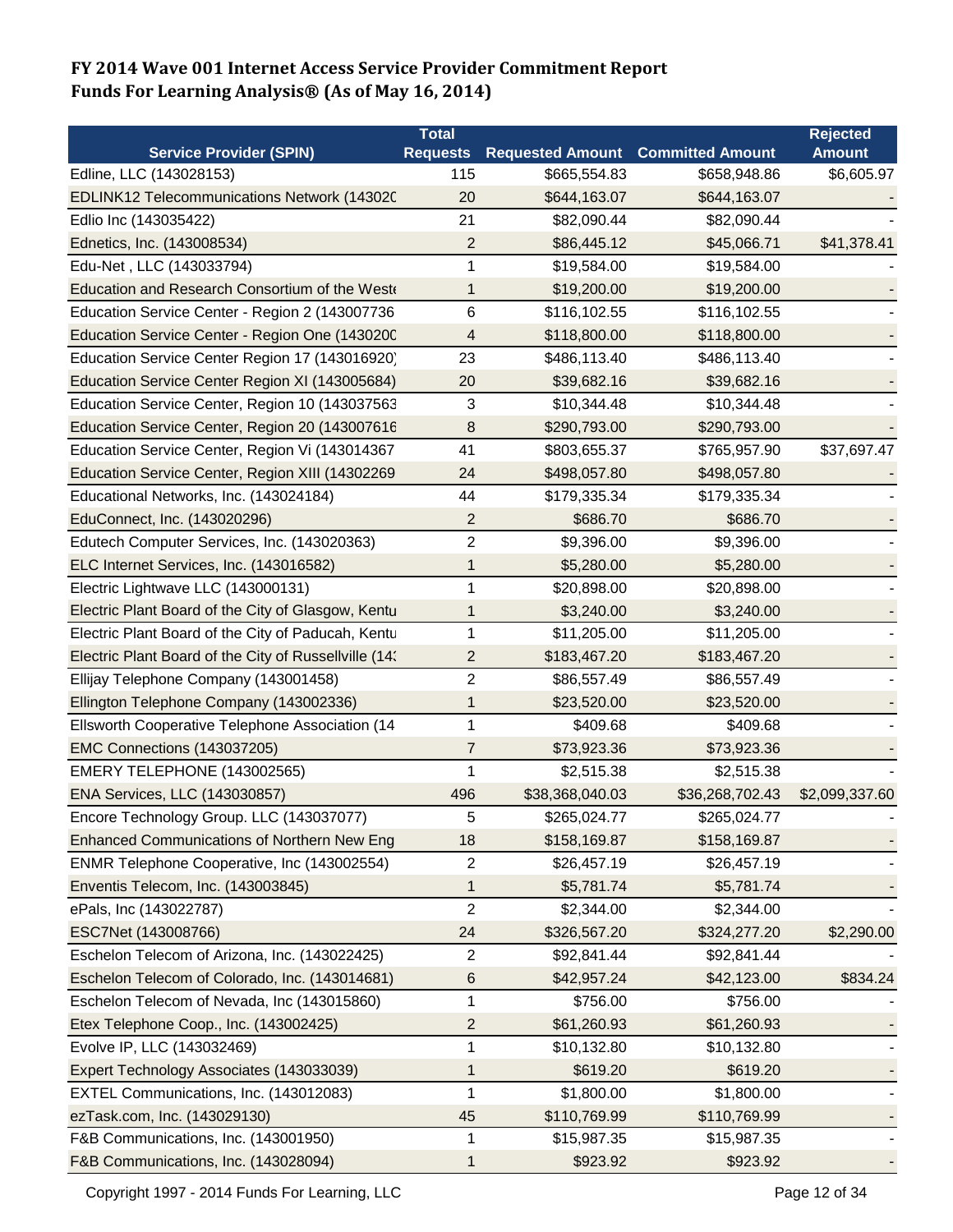# FY 2014 Wave 001 Internet Access Service Provider Commitment Report
# Funds For Learning Analysis® (As of May 16, 2014)

| Service Provider (SPIN) | Total Requests | Requested Amount | Committed Amount | Rejected Amount |
|---|---|---|---|---|
| Edline, LLC (143028153) | 115 | $665,554.83 | $658,948.86 | $6,605.97 |
| EDLINK12 Telecommunications Network (14302C | 20 | $644,163.07 | $644,163.07 | - |
| Edlio Inc (143035422) | 21 | $82,090.44 | $82,090.44 | - |
| Ednetics, Inc. (143008534) | 2 | $86,445.12 | $45,066.71 | $41,378.41 |
| Edu-Net , LLC (143033794) | 1 | $19,584.00 | $19,584.00 | - |
| Education and Research Consortium of the West | 1 | $19,200.00 | $19,200.00 | - |
| Education Service Center - Region 2 (143007736 | 6 | $116,102.55 | $116,102.55 | - |
| Education Service Center - Region One (1430200 | 4 | $118,800.00 | $118,800.00 | - |
| Education Service Center Region 17 (143016920) | 23 | $486,113.40 | $486,113.40 | - |
| Education Service Center Region XI (143005684) | 20 | $39,682.16 | $39,682.16 | - |
| Education Service Center, Region 10 (143037563 | 3 | $10,344.48 | $10,344.48 | - |
| Education Service Center, Region 20 (143007616 | 8 | $290,793.00 | $290,793.00 | - |
| Education Service Center, Region Vi (143014367 | 41 | $803,655.37 | $765,957.90 | $37,697.47 |
| Education Service Center, Region XIII (14302269 | 24 | $498,057.80 | $498,057.80 | - |
| Educational Networks, Inc. (143024184) | 44 | $179,335.34 | $179,335.34 | - |
| EduConnect, Inc. (143020296) | 2 | $686.70 | $686.70 | - |
| Edutech Computer Services, Inc. (143020363) | 2 | $9,396.00 | $9,396.00 | - |
| ELC Internet Services, Inc. (143016582) | 1 | $5,280.00 | $5,280.00 | - |
| Electric Lightwave LLC (143000131) | 1 | $20,898.00 | $20,898.00 | - |
| Electric Plant Board of the City of Glasgow, Kentu | 1 | $3,240.00 | $3,240.00 | - |
| Electric Plant Board of the City of Paducah, Kentu | 1 | $11,205.00 | $11,205.00 | - |
| Electric Plant Board of the City of Russellville (14 | 2 | $183,467.20 | $183,467.20 | - |
| Ellijay Telephone Company (143001458) | 2 | $86,557.49 | $86,557.49 | - |
| Ellington Telephone Company (143002336) | 1 | $23,520.00 | $23,520.00 | - |
| Ellsworth Cooperative Telephone Association (14 | 1 | $409.68 | $409.68 | - |
| EMC Connections (143037205) | 7 | $73,923.36 | $73,923.36 | - |
| EMERY TELEPHONE (143002565) | 1 | $2,515.38 | $2,515.38 | - |
| ENA Services, LLC (143030857) | 496 | $38,368,040.03 | $36,268,702.43 | $2,099,337.60 |
| Encore Technology Group. LLC (143037077) | 5 | $265,024.77 | $265,024.77 | - |
| Enhanced Communications of Northern New Eng | 18 | $158,169.87 | $158,169.87 | - |
| ENMR Telephone Cooperative, Inc (143002554) | 2 | $26,457.19 | $26,457.19 | - |
| Enventis Telecom, Inc. (143003845) | 1 | $5,781.74 | $5,781.74 | - |
| ePals, Inc (143022787) | 2 | $2,344.00 | $2,344.00 | - |
| ESC7Net (143008766) | 24 | $326,567.20 | $324,277.20 | $2,290.00 |
| Eschelon Telecom of Arizona, Inc. (143022425) | 2 | $92,841.44 | $92,841.44 | - |
| Eschelon Telecom of Colorado, Inc. (143014681) | 6 | $42,957.24 | $42,123.00 | $834.24 |
| Eschelon Telecom of Nevada, Inc (143015860) | 1 | $756.00 | $756.00 | - |
| Etex Telephone Coop., Inc. (143002425) | 2 | $61,260.93 | $61,260.93 | - |
| Evolve IP, LLC (143032469) | 1 | $10,132.80 | $10,132.80 | - |
| Expert Technology Associates (143033039) | 1 | $619.20 | $619.20 | - |
| EXTEL Communications, Inc. (143012083) | 1 | $1,800.00 | $1,800.00 | - |
| ezTask.com, Inc. (143029130) | 45 | $110,769.99 | $110,769.99 | - |
| F&B Communications, Inc. (143001950) | 1 | $15,987.35 | $15,987.35 | - |
| F&B Communications, Inc. (143028094) | 1 | $923.92 | $923.92 | - |

Copyright 1997 - 2014 Funds For Learning, LLC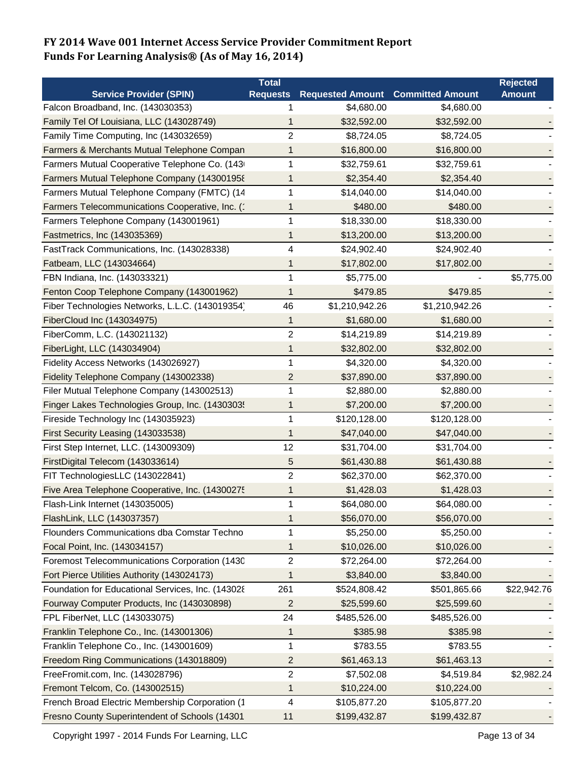**FY 2014 Wave 001 Internet Access Service Provider Commitment Report**
**Funds For Learning Analysis® (As of May 16, 2014)**

| Service Provider (SPIN) | Total Requests | Requested Amount | Committed Amount | Rejected Amount |
|---|---|---|---|---|
| Falcon Broadband, Inc. (143030353) | 1 | $4,680.00 | $4,680.00 | - |
| Family Tel Of Louisiana, LLC (143028749) | 1 | $32,592.00 | $32,592.00 | - |
| Family Time Computing, Inc (143032659) | 2 | $8,724.05 | $8,724.05 | - |
| Farmers & Merchants Mutual Telephone Compan | 1 | $16,800.00 | $16,800.00 | - |
| Farmers Mutual Cooperative Telephone Co. (143 | 1 | $32,759.61 | $32,759.61 | - |
| Farmers Mutual Telephone Company (14300195 | 1 | $2,354.40 | $2,354.40 | - |
| Farmers Mutual Telephone Company (FMTC) (14 | 1 | $14,040.00 | $14,040.00 | - |
| Farmers Telecommunications Cooperative, Inc. ( | 1 | $480.00 | $480.00 | - |
| Farmers Telephone Company (143001961) | 1 | $18,330.00 | $18,330.00 | - |
| Fastmetrics, Inc (143035369) | 1 | $13,200.00 | $13,200.00 | - |
| FastTrack Communications, Inc. (143028338) | 4 | $24,902.40 | $24,902.40 | - |
| Fatbeam, LLC (143034664) | 1 | $17,802.00 | $17,802.00 | - |
| FBN Indiana, Inc. (143033321) | 1 | $5,775.00 | - | $5,775.00 |
| Fenton Coop Telephone Company (143001962) | 1 | $479.85 | $479.85 | - |
| Fiber Technologies Networks, L.L.C. (143019354) | 46 | $1,210,942.26 | $1,210,942.26 | - |
| FiberCloud Inc (143034975) | 1 | $1,680.00 | $1,680.00 | - |
| FiberComm, L.C. (143021132) | 2 | $14,219.89 | $14,219.89 | - |
| FiberLight, LLC (143034904) | 1 | $32,802.00 | $32,802.00 | - |
| Fidelity Access Networks (143026927) | 1 | $4,320.00 | $4,320.00 | - |
| Fidelity Telephone Company (143002338) | 2 | $37,890.00 | $37,890.00 | - |
| Filer Mutual Telephone Company (143002513) | 1 | $2,880.00 | $2,880.00 | - |
| Finger Lakes Technologies Group, Inc. (1430303 | 1 | $7,200.00 | $7,200.00 | - |
| Fireside Technology Inc (143035923) | 1 | $120,128.00 | $120,128.00 | - |
| First Security Leasing (143033538) | 1 | $47,040.00 | $47,040.00 | - |
| First Step Internet, LLC. (143009309) | 12 | $31,704.00 | $31,704.00 | - |
| FirstDigital Telecom (143033614) | 5 | $61,430.88 | $61,430.88 | - |
| FIT TechnologiesLLC (143022841) | 2 | $62,370.00 | $62,370.00 | - |
| Five Area Telephone Cooperative, Inc. (14300275 | 1 | $1,428.03 | $1,428.03 | - |
| Flash-Link Internet (143035005) | 1 | $64,080.00 | $64,080.00 | - |
| FlashLink, LLC (143037357) | 1 | $56,070.00 | $56,070.00 | - |
| Flounders Communications dba Comstar Techno | 1 | $5,250.00 | $5,250.00 | - |
| Focal Point, Inc. (143034157) | 1 | $10,026.00 | $10,026.00 | - |
| Foremost Telecommunications Corporation (1430 | 2 | $72,264.00 | $72,264.00 | - |
| Fort Pierce Utilities Authority (143024173) | 1 | $3,840.00 | $3,840.00 | - |
| Foundation for Educational Services, Inc. (143028 | 261 | $524,808.42 | $501,865.66 | $22,942.76 |
| Fourway Computer Products, Inc (143030898) | 2 | $25,599.60 | $25,599.60 | - |
| FPL FiberNet, LLC (143033075) | 24 | $485,526.00 | $485,526.00 | - |
| Franklin Telephone Co., Inc. (143001306) | 1 | $385.98 | $385.98 | - |
| Franklin Telephone Co., Inc. (143001609) | 1 | $783.55 | $783.55 | - |
| Freedom Ring Communications (143018809) | 2 | $61,463.13 | $61,463.13 | - |
| FreeFromit.com, Inc. (143028796) | 2 | $7,502.08 | $4,519.84 | $2,982.24 |
| Fremont Telcom, Co. (143002515) | 1 | $10,224.00 | $10,224.00 | - |
| French Broad Electric Membership Corporation (1 | 4 | $105,877.20 | $105,877.20 | - |
| Fresno County Superintendent of Schools (14301 | 11 | $199,432.87 | $199,432.87 | - |

Copyright 1997 - 2014 Funds For Learning, LLC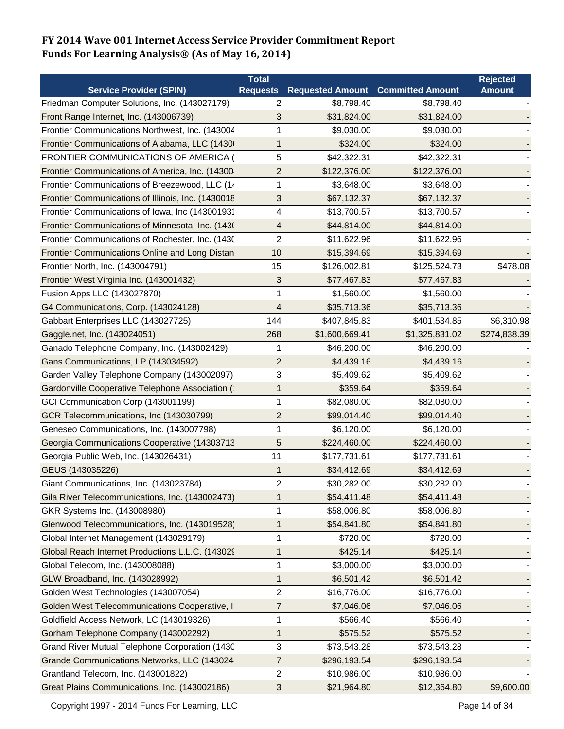**FY 2014 Wave 001 Internet Access Service Provider Commitment Report**
**Funds For Learning Analysis® (As of May 16, 2014)**

| Service Provider (SPIN) | Total Requests | Requested Amount | Committed Amount | Rejected Amount |
|---|---|---|---|---|
| Friedman Computer Solutions, Inc. (143027179) | 2 | $8,798.40 | $8,798.40 | - |
| Front Range Internet, Inc. (143006739) | 3 | $31,824.00 | $31,824.00 | - |
| Frontier Communications Northwest, Inc. (143004 | 1 | $9,030.00 | $9,030.00 | - |
| Frontier Communications of Alabama, LLC (1430( | 1 | $324.00 | $324.00 | - |
| FRONTIER COMMUNICATIONS OF AMERICA ( | 5 | $42,322.31 | $42,322.31 | - |
| Frontier Communications of America, Inc. (14300 | 2 | $122,376.00 | $122,376.00 | - |
| Frontier Communications of Breezewood, LLC (14 | 1 | $3,648.00 | $3,648.00 | - |
| Frontier Communications of Illinois, Inc. (1430018 | 3 | $67,132.37 | $67,132.37 | - |
| Frontier Communications of Iowa, Inc (143001931 | 4 | $13,700.57 | $13,700.57 | - |
| Frontier Communications of Minnesota, Inc. (143( | 4 | $44,814.00 | $44,814.00 | - |
| Frontier Communications of Rochester, Inc. (143( | 2 | $11,622.96 | $11,622.96 | - |
| Frontier Communications Online and Long Distan | 10 | $15,394.69 | $15,394.69 | - |
| Frontier North, Inc. (143004791) | 15 | $126,002.81 | $125,524.73 | $478.08 |
| Frontier West Virginia Inc. (143001432) | 3 | $77,467.83 | $77,467.83 | - |
| Fusion Apps LLC (143027870) | 1 | $1,560.00 | $1,560.00 | - |
| G4 Communications, Corp. (143024128) | 4 | $35,713.36 | $35,713.36 | - |
| Gabbart Enterprises LLC (143027725) | 144 | $407,845.83 | $401,534.85 | $6,310.98 |
| Gaggle.net, Inc. (143024051) | 268 | $1,600,669.41 | $1,325,831.02 | $274,838.39 |
| Ganado Telephone Company, Inc. (143002429) | 1 | $46,200.00 | $46,200.00 | - |
| Gans Communications, LP (143034592) | 2 | $4,439.16 | $4,439.16 | - |
| Garden Valley Telephone Company (143002097) | 3 | $5,409.62 | $5,409.62 | - |
| Gardonville Cooperative Telephone Association (1 | 1 | $359.64 | $359.64 | - |
| GCI Communication Corp (143001199) | 1 | $82,080.00 | $82,080.00 | - |
| GCR Telecommunications, Inc (143030799) | 2 | $99,014.40 | $99,014.40 | - |
| Geneseo Communications, Inc. (143007798) | 1 | $6,120.00 | $6,120.00 | - |
| Georgia Communications Cooperative (14303713 | 5 | $224,460.00 | $224,460.00 | - |
| Georgia Public Web, Inc. (143026431) | 11 | $177,731.61 | $177,731.61 | - |
| GEUS (143035226) | 1 | $34,412.69 | $34,412.69 | - |
| Giant Communications, Inc. (143023784) | 2 | $30,282.00 | $30,282.00 | - |
| Gila River Telecommunications, Inc. (143002473) | 1 | $54,411.48 | $54,411.48 | - |
| GKR Systems Inc. (143008980) | 1 | $58,006.80 | $58,006.80 | - |
| Glenwood Telecommunications, Inc. (143019528) | 1 | $54,841.80 | $54,841.80 | - |
| Global Internet Management (143029179) | 1 | $720.00 | $720.00 | - |
| Global Reach Internet Productions L.L.C. (143029 | 1 | $425.14 | $425.14 | - |
| Global Telecom, Inc. (143008088) | 1 | $3,000.00 | $3,000.00 | - |
| GLW Broadband, Inc. (143028992) | 1 | $6,501.42 | $6,501.42 | - |
| Golden West Technologies (143007054) | 2 | $16,776.00 | $16,776.00 | - |
| Golden West Telecommunications Cooperative, I | 7 | $7,046.06 | $7,046.06 | - |
| Goldfield Access Network, LC (143019326) | 1 | $566.40 | $566.40 | - |
| Gorham Telephone Company (143002292) | 1 | $575.52 | $575.52 | - |
| Grand River Mutual Telephone Corporation (1430 | 3 | $73,543.28 | $73,543.28 | - |
| Grande Communications Networks, LLC (143024 | 7 | $296,193.54 | $296,193.54 | - |
| Grantland Telecom, Inc. (143001822) | 2 | $10,986.00 | $10,986.00 | - |
| Great Plains Communications, Inc. (143002186) | 3 | $21,964.80 | $12,364.80 | $9,600.00 |

Copyright 1997 - 2014 Funds For Learning, LLC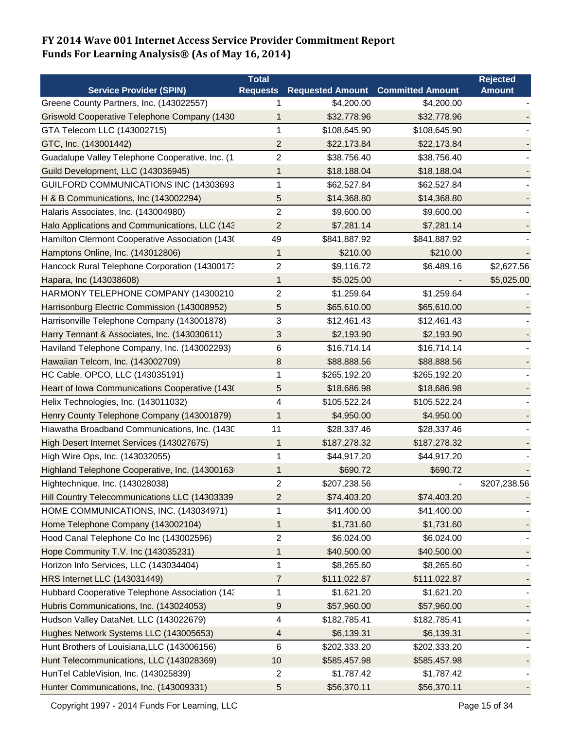**FY 2014 Wave 001 Internet Access Service Provider Commitment Report**
**Funds For Learning Analysis® (As of May 16, 2014)**

| Service Provider (SPIN) | Total Requests | Requested Amount | Committed Amount | Rejected Amount |
|---|---|---|---|---|
| Greene County Partners, Inc. (143022557) | 1 | $4,200.00 | $4,200.00 | - |
| Griswold Cooperative Telephone Company (1430 | 1 | $32,778.96 | $32,778.96 | - |
| GTA Telecom LLC (143002715) | 1 | $108,645.90 | $108,645.90 | - |
| GTC, Inc. (143001442) | 2 | $22,173.84 | $22,173.84 | - |
| Guadalupe Valley Telephone Cooperative, Inc. (1 | 2 | $38,756.40 | $38,756.40 | - |
| Guild Development, LLC (143036945) | 1 | $18,188.04 | $18,188.04 | - |
| GUILFORD COMMUNICATIONS INC (14303693 | 1 | $62,527.84 | $62,527.84 | - |
| H & B Communications, Inc (143002294) | 5 | $14,368.80 | $14,368.80 | - |
| Halaris Associates, Inc. (143004980) | 2 | $9,600.00 | $9,600.00 | - |
| Halo Applications and Communications, LLC (143 | 2 | $7,281.14 | $7,281.14 | - |
| Hamilton Clermont Cooperative Association (1430 | 49 | $841,887.92 | $841,887.92 | - |
| Hamptons Online, Inc. (143012806) | 1 | $210.00 | $210.00 | - |
| Hancock Rural Telephone Corporation (14300173 | 2 | $9,116.72 | $6,489.16 | $2,627.56 |
| Hapara, Inc (143038608) | 1 | $5,025.00 | - | $5,025.00 |
| HARMONY TELEPHONE COMPANY (14300210 | 2 | $1,259.64 | $1,259.64 | - |
| Harrisonburg Electric Commission (143008952) | 5 | $65,610.00 | $65,610.00 | - |
| Harrisonville Telephone Company (143001878) | 3 | $12,461.43 | $12,461.43 | - |
| Harry Tennant & Associates, Inc. (143030611) | 3 | $2,193.90 | $2,193.90 | - |
| Haviland Telephone Company, Inc. (143002293) | 6 | $16,714.14 | $16,714.14 | - |
| Hawaiian Telcom, Inc. (143002709) | 8 | $88,888.56 | $88,888.56 | - |
| HC Cable, OPCO, LLC (143035191) | 1 | $265,192.20 | $265,192.20 | - |
| Heart of Iowa Communications Cooperative (1430 | 5 | $18,686.98 | $18,686.98 | - |
| Helix Technologies, Inc. (143011032) | 4 | $105,522.24 | $105,522.24 | - |
| Henry County Telephone Company (143001879) | 1 | $4,950.00 | $4,950.00 | - |
| Hiawatha Broadband Communications, Inc. (1430 | 11 | $28,337.46 | $28,337.46 | - |
| High Desert Internet Services (143027675) | 1 | $187,278.32 | $187,278.32 | - |
| High Wire Ops, Inc. (143032055) | 1 | $44,917.20 | $44,917.20 | - |
| Highland Telephone Cooperative, Inc. (14300163 | 1 | $690.72 | $690.72 | - |
| Hightechnique, Inc. (143028038) | 2 | $207,238.56 | - | $207,238.56 |
| Hill Country Telecommunications LLC (14303339 | 2 | $74,403.20 | $74,403.20 | - |
| HOME COMMUNICATIONS, INC. (143034971) | 1 | $41,400.00 | $41,400.00 | - |
| Home Telephone Company (143002104) | 1 | $1,731.60 | $1,731.60 | - |
| Hood Canal Telephone Co Inc (143002596) | 2 | $6,024.00 | $6,024.00 | - |
| Hope Community T.V. Inc (143035231) | 1 | $40,500.00 | $40,500.00 | - |
| Horizon Info Services, LLC (143034404) | 1 | $8,265.60 | $8,265.60 | - |
| HRS Internet LLC (143031449) | 7 | $111,022.87 | $111,022.87 | - |
| Hubbard Cooperative Telephone Association (143 | 1 | $1,621.20 | $1,621.20 | - |
| Hubris Communications, Inc. (143024053) | 9 | $57,960.00 | $57,960.00 | - |
| Hudson Valley DataNet, LLC (143022679) | 4 | $182,785.41 | $182,785.41 | - |
| Hughes Network Systems LLC (143005653) | 4 | $6,139.31 | $6,139.31 | - |
| Hunt Brothers of Louisiana,LLC (143006156) | 6 | $202,333.20 | $202,333.20 | - |
| Hunt Telecommunications, LLC (143028369) | 10 | $585,457.98 | $585,457.98 | - |
| HunTel CableVision, Inc. (143025839) | 2 | $1,787.42 | $1,787.42 | - |
| Hunter Communications, Inc. (143009331) | 5 | $56,370.11 | $56,370.11 | - |

Copyright 1997 - 2014 Funds For Learning, LLC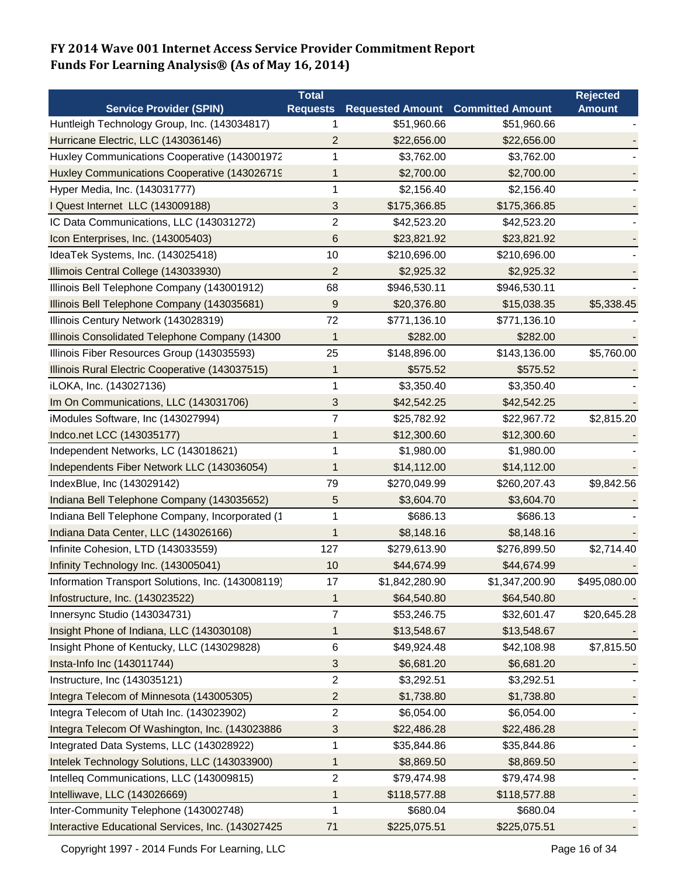# FY 2014 Wave 001 Internet Access Service Provider Commitment Report
# Funds For Learning Analysis® (As of May 16, 2014)

| Service Provider (SPIN) | Total Requests | Requested Amount | Committed Amount | Rejected Amount |
|---|---|---|---|---|
| Huntleigh Technology Group, Inc. (143034817) | 1 | $51,960.66 | $51,960.66 | - |
| Hurricane Electric, LLC (143036146) | 2 | $22,656.00 | $22,656.00 | - |
| Huxley Communications Cooperative (143001972 | 1 | $3,762.00 | $3,762.00 | - |
| Huxley Communications Cooperative (143026719 | 1 | $2,700.00 | $2,700.00 | - |
| Hyper Media, Inc. (143031777) | 1 | $2,156.40 | $2,156.40 | - |
| I Quest Internet LLC (143009188) | 3 | $175,366.85 | $175,366.85 | - |
| IC Data Communications, LLC (143031272) | 2 | $42,523.20 | $42,523.20 | - |
| Icon Enterprises, Inc. (143005403) | 6 | $23,821.92 | $23,821.92 | - |
| IdeaTek Systems, Inc. (143025418) | 10 | $210,696.00 | $210,696.00 | - |
| Illinois Central College (143033930) | 2 | $2,925.32 | $2,925.32 | - |
| Illinois Bell Telephone Company (143001912) | 68 | $946,530.11 | $946,530.11 | - |
| Illinois Bell Telephone Company (143035681) | 9 | $20,376.80 | $15,038.35 | $5,338.45 |
| Illinois Century Network (143028319) | 72 | $771,136.10 | $771,136.10 | - |
| Illinois Consolidated Telephone Company (14300 | 1 | $282.00 | $282.00 | - |
| Illinois Fiber Resources Group (143035593) | 25 | $148,896.00 | $143,136.00 | $5,760.00 |
| Illinois Rural Electric Cooperative (143037515) | 1 | $575.52 | $575.52 | - |
| iLOKA, Inc. (143027136) | 1 | $3,350.40 | $3,350.40 | - |
| Im On Communications, LLC (143031706) | 3 | $42,542.25 | $42,542.25 | - |
| iModules Software, Inc (143027994) | 7 | $25,782.92 | $22,967.72 | $2,815.20 |
| Indco.net LCC (143035177) | 1 | $12,300.60 | $12,300.60 | - |
| Independent Networks, LC (143018621) | 1 | $1,980.00 | $1,980.00 | - |
| Independents Fiber Network LLC (143036054) | 1 | $14,112.00 | $14,112.00 | - |
| IndexBlue, Inc (143029142) | 79 | $270,049.99 | $260,207.43 | $9,842.56 |
| Indiana Bell Telephone Company (143035652) | 5 | $3,604.70 | $3,604.70 | - |
| Indiana Bell Telephone Company, Incorporated (1 | 1 | $686.13 | $686.13 | - |
| Indiana Data Center, LLC (143026166) | 1 | $8,148.16 | $8,148.16 | - |
| Infinite Cohesion, LTD (143033559) | 127 | $279,613.90 | $276,899.50 | $2,714.40 |
| Infinity Technology Inc. (143005041) | 10 | $44,674.99 | $44,674.99 | - |
| Information Transport Solutions, Inc. (143008119) | 17 | $1,842,280.90 | $1,347,200.90 | $495,080.00 |
| Infostructure, Inc. (143023522) | 1 | $64,540.80 | $64,540.80 | - |
| Innersync Studio (143034731) | 7 | $53,246.75 | $32,601.47 | $20,645.28 |
| Insight Phone of Indiana, LLC (143030108) | 1 | $13,548.67 | $13,548.67 | - |
| Insight Phone of Kentucky, LLC (143029828) | 6 | $49,924.48 | $42,108.98 | $7,815.50 |
| Insta-Info Inc (143011744) | 3 | $6,681.20 | $6,681.20 | - |
| Instructure, Inc (143035121) | 2 | $3,292.51 | $3,292.51 | - |
| Integra Telecom of Minnesota (143005305) | 2 | $1,738.80 | $1,738.80 | - |
| Integra Telecom of Utah Inc. (143023902) | 2 | $6,054.00 | $6,054.00 | - |
| Integra Telecom Of Washington, Inc. (143023886 | 3 | $22,486.28 | $22,486.28 | - |
| Integrated Data Systems, LLC (143028922) | 1 | $35,844.86 | $35,844.86 | - |
| Intelek Technology Solutions, LLC (143033900) | 1 | $8,869.50 | $8,869.50 | - |
| Intelleq Communications, LLC (143009815) | 2 | $79,474.98 | $79,474.98 | - |
| Intelliwave, LLC (143026669) | 1 | $118,577.88 | $118,577.88 | - |
| Inter-Community Telephone (143002748) | 1 | $680.04 | $680.04 | - |
| Interactive Educational Services, Inc. (143027425 | 71 | $225,075.51 | $225,075.51 | - |

Copyright 1997 - 2014 Funds For Learning, LLC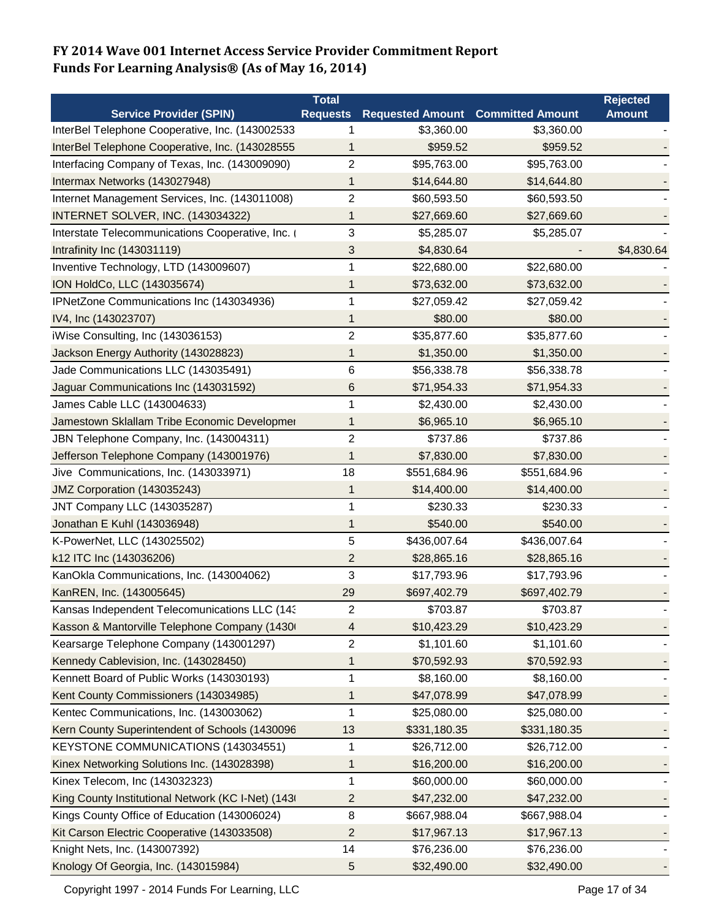# FY 2014 Wave 001 Internet Access Service Provider Commitment Report
## Funds For Learning Analysis® (As of May 16, 2014)

| Service Provider (SPIN) | Total Requests | Requested Amount | Committed Amount | Rejected Amount |
|---|---|---|---|---|
| InterBel Telephone Cooperative, Inc. (143002533 | 1 | $3,360.00 | $3,360.00 | - |
| InterBel Telephone Cooperative, Inc. (143028555 | 1 | $959.52 | $959.52 | - |
| Interfacing Company of Texas, Inc. (143009090) | 2 | $95,763.00 | $95,763.00 | - |
| Intermax Networks (143027948) | 1 | $14,644.80 | $14,644.80 | - |
| Internet Management Services, Inc. (143011008) | 2 | $60,593.50 | $60,593.50 | - |
| INTERNET SOLVER, INC. (143034322) | 1 | $27,669.60 | $27,669.60 | - |
| Interstate Telecommunications Cooperative, Inc. ( | 3 | $5,285.07 | $5,285.07 | - |
| Intrafinity Inc (143031119) | 3 | $4,830.64 | - | $4,830.64 |
| Inventive Technology, LTD (143009607) | 1 | $22,680.00 | $22,680.00 | - |
| ION HoldCo, LLC (143035674) | 1 | $73,632.00 | $73,632.00 | - |
| IPNetZone Communications Inc (143034936) | 1 | $27,059.42 | $27,059.42 | - |
| IV4, Inc (143023707) | 1 | $80.00 | $80.00 | - |
| iWise Consulting, Inc (143036153) | 2 | $35,877.60 | $35,877.60 | - |
| Jackson Energy Authority (143028823) | 1 | $1,350.00 | $1,350.00 | - |
| Jade Communications LLC (143035491) | 6 | $56,338.78 | $56,338.78 | - |
| Jaguar Communications Inc (143031592) | 6 | $71,954.33 | $71,954.33 | - |
| James Cable LLC (143004633) | 1 | $2,430.00 | $2,430.00 | - |
| Jamestown Sklallam Tribe Economic Developmer | 1 | $6,965.10 | $6,965.10 | - |
| JBN Telephone Company, Inc. (143004311) | 2 | $737.86 | $737.86 | - |
| Jefferson Telephone Company (143001976) | 1 | $7,830.00 | $7,830.00 | - |
| Jive Communications, Inc. (143033971) | 18 | $551,684.96 | $551,684.96 | - |
| JMZ Corporation (143035243) | 1 | $14,400.00 | $14,400.00 | - |
| JNT Company LLC (143035287) | 1 | $230.33 | $230.33 | - |
| Jonathan E Kuhl (143036948) | 1 | $540.00 | $540.00 | - |
| K-PowerNet, LLC (143025502) | 5 | $436,007.64 | $436,007.64 | - |
| k12 ITC Inc (143036206) | 2 | $28,865.16 | $28,865.16 | - |
| KanOkla Communications, Inc. (143004062) | 3 | $17,793.96 | $17,793.96 | - |
| KanREN, Inc. (143005645) | 29 | $697,402.79 | $697,402.79 | - |
| Kansas Independent Telecomunications LLC (143 | 2 | $703.87 | $703.87 | - |
| Kasson & Mantorville Telephone Company (1430 | 4 | $10,423.29 | $10,423.29 | - |
| Kearsarge Telephone Company (143001297) | 2 | $1,101.60 | $1,101.60 | - |
| Kennedy Cablevision, Inc. (143028450) | 1 | $70,592.93 | $70,592.93 | - |
| Kennett Board of Public Works (143030193) | 1 | $8,160.00 | $8,160.00 | - |
| Kent County Commissioners (143034985) | 1 | $47,078.99 | $47,078.99 | - |
| Kentec Communications, Inc. (143003062) | 1 | $25,080.00 | $25,080.00 | - |
| Kern County Superintendent of Schools (1430096 | 13 | $331,180.35 | $331,180.35 | - |
| KEYSTONE COMMUNICATIONS (143034551) | 1 | $26,712.00 | $26,712.00 | - |
| Kinex Networking Solutions Inc. (143028398) | 1 | $16,200.00 | $16,200.00 | - |
| Kinex Telecom, Inc (143032323) | 1 | $60,000.00 | $60,000.00 | - |
| King County Institutional Network (KC I-Net) (143 | 2 | $47,232.00 | $47,232.00 | - |
| Kings County Office of Education (143006024) | 8 | $667,988.04 | $667,988.04 | - |
| Kit Carson Electric Cooperative (143033508) | 2 | $17,967.13 | $17,967.13 | - |
| Knight Nets, Inc. (143007392) | 14 | $76,236.00 | $76,236.00 | - |
| Knology Of Georgia, Inc. (143015984) | 5 | $32,490.00 | $32,490.00 | - |

Copyright 1997 - 2014 Funds For Learning, LLC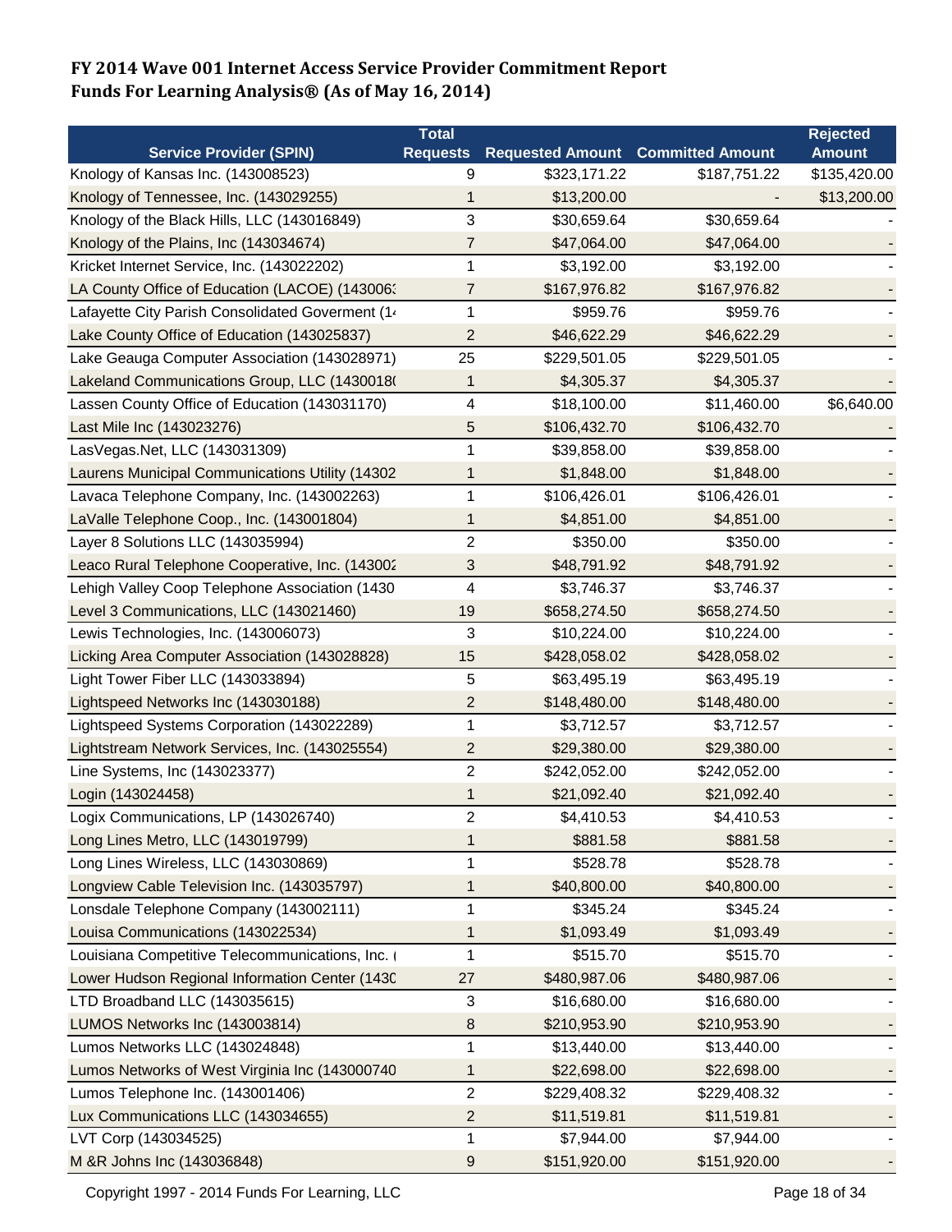# FY 2014 Wave 001 Internet Access Service Provider Commitment Report
## Funds For Learning Analysis® (As of May 16, 2014)

| Service Provider (SPIN) | Total Requests | Requested Amount | Committed Amount | Rejected Amount |
|---|---|---|---|---|
| Knology of Kansas Inc. (143008523) | 9 | $323,171.22 | $187,751.22 | $135,420.00 |
| Knology of Tennessee, Inc. (143029255) | 1 | $13,200.00 | - | $13,200.00 |
| Knology of the Black Hills, LLC (143016849) | 3 | $30,659.64 | $30,659.64 | - |
| Knology of the Plains, Inc (143034674) | 7 | $47,064.00 | $47,064.00 | - |
| Kricket Internet Service, Inc. (143022202) | 1 | $3,192.00 | $3,192.00 | - |
| LA County Office of Education (LACOE) (143006 | 7 | $167,976.82 | $167,976.82 | - |
| Lafayette City Parish Consolidated Goverment (1 | 1 | $959.76 | $959.76 | - |
| Lake County Office of Education (143025837) | 2 | $46,622.29 | $46,622.29 | - |
| Lake Geauga Computer Association (143028971) | 25 | $229,501.05 | $229,501.05 | - |
| Lakeland Communications Group, LLC (1430018 | 1 | $4,305.37 | $4,305.37 | - |
| Lassen County Office of Education (143031170) | 4 | $18,100.00 | $11,460.00 | $6,640.00 |
| Last Mile Inc (143023276) | 5 | $106,432.70 | $106,432.70 | - |
| LasVegas.Net, LLC (143031309) | 1 | $39,858.00 | $39,858.00 | - |
| Laurens Municipal Communications Utility (14302 | 1 | $1,848.00 | $1,848.00 | - |
| Lavaca Telephone Company, Inc. (143002263) | 1 | $106,426.01 | $106,426.01 | - |
| LaValle Telephone Coop., Inc. (143001804) | 1 | $4,851.00 | $4,851.00 | - |
| Layer 8 Solutions LLC (143035994) | 2 | $350.00 | $350.00 | - |
| Leaco Rural Telephone Cooperative, Inc. (143002 | 3 | $48,791.92 | $48,791.92 | - |
| Lehigh Valley Coop Telephone Association (1430 | 4 | $3,746.37 | $3,746.37 | - |
| Level 3 Communications, LLC (143021460) | 19 | $658,274.50 | $658,274.50 | - |
| Lewis Technologies, Inc. (143006073) | 3 | $10,224.00 | $10,224.00 | - |
| Licking Area Computer Association (143028828) | 15 | $428,058.02 | $428,058.02 | - |
| Light Tower Fiber LLC (143033894) | 5 | $63,495.19 | $63,495.19 | - |
| Lightspeed Networks Inc (143030188) | 2 | $148,480.00 | $148,480.00 | - |
| Lightspeed Systems Corporation (143022289) | 1 | $3,712.57 | $3,712.57 | - |
| Lightstream Network Services, Inc. (143025554) | 2 | $29,380.00 | $29,380.00 | - |
| Line Systems, Inc (143023377) | 2 | $242,052.00 | $242,052.00 | - |
| Login (143024458) | 1 | $21,092.40 | $21,092.40 | - |
| Logix Communications, LP (143026740) | 2 | $4,410.53 | $4,410.53 | - |
| Long Lines Metro, LLC (143019799) | 1 | $881.58 | $881.58 | - |
| Long Lines Wireless, LLC (143030869) | 1 | $528.78 | $528.78 | - |
| Longview Cable Television Inc. (143035797) | 1 | $40,800.00 | $40,800.00 | - |
| Lonsdale Telephone Company (143002111) | 1 | $345.24 | $345.24 | - |
| Louisa Communications (143022534) | 1 | $1,093.49 | $1,093.49 | - |
| Louisiana Competitive Telecommunications, Inc. ( | 1 | $515.70 | $515.70 | - |
| Lower Hudson Regional Information Center (1430 | 27 | $480,987.06 | $480,987.06 | - |
| LTD Broadband LLC (143035615) | 3 | $16,680.00 | $16,680.00 | - |
| LUMOS Networks Inc (143003814) | 8 | $210,953.90 | $210,953.90 | - |
| Lumos Networks LLC (143024848) | 1 | $13,440.00 | $13,440.00 | - |
| Lumos Networks of West Virginia Inc (143000740 | 1 | $22,698.00 | $22,698.00 | - |
| Lumos Telephone Inc. (143001406) | 2 | $229,408.32 | $229,408.32 | - |
| Lux Communications LLC (143034655) | 2 | $11,519.81 | $11,519.81 | - |
| LVT Corp (143034525) | 1 | $7,944.00 | $7,944.00 | - |
| M &R Johns Inc (143036848) | 9 | $151,920.00 | $151,920.00 | - |

Copyright 1997 - 2014 Funds For Learning, LLC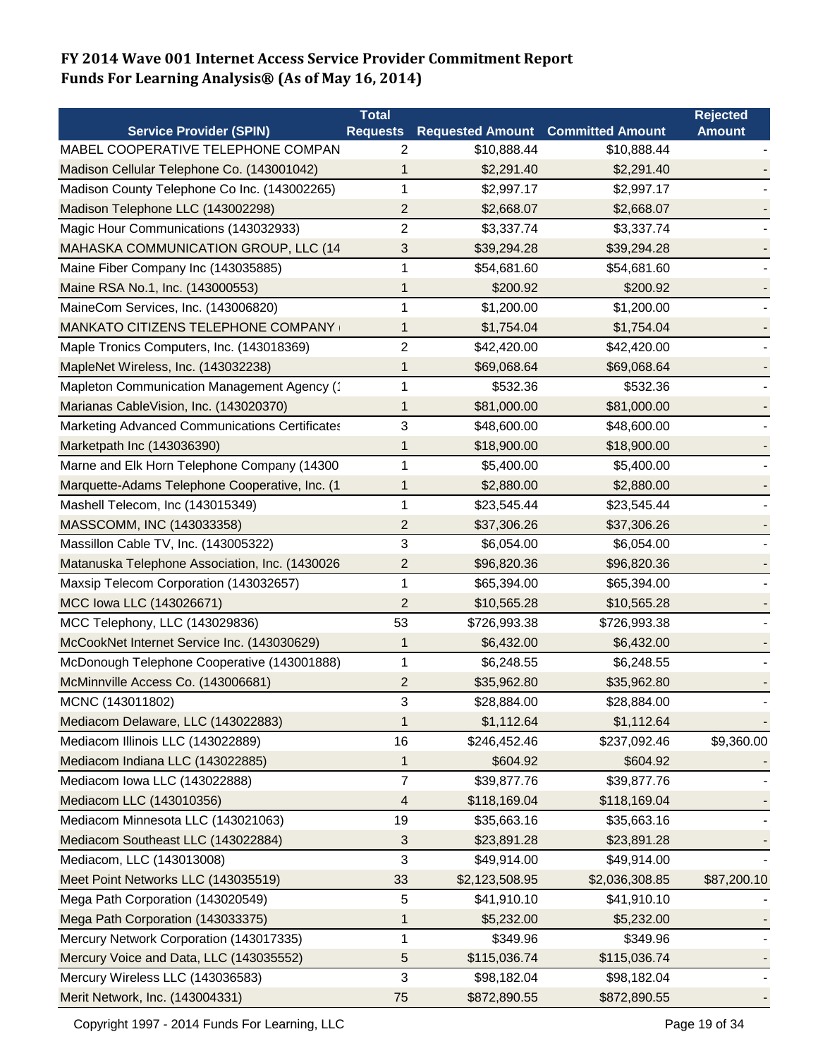**FY 2014 Wave 001 Internet Access Service Provider Commitment Report**
**Funds For Learning Analysis® (As of May 16, 2014)**

| Service Provider (SPIN) | Total Requests | Requested Amount | Committed Amount | Rejected Amount |
|---|---|---|---|---|
| MABEL COOPERATIVE TELEPHONE COMPAN | 2 | $10,888.44 | $10,888.44 | - |
| Madison Cellular Telephone Co. (143001042) | 1 | $2,291.40 | $2,291.40 | - |
| Madison County Telephone Co Inc. (143002265) | 1 | $2,997.17 | $2,997.17 | - |
| Madison Telephone LLC (143002298) | 2 | $2,668.07 | $2,668.07 | - |
| Magic Hour Communications (143032933) | 2 | $3,337.74 | $3,337.74 | - |
| MAHASKA COMMUNICATION GROUP, LLC (14 | 3 | $39,294.28 | $39,294.28 | - |
| Maine Fiber Company Inc (143035885) | 1 | $54,681.60 | $54,681.60 | - |
| Maine RSA No.1, Inc. (143000553) | 1 | $200.92 | $200.92 | - |
| MaineCom Services, Inc. (143006820) | 1 | $1,200.00 | $1,200.00 | - |
| MANKATO CITIZENS TELEPHONE COMPANY | 1 | $1,754.04 | $1,754.04 | - |
| Maple Tronics Computers, Inc. (143018369) | 2 | $42,420.00 | $42,420.00 | - |
| MapleNet Wireless, Inc. (143032238) | 1 | $69,068.64 | $69,068.64 | - |
| Mapleton Communication Management Agency (1 | 1 | $532.36 | $532.36 | - |
| Marianas CableVision, Inc. (143020370) | 1 | $81,000.00 | $81,000.00 | - |
| Marketing Advanced Communications Certificates | 3 | $48,600.00 | $48,600.00 | - |
| Marketpath Inc (143036390) | 1 | $18,900.00 | $18,900.00 | - |
| Marne and Elk Horn Telephone Company (14300 | 1 | $5,400.00 | $5,400.00 | - |
| Marquette-Adams Telephone Cooperative, Inc. (1 | 1 | $2,880.00 | $2,880.00 | - |
| Mashell Telecom, Inc (143015349) | 1 | $23,545.44 | $23,545.44 | - |
| MASSCOMM, INC (143033358) | 2 | $37,306.26 | $37,306.26 | - |
| Massillon Cable TV, Inc. (143005322) | 3 | $6,054.00 | $6,054.00 | - |
| Matanuska Telephone Association, Inc. (1430026 | 2 | $96,820.36 | $96,820.36 | - |
| Maxsip Telecom Corporation (143032657) | 1 | $65,394.00 | $65,394.00 | - |
| MCC Iowa LLC (143026671) | 2 | $10,565.28 | $10,565.28 | - |
| MCC Telephony, LLC (143029836) | 53 | $726,993.38 | $726,993.38 | - |
| McCookNet Internet Service Inc. (143030629) | 1 | $6,432.00 | $6,432.00 | - |
| McDonough Telephone Cooperative (143001888) | 1 | $6,248.55 | $6,248.55 | - |
| McMinnville Access Co. (143006681) | 2 | $35,962.80 | $35,962.80 | - |
| MCNC (143011802) | 3 | $28,884.00 | $28,884.00 | - |
| Mediacom Delaware, LLC (143022883) | 1 | $1,112.64 | $1,112.64 | - |
| Mediacom Illinois LLC (143022889) | 16 | $246,452.46 | $237,092.46 | $9,360.00 |
| Mediacom Indiana LLC (143022885) | 1 | $604.92 | $604.92 | - |
| Mediacom Iowa LLC (143022888) | 7 | $39,877.76 | $39,877.76 | - |
| Mediacom LLC (143010356) | 4 | $118,169.04 | $118,169.04 | - |
| Mediacom Minnesota LLC (143021063) | 19 | $35,663.16 | $35,663.16 | - |
| Mediacom Southeast LLC (143022884) | 3 | $23,891.28 | $23,891.28 | - |
| Mediacom, LLC (143013008) | 3 | $49,914.00 | $49,914.00 | - |
| Meet Point Networks LLC (143035519) | 33 | $2,123,508.95 | $2,036,308.85 | $87,200.10 |
| Mega Path Corporation (143020549) | 5 | $41,910.10 | $41,910.10 | - |
| Mega Path Corporation (143033375) | 1 | $5,232.00 | $5,232.00 | - |
| Mercury Network Corporation (143017335) | 1 | $349.96 | $349.96 | - |
| Mercury Voice and Data, LLC (143035552) | 5 | $115,036.74 | $115,036.74 | - |
| Mercury Wireless LLC (143036583) | 3 | $98,182.04 | $98,182.04 | - |
| Merit Network, Inc. (143004331) | 75 | $872,890.55 | $872,890.55 | - |

Copyright 1997 - 2014 Funds For Learning, LLC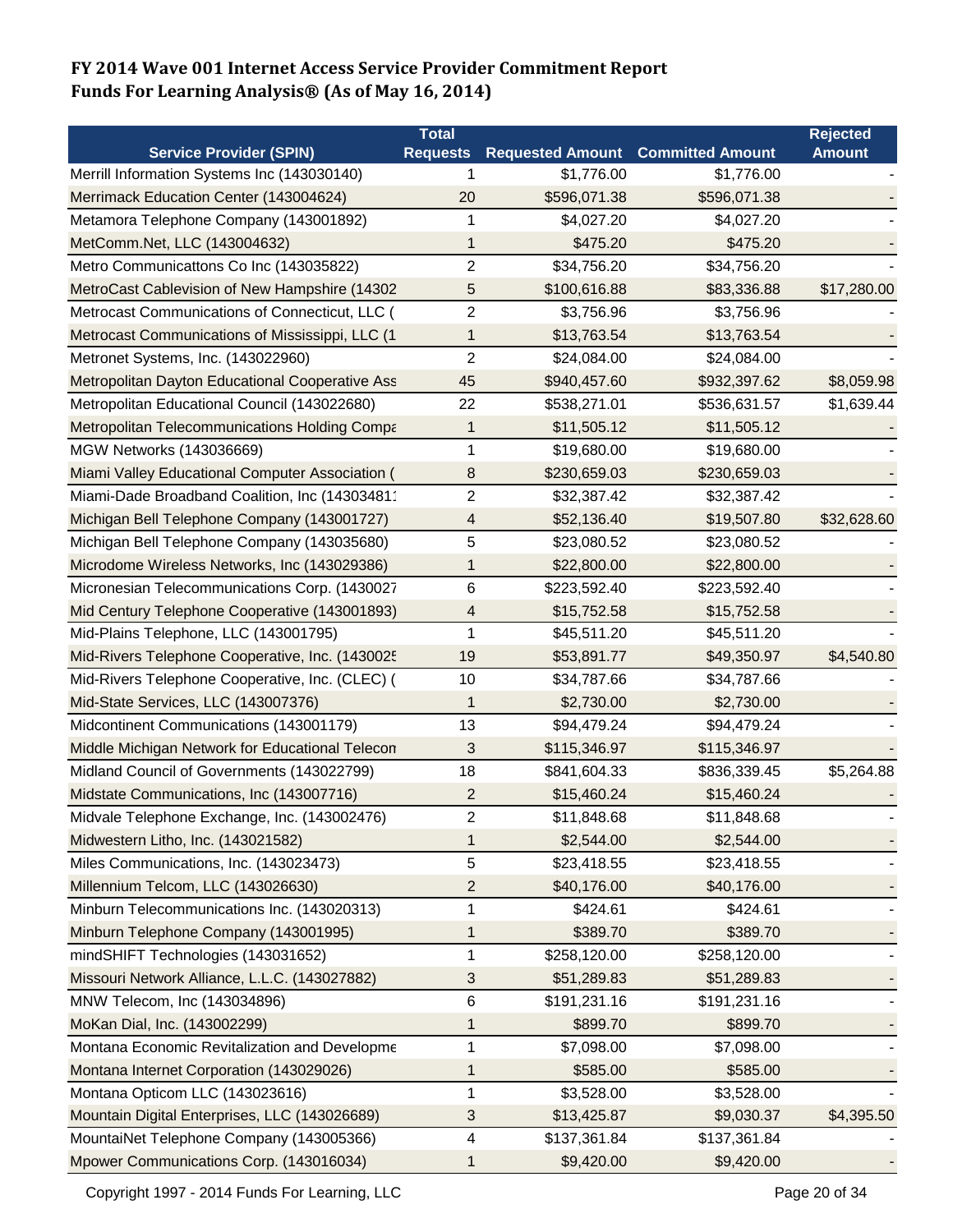# FY 2014 Wave 001 Internet Access Service Provider Commitment Report
# Funds For Learning Analysis® (As of May 16, 2014)

| Service Provider (SPIN) | Total Requests | Requested Amount | Committed Amount | Rejected Amount |
|---|---|---|---|---|
| Merrill Information Systems Inc (143030140) | 1 | $1,776.00 | $1,776.00 | - |
| Merrimack Education Center (143004624) | 20 | $596,071.38 | $596,071.38 | - |
| Metamora Telephone Company (143001892) | 1 | $4,027.20 | $4,027.20 | - |
| MetComm.Net, LLC (143004632) | 1 | $475.20 | $475.20 | - |
| Metro Communicattons Co Inc (143035822) | 2 | $34,756.20 | $34,756.20 | - |
| MetroCast Cablevision of New Hampshire (14302 | 5 | $100,616.88 | $83,336.88 | $17,280.00 |
| Metrocast Communications of Connecticut, LLC ( | 2 | $3,756.96 | $3,756.96 | - |
| Metrocast Communications of Mississippi, LLC (1 | 1 | $13,763.54 | $13,763.54 | - |
| Metronet Systems, Inc. (143022960) | 2 | $24,084.00 | $24,084.00 | - |
| Metropolitan Dayton Educational Cooperative Ass | 45 | $940,457.60 | $932,397.62 | $8,059.98 |
| Metropolitan Educational Council (143022680) | 22 | $538,271.01 | $536,631.57 | $1,639.44 |
| Metropolitan Telecommunications Holding Compa | 1 | $11,505.12 | $11,505.12 | - |
| MGW Networks (143036669) | 1 | $19,680.00 | $19,680.00 | - |
| Miami Valley Educational Computer Association ( | 8 | $230,659.03 | $230,659.03 | - |
| Miami-Dade Broadband Coalition, Inc (14303481 | 2 | $32,387.42 | $32,387.42 | - |
| Michigan Bell Telephone Company (143001727) | 4 | $52,136.40 | $19,507.80 | $32,628.60 |
| Michigan Bell Telephone Company (143035680) | 5 | $23,080.52 | $23,080.52 | - |
| Microdome Wireless Networks, Inc (143029386) | 1 | $22,800.00 | $22,800.00 | - |
| Micronesian Telecommunications Corp. (1430027 | 6 | $223,592.40 | $223,592.40 | - |
| Mid Century Telephone Cooperative (143001893) | 4 | $15,752.58 | $15,752.58 | - |
| Mid-Plains Telephone, LLC (143001795) | 1 | $45,511.20 | $45,511.20 | - |
| Mid-Rivers Telephone Cooperative, Inc. (143002 | 19 | $53,891.77 | $49,350.97 | $4,540.80 |
| Mid-Rivers Telephone Cooperative, Inc. (CLEC) ( | 10 | $34,787.66 | $34,787.66 | - |
| Mid-State Services, LLC (143007376) | 1 | $2,730.00 | $2,730.00 | - |
| Midcontinent Communications (143001179) | 13 | $94,479.24 | $94,479.24 | - |
| Middle Michigan Network for Educational Telecon | 3 | $115,346.97 | $115,346.97 | - |
| Midland Council of Governments (143022799) | 18 | $841,604.33 | $836,339.45 | $5,264.88 |
| Midstate Communications, Inc (143007716) | 2 | $15,460.24 | $15,460.24 | - |
| Midvale Telephone Exchange, Inc. (143002476) | 2 | $11,848.68 | $11,848.68 | - |
| Midwestern Litho, Inc. (143021582) | 1 | $2,544.00 | $2,544.00 | - |
| Miles Communications, Inc. (143023473) | 5 | $23,418.55 | $23,418.55 | - |
| Millennium Telcom, LLC (143026630) | 2 | $40,176.00 | $40,176.00 | - |
| Minburn Telecommunications Inc. (143020313) | 1 | $424.61 | $424.61 | - |
| Minburn Telephone Company (143001995) | 1 | $389.70 | $389.70 | - |
| mindSHIFT Technologies (143031652) | 1 | $258,120.00 | $258,120.00 | - |
| Missouri Network Alliance, L.L.C. (143027882) | 3 | $51,289.83 | $51,289.83 | - |
| MNW Telecom, Inc (143034896) | 6 | $191,231.16 | $191,231.16 | - |
| MoKan Dial, Inc. (143002299) | 1 | $899.70 | $899.70 | - |
| Montana Economic Revitalization and Developme | 1 | $7,098.00 | $7,098.00 | - |
| Montana Internet Corporation (143029026) | 1 | $585.00 | $585.00 | - |
| Montana Opticom LLC (143023616) | 1 | $3,528.00 | $3,528.00 | - |
| Mountain Digital Enterprises, LLC (143026689) | 3 | $13,425.87 | $9,030.37 | $4,395.50 |
| MountaiNet Telephone Company (143005366) | 4 | $137,361.84 | $137,361.84 | - |
| Mpower Communications Corp. (143016034) | 1 | $9,420.00 | $9,420.00 | - |

Copyright 1997 - 2014 Funds For Learning, LLC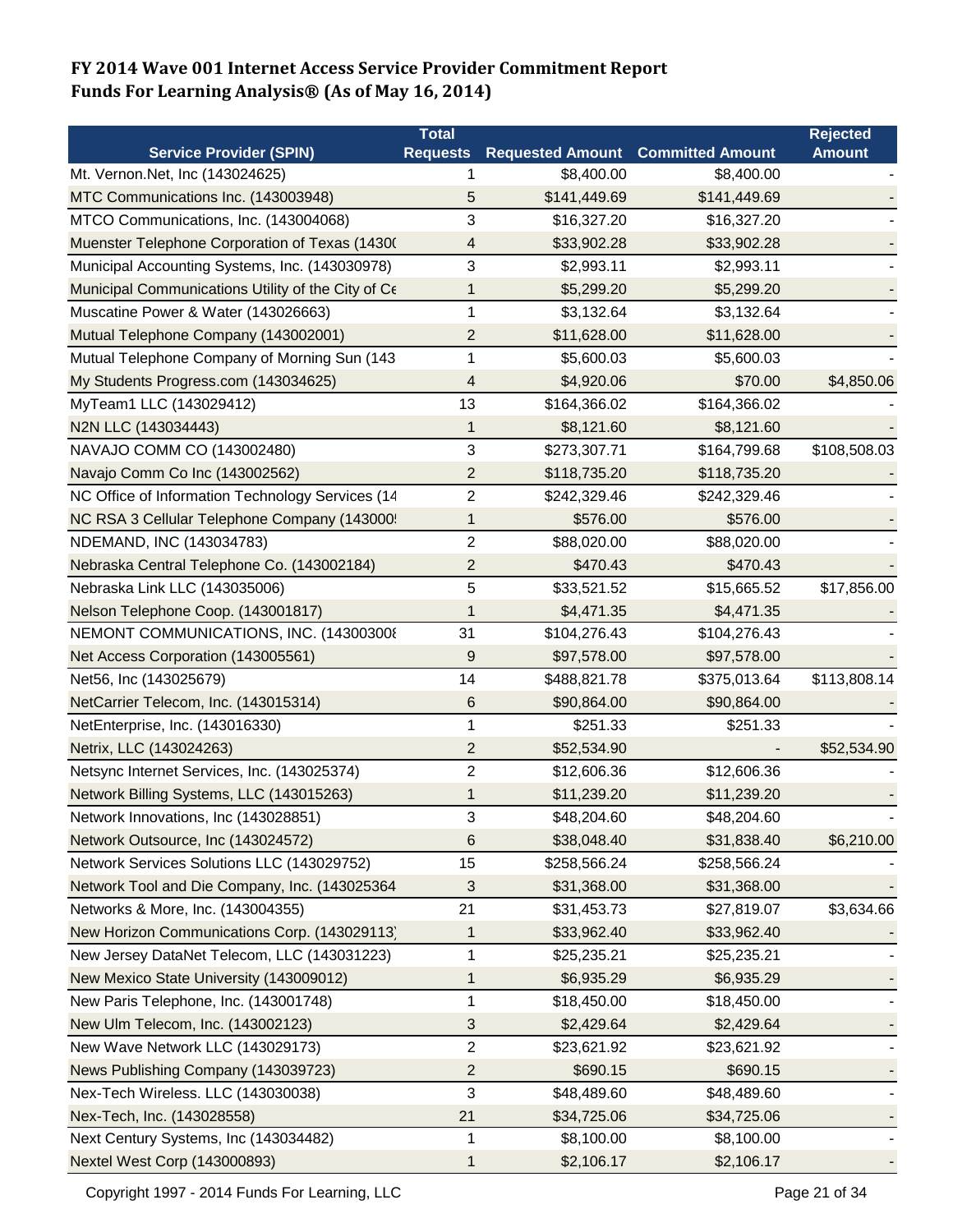# FY 2014 Wave 001 Internet Access Service Provider Commitment Report
# Funds For Learning Analysis® (As of May 16, 2014)

| Service Provider (SPIN) | Total Requests | Requested Amount | Committed Amount | Rejected Amount |
|---|---|---|---|---|
| Mt. Vernon.Net, Inc (143024625) | 1 | $8,400.00 | $8,400.00 | - |
| MTC Communications Inc. (143003948) | 5 | $141,449.69 | $141,449.69 | - |
| MTCO Communications, Inc. (143004068) | 3 | $16,327.20 | $16,327.20 | - |
| Muenster Telephone Corporation of Texas (14300 | 4 | $33,902.28 | $33,902.28 | - |
| Municipal Accounting Systems, Inc. (143030978) | 3 | $2,993.11 | $2,993.11 | - |
| Municipal Communications Utility of the City of Ce | 1 | $5,299.20 | $5,299.20 | - |
| Muscatine Power & Water (143026663) | 1 | $3,132.64 | $3,132.64 | - |
| Mutual Telephone Company (143002001) | 2 | $11,628.00 | $11,628.00 | - |
| Mutual Telephone Company of Morning Sun (143 | 1 | $5,600.03 | $5,600.03 | - |
| My Students Progress.com (143034625) | 4 | $4,920.06 | $70.00 | $4,850.06 |
| MyTeam1 LLC (143029412) | 13 | $164,366.02 | $164,366.02 | - |
| N2N LLC (143034443) | 1 | $8,121.60 | $8,121.60 | - |
| NAVAJO COMM CO (143002480) | 3 | $273,307.71 | $164,799.68 | $108,508.03 |
| Navajo Comm Co Inc (143002562) | 2 | $118,735.20 | $118,735.20 | - |
| NC Office of Information Technology Services (14 | 2 | $242,329.46 | $242,329.46 | - |
| NC RSA 3 Cellular Telephone Company (143000 | 1 | $576.00 | $576.00 | - |
| NDEMAND, INC (143034783) | 2 | $88,020.00 | $88,020.00 | - |
| Nebraska Central Telephone Co. (143002184) | 2 | $470.43 | $470.43 | - |
| Nebraska Link LLC (143035006) | 5 | $33,521.52 | $15,665.52 | $17,856.00 |
| Nelson Telephone Coop. (143001817) | 1 | $4,471.35 | $4,471.35 | - |
| NEMONT COMMUNICATIONS, INC. (14300300 | 31 | $104,276.43 | $104,276.43 | - |
| Net Access Corporation (143005561) | 9 | $97,578.00 | $97,578.00 | - |
| Net56, Inc (143025679) | 14 | $488,821.78 | $375,013.64 | $113,808.14 |
| NetCarrier Telecom, Inc. (143015314) | 6 | $90,864.00 | $90,864.00 | - |
| NetEnterprise, Inc. (143016330) | 1 | $251.33 | $251.33 | - |
| Netrix, LLC (143024263) | 2 | $52,534.90 | - | $52,534.90 |
| Netsync Internet Services, Inc. (143025374) | 2 | $12,606.36 | $12,606.36 | - |
| Network Billing Systems, LLC (143015263) | 1 | $11,239.20 | $11,239.20 | - |
| Network Innovations, Inc (143028851) | 3 | $48,204.60 | $48,204.60 | - |
| Network Outsource, Inc (143024572) | 6 | $38,048.40 | $31,838.40 | $6,210.00 |
| Network Services Solutions LLC (143029752) | 15 | $258,566.24 | $258,566.24 | - |
| Network Tool and Die Company, Inc. (143025364 | 3 | $31,368.00 | $31,368.00 | - |
| Networks & More, Inc. (143004355) | 21 | $31,453.73 | $27,819.07 | $3,634.66 |
| New Horizon Communications Corp. (143029113) | 1 | $33,962.40 | $33,962.40 | - |
| New Jersey DataNet Telecom, LLC (143031223) | 1 | $25,235.21 | $25,235.21 | - |
| New Mexico State University (143009012) | 1 | $6,935.29 | $6,935.29 | - |
| New Paris Telephone, Inc. (143001748) | 1 | $18,450.00 | $18,450.00 | - |
| New Ulm Telecom, Inc. (143002123) | 3 | $2,429.64 | $2,429.64 | - |
| New Wave Network LLC (143029173) | 2 | $23,621.92 | $23,621.92 | - |
| News Publishing Company (143039723) | 2 | $690.15 | $690.15 | - |
| Nex-Tech Wireless. LLC (143030038) | 3 | $48,489.60 | $48,489.60 | - |
| Nex-Tech, Inc. (143028558) | 21 | $34,725.06 | $34,725.06 | - |
| Next Century Systems, Inc (143034482) | 1 | $8,100.00 | $8,100.00 | - |
| Nextel West Corp (143000893) | 1 | $2,106.17 | $2,106.17 | - |

Copyright 1997 - 2014 Funds For Learning, LLC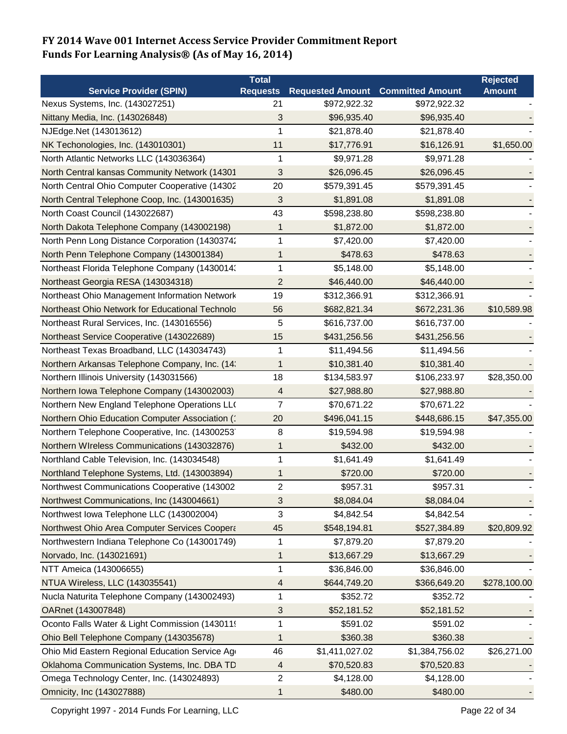**FY 2014 Wave 001 Internet Access Service Provider Commitment Report**
**Funds For Learning Analysis® (As of May 16, 2014)**

| Service Provider (SPIN) | Total Requests | Requested Amount | Committed Amount | Rejected Amount |
|---|---|---|---|---|
| Nexus Systems, Inc. (143027251) | 21 | $972,922.32 | $972,922.32 | - |
| Nittany Media, Inc. (143026848) | 3 | $96,935.40 | $96,935.40 | - |
| NJEdge.Net (143013612) | 1 | $21,878.40 | $21,878.40 | - |
| NK Techonologies, Inc. (143010301) | 11 | $17,776.91 | $16,126.91 | $1,650.00 |
| North Atlantic Networks LLC (143036364) | 1 | $9,971.28 | $9,971.28 | - |
| North Central kansas Community Network (14301 | 3 | $26,096.45 | $26,096.45 | - |
| North Central Ohio Computer Cooperative (14302 | 20 | $579,391.45 | $579,391.45 | - |
| North Central Telephone Coop, Inc. (143001635) | 3 | $1,891.08 | $1,891.08 | - |
| North Coast Council (143022687) | 43 | $598,238.80 | $598,238.80 | - |
| North Dakota Telephone Company (143002198) | 1 | $1,872.00 | $1,872.00 | - |
| North Penn Long Distance Corporation (1430374 | 1 | $7,420.00 | $7,420.00 | - |
| North Penn Telephone Company (143001384) | 1 | $478.63 | $478.63 | - |
| Northeast Florida Telephone Company (1430014 | 1 | $5,148.00 | $5,148.00 | - |
| Northeast Georgia RESA (143034318) | 2 | $46,440.00 | $46,440.00 | - |
| Northeast Ohio Management Information Network | 19 | $312,366.91 | $312,366.91 | - |
| Northeast Ohio Network for Educational Technolo | 56 | $682,821.34 | $672,231.36 | $10,589.98 |
| Northeast Rural Services, Inc. (143016556) | 5 | $616,737.00 | $616,737.00 | - |
| Northeast Service Cooperative (143022689) | 15 | $431,256.56 | $431,256.56 | - |
| Northeast Texas Broadband, LLC (143034743) | 1 | $11,494.56 | $11,494.56 | - |
| Northern Arkansas Telephone Company, Inc. (14 | 1 | $10,381.40 | $10,381.40 | - |
| Northern Illinois University (143031566) | 18 | $134,583.97 | $106,233.97 | $28,350.00 |
| Northern Iowa Telephone Company (143002003) | 4 | $27,988.80 | $27,988.80 | - |
| Northern New England Telephone Operations LL( | 7 | $70,671.22 | $70,671.22 | - |
| Northern Ohio Education Computer Association (1 | 20 | $496,041.15 | $448,686.15 | $47,355.00 |
| Northern Telephone Cooperative, Inc. (14300253 | 8 | $19,594.98 | $19,594.98 | - |
| Northern WIreless Communications (143032876) | 1 | $432.00 | $432.00 | - |
| Northland Cable Television, Inc. (143034548) | 1 | $1,641.49 | $1,641.49 | - |
| Northland Telephone Systems, Ltd. (143003894) | 1 | $720.00 | $720.00 | - |
| Northwest Communications Cooperative (143002 | 2 | $957.31 | $957.31 | - |
| Northwest Communications, Inc (143004661) | 3 | $8,084.04 | $8,084.04 | - |
| Northwest Iowa Telephone LLC (143002004) | 3 | $4,842.54 | $4,842.54 | - |
| Northwest Ohio Area Computer Services Coopera | 45 | $548,194.81 | $527,384.89 | $20,809.92 |
| Northwestern Indiana Telephone Co (143001749) | 1 | $7,879.20 | $7,879.20 | - |
| Norvado, Inc. (143021691) | 1 | $13,667.29 | $13,667.29 | - |
| NTT Ameica (143006655) | 1 | $36,846.00 | $36,846.00 | - |
| NTUA Wireless, LLC (143035541) | 4 | $644,749.20 | $366,649.20 | $278,100.00 |
| Nucla Naturita Telephone Company (143002493) | 1 | $352.72 | $352.72 | - |
| OARnet (143007848) | 3 | $52,181.52 | $52,181.52 | - |
| Oconto Falls Water & Light Commission (143011 | 1 | $591.02 | $591.02 | - |
| Ohio Bell Telephone Company (143035678) | 1 | $360.38 | $360.38 | - |
| Ohio Mid Eastern Regional Education Service Ag | 46 | $1,411,027.02 | $1,384,756.02 | $26,271.00 |
| Oklahoma Communication Systems, Inc. DBA TD | 4 | $70,520.83 | $70,520.83 | - |
| Omega Technology Center, Inc. (143024893) | 2 | $4,128.00 | $4,128.00 | - |
| Omnicity, Inc (143027888) | 1 | $480.00 | $480.00 | - |

Copyright 1997 - 2014 Funds For Learning, LLC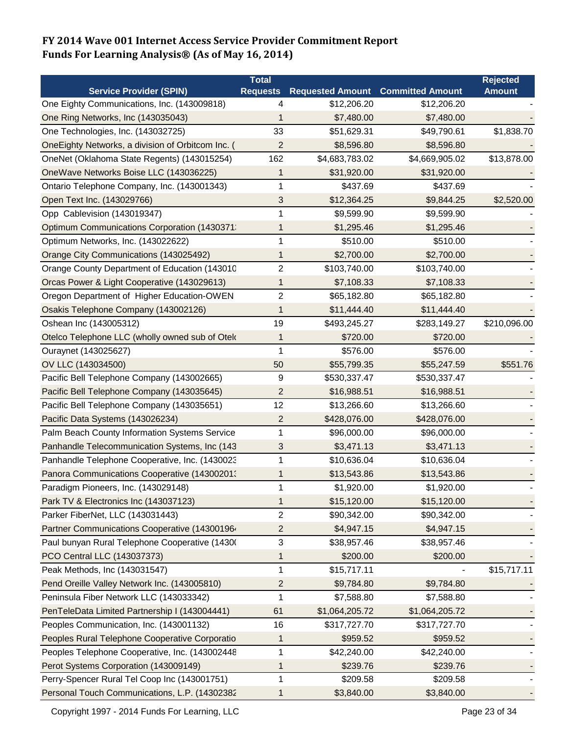# FY 2014 Wave 001 Internet Access Service Provider Commitment Report
# Funds For Learning Analysis® (As of May 16, 2014)

| Service Provider (SPIN) | Total Requests | Requested Amount | Committed Amount | Rejected Amount |
|---|---|---|---|---|
| One Eighty Communications, Inc. (143009818) | 4 | $12,206.20 | $12,206.20 | - |
| One Ring Networks, Inc (143035043) | 1 | $7,480.00 | $7,480.00 | - |
| One Technologies, Inc. (143032725) | 33 | $51,629.31 | $49,790.61 | $1,838.70 |
| OneEighty Networks, a division of Orbitcom Inc. ( | 2 | $8,596.80 | $8,596.80 | - |
| OneNet (Oklahoma State Regents) (143015254) | 162 | $4,683,783.02 | $4,669,905.02 | $13,878.00 |
| OneWave Networks Boise LLC (143036225) | 1 | $31,920.00 | $31,920.00 | - |
| Ontario Telephone Company, Inc. (143001343) | 1 | $437.69 | $437.69 | - |
| Open Text Inc. (143029766) | 3 | $12,364.25 | $9,844.25 | $2,520.00 |
| Opp Cablevision (143019347) | 1 | $9,599.90 | $9,599.90 | - |
| Optimum Communications Corporation (1430371 | 1 | $1,295.46 | $1,295.46 | - |
| Optimum Networks, Inc. (143022622) | 1 | $510.00 | $510.00 | - |
| Orange City Communications (143025492) | 1 | $2,700.00 | $2,700.00 | - |
| Orange County Department of Education (143010 | 2 | $103,740.00 | $103,740.00 | - |
| Orcas Power & Light Cooperative (143029613) | 1 | $7,108.33 | $7,108.33 | - |
| Oregon Department of Higher Education-OWEN | 2 | $65,182.80 | $65,182.80 | - |
| Osakis Telephone Company (143002126) | 1 | $11,444.40 | $11,444.40 | - |
| Oshean Inc (143005312) | 19 | $493,245.27 | $283,149.27 | $210,096.00 |
| Otelco Telephone LLC (wholly owned sub of Otel | 1 | $720.00 | $720.00 | - |
| Ouraynet (143025627) | 1 | $576.00 | $576.00 | - |
| OV LLC (143034500) | 50 | $55,799.35 | $55,247.59 | $551.76 |
| Pacific Bell Telephone Company (143002665) | 9 | $530,337.47 | $530,337.47 | - |
| Pacific Bell Telephone Company (143035645) | 2 | $16,988.51 | $16,988.51 | - |
| Pacific Bell Telephone Company (143035651) | 12 | $13,266.60 | $13,266.60 | - |
| Pacific Data Systems (143026234) | 2 | $428,076.00 | $428,076.00 | - |
| Palm Beach County Information Systems Service | 1 | $96,000.00 | $96,000.00 | - |
| Panhandle Telecommunication Systems, Inc (143 | 3 | $3,471.13 | $3,471.13 | - |
| Panhandle Telephone Cooperative, Inc. (1430023 | 1 | $10,636.04 | $10,636.04 | - |
| Panora Communications Cooperative (14300201 | 1 | $13,543.86 | $13,543.86 | - |
| Paradigm Pioneers, Inc. (143029148) | 1 | $1,920.00 | $1,920.00 | - |
| Park TV & Electronics Inc (143037123) | 1 | $15,120.00 | $15,120.00 | - |
| Parker FiberNet, LLC (143031443) | 2 | $90,342.00 | $90,342.00 | - |
| Partner Communications Cooperative (14300196 | 2 | $4,947.15 | $4,947.15 | - |
| Paul bunyan Rural Telephone Cooperative (1430 | 3 | $38,957.46 | $38,957.46 | - |
| PCO Central LLC (143037373) | 1 | $200.00 | $200.00 | - |
| Peak Methods, Inc (143031547) | 1 | $15,717.11 | - | $15,717.11 |
| Pend Oreille Valley Network Inc. (143005810) | 2 | $9,784.80 | $9,784.80 | - |
| Peninsula Fiber Network LLC (143033342) | 1 | $7,588.80 | $7,588.80 | - |
| PenTeleData Limited Partnership I (143004441) | 61 | $1,064,205.72 | $1,064,205.72 | - |
| Peoples Communication, Inc. (143001132) | 16 | $317,727.70 | $317,727.70 | - |
| Peoples Rural Telephone Cooperative Corporatio | 1 | $959.52 | $959.52 | - |
| Peoples Telephone Cooperative, Inc. (143002448 | 1 | $42,240.00 | $42,240.00 | - |
| Perot Systems Corporation (143009149) | 1 | $239.76 | $239.76 | - |
| Perry-Spencer Rural Tel Coop Inc (143001751) | 1 | $209.58 | $209.58 | - |
| Personal Touch Communications, L.P. (14302382 | 1 | $3,840.00 | $3,840.00 | - |

Copyright 1997 - 2014 Funds For Learning, LLC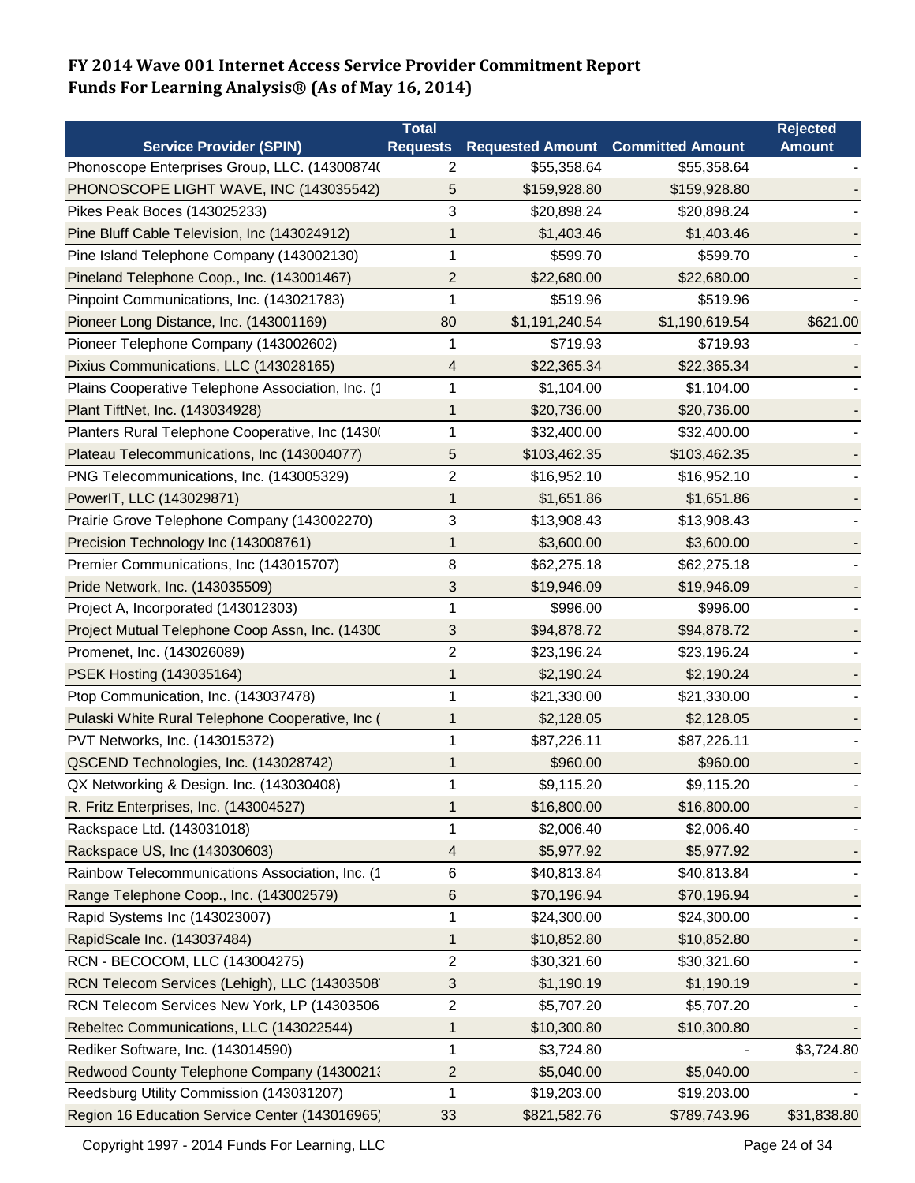# FY 2014 Wave 001 Internet Access Service Provider Commitment Report
# Funds For Learning Analysis® (As of May 16, 2014)

| Service Provider (SPIN) | Total Requests | Requested Amount | Committed Amount | Rejected Amount |
|---|---|---|---|---|
| Phonoscope Enterprises Group, LLC. (14300874( | 2 | $55,358.64 | $55,358.64 | - |
| PHONOSCOPE LIGHT WAVE, INC (143035542) | 5 | $159,928.80 | $159,928.80 | - |
| Pikes Peak Boces (143025233) | 3 | $20,898.24 | $20,898.24 | - |
| Pine Bluff Cable Television, Inc (143024912) | 1 | $1,403.46 | $1,403.46 | - |
| Pine Island Telephone Company (143002130) | 1 | $599.70 | $599.70 | - |
| Pineland Telephone Coop., Inc. (143001467) | 2 | $22,680.00 | $22,680.00 | - |
| Pinpoint Communications, Inc. (143021783) | 1 | $519.96 | $519.96 | - |
| Pioneer Long Distance, Inc. (143001169) | 80 | $1,191,240.54 | $1,190,619.54 | $621.00 |
| Pioneer Telephone Company (143002602) | 1 | $719.93 | $719.93 | - |
| Pixius Communications, LLC (143028165) | 4 | $22,365.34 | $22,365.34 | - |
| Plains Cooperative Telephone Association, Inc. (1 | 1 | $1,104.00 | $1,104.00 | - |
| Plant TiftNet, Inc. (143034928) | 1 | $20,736.00 | $20,736.00 | - |
| Planters Rural Telephone Cooperative, Inc (1430( | 1 | $32,400.00 | $32,400.00 | - |
| Plateau Telecommunications, Inc (143004077) | 5 | $103,462.35 | $103,462.35 | - |
| PNG Telecommunications, Inc. (143005329) | 2 | $16,952.10 | $16,952.10 | - |
| PowerIT, LLC (143029871) | 1 | $1,651.86 | $1,651.86 | - |
| Prairie Grove Telephone Company (143002270) | 3 | $13,908.43 | $13,908.43 | - |
| Precision Technology Inc (143008761) | 1 | $3,600.00 | $3,600.00 | - |
| Premier Communications, Inc (143015707) | 8 | $62,275.18 | $62,275.18 | - |
| Pride Network, Inc. (143035509) | 3 | $19,946.09 | $19,946.09 | - |
| Project A, Incorporated (143012303) | 1 | $996.00 | $996.00 | - |
| Project Mutual Telephone Coop Assn, Inc. (1430C | 3 | $94,878.72 | $94,878.72 | - |
| Promenet, Inc. (143026089) | 2 | $23,196.24 | $23,196.24 | - |
| PSEK Hosting (143035164) | 1 | $2,190.24 | $2,190.24 | - |
| Ptop Communication, Inc. (143037478) | 1 | $21,330.00 | $21,330.00 | - |
| Pulaski White Rural Telephone Cooperative, Inc ( | 1 | $2,128.05 | $2,128.05 | - |
| PVT Networks, Inc. (143015372) | 1 | $87,226.11 | $87,226.11 | - |
| QSCEND Technologies, Inc. (143028742) | 1 | $960.00 | $960.00 | - |
| QX Networking & Design. Inc. (143030408) | 1 | $9,115.20 | $9,115.20 | - |
| R. Fritz Enterprises, Inc. (143004527) | 1 | $16,800.00 | $16,800.00 | - |
| Rackspace Ltd. (143031018) | 1 | $2,006.40 | $2,006.40 | - |
| Rackspace US, Inc (143030603) | 4 | $5,977.92 | $5,977.92 | - |
| Rainbow Telecommunications Association, Inc. (1 | 6 | $40,813.84 | $40,813.84 | - |
| Range Telephone Coop., Inc. (143002579) | 6 | $70,196.94 | $70,196.94 | - |
| Rapid Systems Inc (143023007) | 1 | $24,300.00 | $24,300.00 | - |
| RapidScale Inc. (143037484) | 1 | $10,852.80 | $10,852.80 | - |
| RCN - BECOCOM, LLC (143004275) | 2 | $30,321.60 | $30,321.60 | - |
| RCN Telecom Services (Lehigh), LLC (14303508 | 3 | $1,190.19 | $1,190.19 | - |
| RCN Telecom Services New York, LP (14303506 | 2 | $5,707.20 | $5,707.20 | - |
| Rebeltec Communications, LLC (143022544) | 1 | $10,300.80 | $10,300.80 | - |
| Rediker Software, Inc. (143014590) | 1 | $3,724.80 | - | $3,724.80 |
| Redwood County Telephone Company (14300213 | 2 | $5,040.00 | $5,040.00 | - |
| Reedsburg Utility Commission (143031207) | 1 | $19,203.00 | $19,203.00 | - |
| Region 16 Education Service Center (143016965) | 33 | $821,582.76 | $789,743.96 | $31,838.80 |

Copyright 1997 - 2014 Funds For Learning, LLC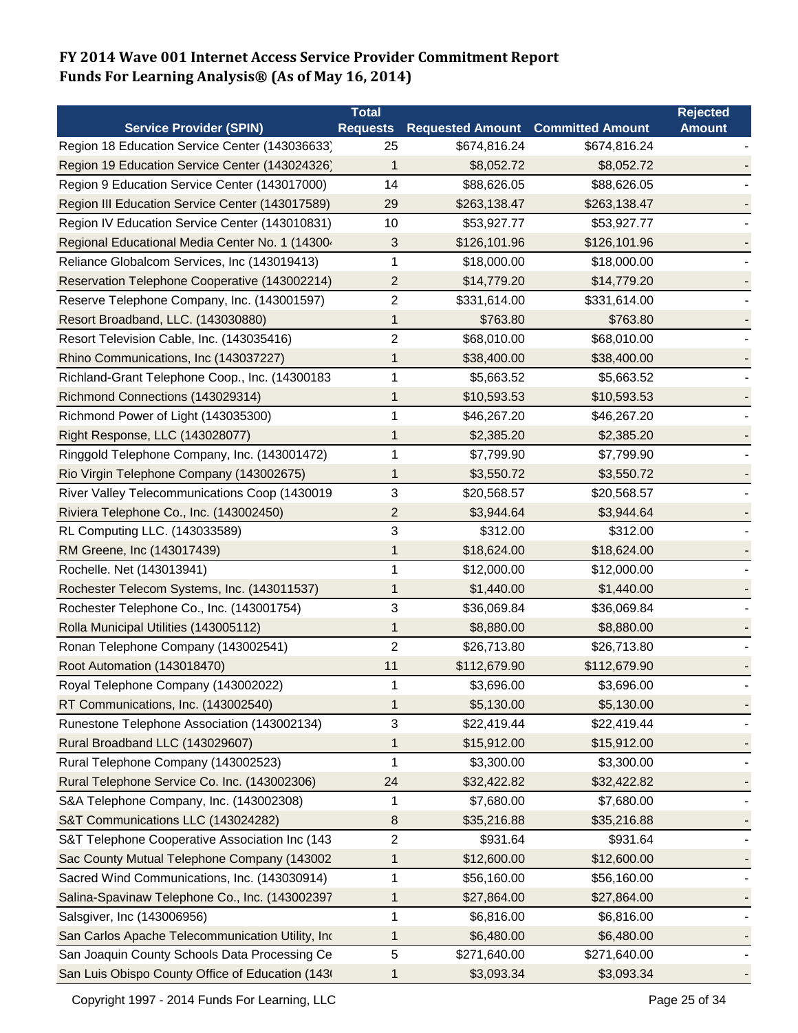**FY 2014 Wave 001 Internet Access Service Provider Commitment Report**
**Funds For Learning Analysis® (As of May 16, 2014)**

| Service Provider (SPIN) | Total Requests | Requested Amount | Committed Amount | Rejected Amount |
|---|---|---|---|---|
| Region 18 Education Service Center (143036633) | 25 | $674,816.24 | $674,816.24 | - |
| Region 19 Education Service Center (143024326) | 1 | $8,052.72 | $8,052.72 | - |
| Region 9 Education Service Center (143017000) | 14 | $88,626.05 | $88,626.05 | - |
| Region III Education Service Center (143017589) | 29 | $263,138.47 | $263,138.47 | - |
| Region IV Education Service Center (143010831) | 10 | $53,927.77 | $53,927.77 | - |
| Regional Educational Media Center No. 1 (14300 | 3 | $126,101.96 | $126,101.96 | - |
| Reliance Globalcom Services, Inc (143019413) | 1 | $18,000.00 | $18,000.00 | - |
| Reservation Telephone Cooperative (143002214) | 2 | $14,779.20 | $14,779.20 | - |
| Reserve Telephone Company, Inc. (143001597) | 2 | $331,614.00 | $331,614.00 | - |
| Resort Broadband, LLC. (143030880) | 1 | $763.80 | $763.80 | - |
| Resort Television Cable, Inc. (143035416) | 2 | $68,010.00 | $68,010.00 | - |
| Rhino Communications, Inc (143037227) | 1 | $38,400.00 | $38,400.00 | - |
| Richland-Grant Telephone Coop., Inc. (14300183 | 1 | $5,663.52 | $5,663.52 | - |
| Richmond Connections (143029314) | 1 | $10,593.53 | $10,593.53 | - |
| Richmond Power of Light (143035300) | 1 | $46,267.20 | $46,267.20 | - |
| Right Response, LLC (143028077) | 1 | $2,385.20 | $2,385.20 | - |
| Ringgold Telephone Company, Inc. (143001472) | 1 | $7,799.90 | $7,799.90 | - |
| Rio Virgin Telephone Company (143002675) | 1 | $3,550.72 | $3,550.72 | - |
| River Valley Telecommunications Coop (1430019 | 3 | $20,568.57 | $20,568.57 | - |
| Riviera Telephone Co., Inc. (143002450) | 2 | $3,944.64 | $3,944.64 | - |
| RL Computing LLC. (143033589) | 3 | $312.00 | $312.00 | - |
| RM Greene, Inc (143017439) | 1 | $18,624.00 | $18,624.00 | - |
| Rochelle. Net (143013941) | 1 | $12,000.00 | $12,000.00 | - |
| Rochester Telecom Systems, Inc. (143011537) | 1 | $1,440.00 | $1,440.00 | - |
| Rochester Telephone Co., Inc. (143001754) | 3 | $36,069.84 | $36,069.84 | - |
| Rolla Municipal Utilities (143005112) | 1 | $8,880.00 | $8,880.00 | - |
| Ronan Telephone Company (143002541) | 2 | $26,713.80 | $26,713.80 | - |
| Root Automation (143018470) | 11 | $112,679.90 | $112,679.90 | - |
| Royal Telephone Company (143002022) | 1 | $3,696.00 | $3,696.00 | - |
| RT Communications, Inc. (143002540) | 1 | $5,130.00 | $5,130.00 | - |
| Runestone Telephone Association (143002134) | 3 | $22,419.44 | $22,419.44 | - |
| Rural Broadband LLC (143029607) | 1 | $15,912.00 | $15,912.00 | - |
| Rural Telephone Company (143002523) | 1 | $3,300.00 | $3,300.00 | - |
| Rural Telephone Service Co. Inc. (143002306) | 24 | $32,422.82 | $32,422.82 | - |
| S&A Telephone Company, Inc. (143002308) | 1 | $7,680.00 | $7,680.00 | - |
| S&T Communications LLC (143024282) | 8 | $35,216.88 | $35,216.88 | - |
| S&T Telephone Cooperative Association Inc (143 | 2 | $931.64 | $931.64 | - |
| Sac County Mutual Telephone Company (143002 | 1 | $12,600.00 | $12,600.00 | - |
| Sacred Wind Communications, Inc. (143030914) | 1 | $56,160.00 | $56,160.00 | - |
| Salina-Spavinaw Telephone Co., Inc. (143002397 | 1 | $27,864.00 | $27,864.00 | - |
| Salsgiver, Inc (143006956) | 1 | $6,816.00 | $6,816.00 | - |
| San Carlos Apache Telecommunication Utility, Inc | 1 | $6,480.00 | $6,480.00 | - |
| San Joaquin County Schools Data Processing Ce | 5 | $271,640.00 | $271,640.00 | - |
| San Luis Obispo County Office of Education (143 | 1 | $3,093.34 | $3,093.34 | - |

Copyright 1997 - 2014 Funds For Learning, LLC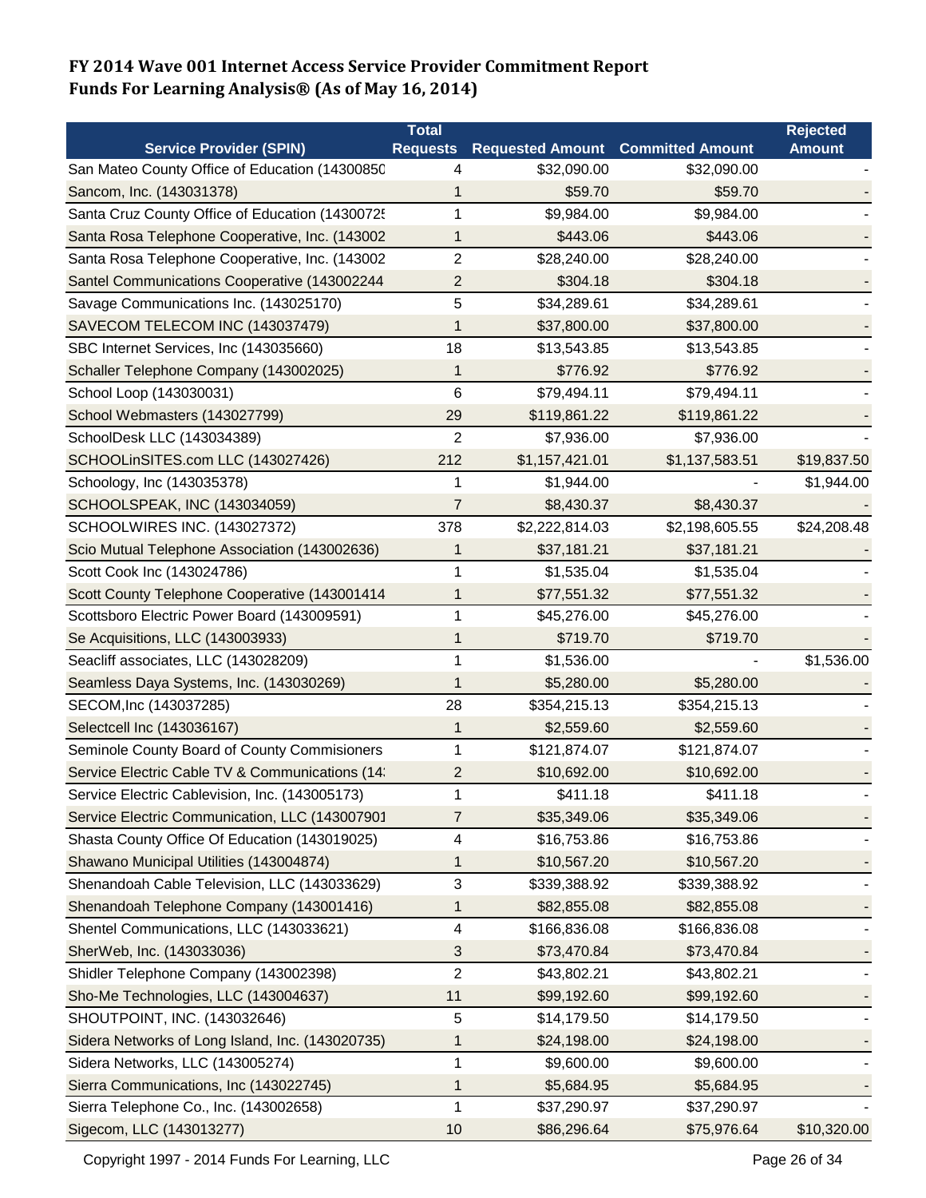**FY 2014 Wave 001 Internet Access Service Provider Commitment Report**
**Funds For Learning Analysis® (As of May 16, 2014)**

| Service Provider (SPIN) | Total Requests | Requested Amount | Committed Amount | Rejected Amount |
|---|---|---|---|---|
| San Mateo County Office of Education (14300850 | 4 | $32,090.00 | $32,090.00 | - |
| Sancom, Inc. (143031378) | 1 | $59.70 | $59.70 | - |
| Santa Cruz County Office of Education (14300725 | 1 | $9,984.00 | $9,984.00 | - |
| Santa Rosa Telephone Cooperative, Inc. (143002 | 1 | $443.06 | $443.06 | - |
| Santa Rosa Telephone Cooperative, Inc. (143002 | 2 | $28,240.00 | $28,240.00 | - |
| Santel Communications Cooperative (143002244 | 2 | $304.18 | $304.18 | - |
| Savage Communications Inc. (143025170) | 5 | $34,289.61 | $34,289.61 | - |
| SAVECOM TELECOM INC (143037479) | 1 | $37,800.00 | $37,800.00 | - |
| SBC Internet Services, Inc (143035660) | 18 | $13,543.85 | $13,543.85 | - |
| Schaller Telephone Company (143002025) | 1 | $776.92 | $776.92 | - |
| School Loop (143030031) | 6 | $79,494.11 | $79,494.11 | - |
| School Webmasters (143027799) | 29 | $119,861.22 | $119,861.22 | - |
| SchoolDesk LLC (143034389) | 2 | $7,936.00 | $7,936.00 | - |
| SCHOOLinSITES.com LLC (143027426) | 212 | $1,157,421.01 | $1,137,583.51 | $19,837.50 |
| Schoology, Inc (143035378) | 1 | $1,944.00 | - | $1,944.00 |
| SCHOOLSPEAK, INC (143034059) | 7 | $8,430.37 | $8,430.37 | - |
| SCHOOLWIRES INC. (143027372) | 378 | $2,222,814.03 | $2,198,605.55 | $24,208.48 |
| Scio Mutual Telephone Association (143002636) | 1 | $37,181.21 | $37,181.21 | - |
| Scott Cook Inc (143024786) | 1 | $1,535.04 | $1,535.04 | - |
| Scott County Telephone Cooperative (143001414 | 1 | $77,551.32 | $77,551.32 | - |
| Scottsboro Electric Power Board (143009591) | 1 | $45,276.00 | $45,276.00 | - |
| Se Acquisitions, LLC (143003933) | 1 | $719.70 | $719.70 | - |
| Seacliff associates, LLC (143028209) | 1 | $1,536.00 | - | $1,536.00 |
| Seamless Daya Systems, Inc. (143030269) | 1 | $5,280.00 | $5,280.00 | - |
| SECOM,Inc (143037285) | 28 | $354,215.13 | $354,215.13 | - |
| Selectcell Inc (143036167) | 1 | $2,559.60 | $2,559.60 | - |
| Seminole County Board of County Commisioners | 1 | $121,874.07 | $121,874.07 | - |
| Service Electric Cable TV & Communications (14 | 2 | $10,692.00 | $10,692.00 | - |
| Service Electric Cablevision, Inc. (143005173) | 1 | $411.18 | $411.18 | - |
| Service Electric Communication, LLC (143007901 | 7 | $35,349.06 | $35,349.06 | - |
| Shasta County Office Of Education (143019025) | 4 | $16,753.86 | $16,753.86 | - |
| Shawano Municipal Utilities (143004874) | 1 | $10,567.20 | $10,567.20 | - |
| Shenandoah Cable Television, LLC (143033629) | 3 | $339,388.92 | $339,388.92 | - |
| Shenandoah Telephone Company (143001416) | 1 | $82,855.08 | $82,855.08 | - |
| Shentel Communications, LLC (143033621) | 4 | $166,836.08 | $166,836.08 | - |
| SherWeb, Inc. (143033036) | 3 | $73,470.84 | $73,470.84 | - |
| Shidler Telephone Company (143002398) | 2 | $43,802.21 | $43,802.21 | - |
| Sho-Me Technologies, LLC (143004637) | 11 | $99,192.60 | $99,192.60 | - |
| SHOUTPOINT, INC. (143032646) | 5 | $14,179.50 | $14,179.50 | - |
| Sidera Networks of Long Island, Inc. (143020735) | 1 | $24,198.00 | $24,198.00 | - |
| Sidera Networks, LLC (143005274) | 1 | $9,600.00 | $9,600.00 | - |
| Sierra Communications, Inc (143022745) | 1 | $5,684.95 | $5,684.95 | - |
| Sierra Telephone Co., Inc. (143002658) | 1 | $37,290.97 | $37,290.97 | - |
| Sigecom, LLC (143013277) | 10 | $86,296.64 | $75,976.64 | $10,320.00 |

Copyright 1997 - 2014 Funds For Learning, LLC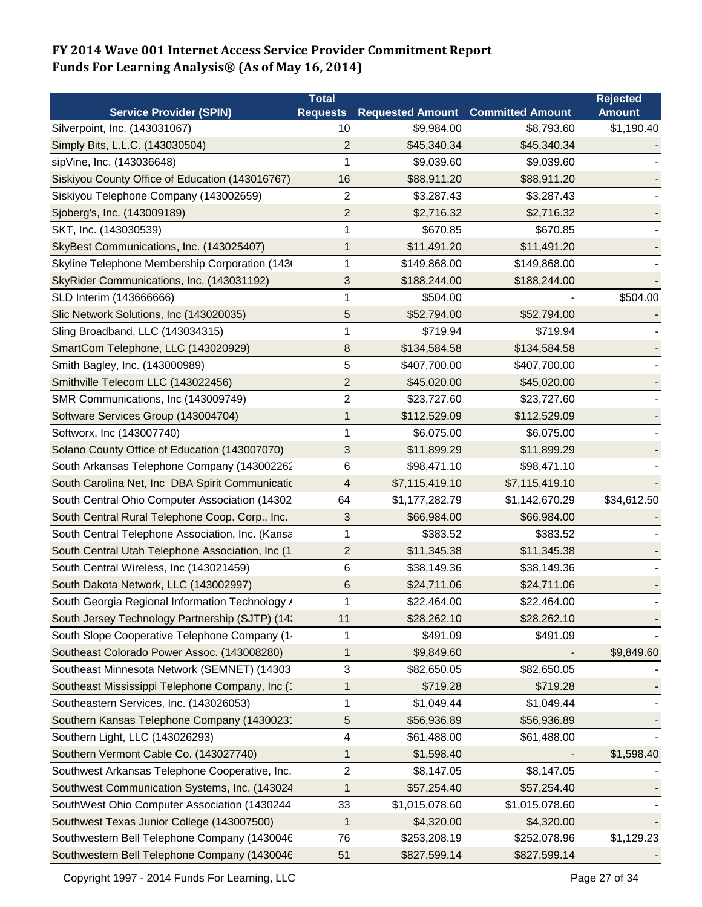# FY 2014 Wave 001 Internet Access Service Provider Commitment Report
# Funds For Learning Analysis® (As of May 16, 2014)

| Service Provider (SPIN) | Total Requests | Requested Amount | Committed Amount | Rejected Amount |
|---|---|---|---|---|
| Silverpoint, Inc. (143031067) | 10 | $9,984.00 | $8,793.60 | $1,190.40 |
| Simply Bits, L.L.C. (143030504) | 2 | $45,340.34 | $45,340.34 | - |
| sipVine, Inc. (143036648) | 1 | $9,039.60 | $9,039.60 | - |
| Siskiyou County Office of Education (143016767) | 16 | $88,911.20 | $88,911.20 | - |
| Siskiyou Telephone Company (143002659) | 2 | $3,287.43 | $3,287.43 | - |
| Sjoberg's, Inc. (143009189) | 2 | $2,716.32 | $2,716.32 | - |
| SKT, Inc. (143030539) | 1 | $670.85 | $670.85 | - |
| SkyBest Communications, Inc. (143025407) | 1 | $11,491.20 | $11,491.20 | - |
| Skyline Telephone Membership Corporation (143 | 1 | $149,868.00 | $149,868.00 | - |
| SkyRider Communications, Inc. (143031192) | 3 | $188,244.00 | $188,244.00 | - |
| SLD Interim (143666666) | 1 | $504.00 | - | $504.00 |
| Slic Network Solutions, Inc (143020035) | 5 | $52,794.00 | $52,794.00 | - |
| Sling Broadband, LLC (143034315) | 1 | $719.94 | $719.94 | - |
| SmartCom Telephone, LLC (143020929) | 8 | $134,584.58 | $134,584.58 | - |
| Smith Bagley, Inc. (143000989) | 5 | $407,700.00 | $407,700.00 | - |
| Smithville Telecom LLC (143022456) | 2 | $45,020.00 | $45,020.00 | - |
| SMR Communications, Inc (143009749) | 2 | $23,727.60 | $23,727.60 | - |
| Software Services Group (143004704) | 1 | $112,529.09 | $112,529.09 | - |
| Softworx, Inc (143007740) | 1 | $6,075.00 | $6,075.00 | - |
| Solano County Office of Education (143007070) | 3 | $11,899.29 | $11,899.29 | - |
| South Arkansas Telephone Company (14300226 | 6 | $98,471.10 | $98,471.10 | - |
| South Carolina Net, Inc DBA Spirit Communicatio | 4 | $7,115,419.10 | $7,115,419.10 | - |
| South Central Ohio Computer Association (14302 | 64 | $1,177,282.79 | $1,142,670.29 | $34,612.50 |
| South Central Rural Telephone Coop. Corp., Inc. | 3 | $66,984.00 | $66,984.00 | - |
| South Central Telephone Association, Inc. (Kansa | 1 | $383.52 | $383.52 | - |
| South Central Utah Telephone Association, Inc (1 | 2 | $11,345.38 | $11,345.38 | - |
| South Central Wireless, Inc (143021459) | 6 | $38,149.36 | $38,149.36 | - |
| South Dakota Network, LLC (143002997) | 6 | $24,711.06 | $24,711.06 | - |
| South Georgia Regional Information Technology A | 1 | $22,464.00 | $22,464.00 | - |
| South Jersey Technology Partnership (SJTP) (14 | 11 | $28,262.10 | $28,262.10 | - |
| South Slope Cooperative Telephone Company (1 | 1 | $491.09 | $491.09 | - |
| Southeast Colorado Power Assoc. (143008280) | 1 | $9,849.60 | - | $9,849.60 |
| Southeast Minnesota Network (SEMNET) (14303 | 3 | $82,650.05 | $82,650.05 | - |
| Southeast Mississippi Telephone Company, Inc (1 | 1 | $719.28 | $719.28 | - |
| Southeastern Services, Inc. (143026053) | 1 | $1,049.44 | $1,049.44 | - |
| Southern Kansas Telephone Company (1430023 | 5 | $56,936.89 | $56,936.89 | - |
| Southern Light, LLC (143026293) | 4 | $61,488.00 | $61,488.00 | - |
| Southern Vermont Cable Co. (143027740) | 1 | $1,598.40 | - | $1,598.40 |
| Southwest Arkansas Telephone Cooperative, Inc. | 2 | $8,147.05 | $8,147.05 | - |
| Southwest Communication Systems, Inc. (143024 | 1 | $57,254.40 | $57,254.40 | - |
| SouthWest Ohio Computer Association (1430244 | 33 | $1,015,078.60 | $1,015,078.60 | - |
| Southwest Texas Junior College (143007500) | 1 | $4,320.00 | $4,320.00 | - |
| Southwestern Bell Telephone Company (1430046 | 76 | $253,208.19 | $252,078.96 | $1,129.23 |
| Southwestern Bell Telephone Company (1430046 | 51 | $827,599.14 | $827,599.14 | - |

Copyright 1997 - 2014 Funds For Learning, LLC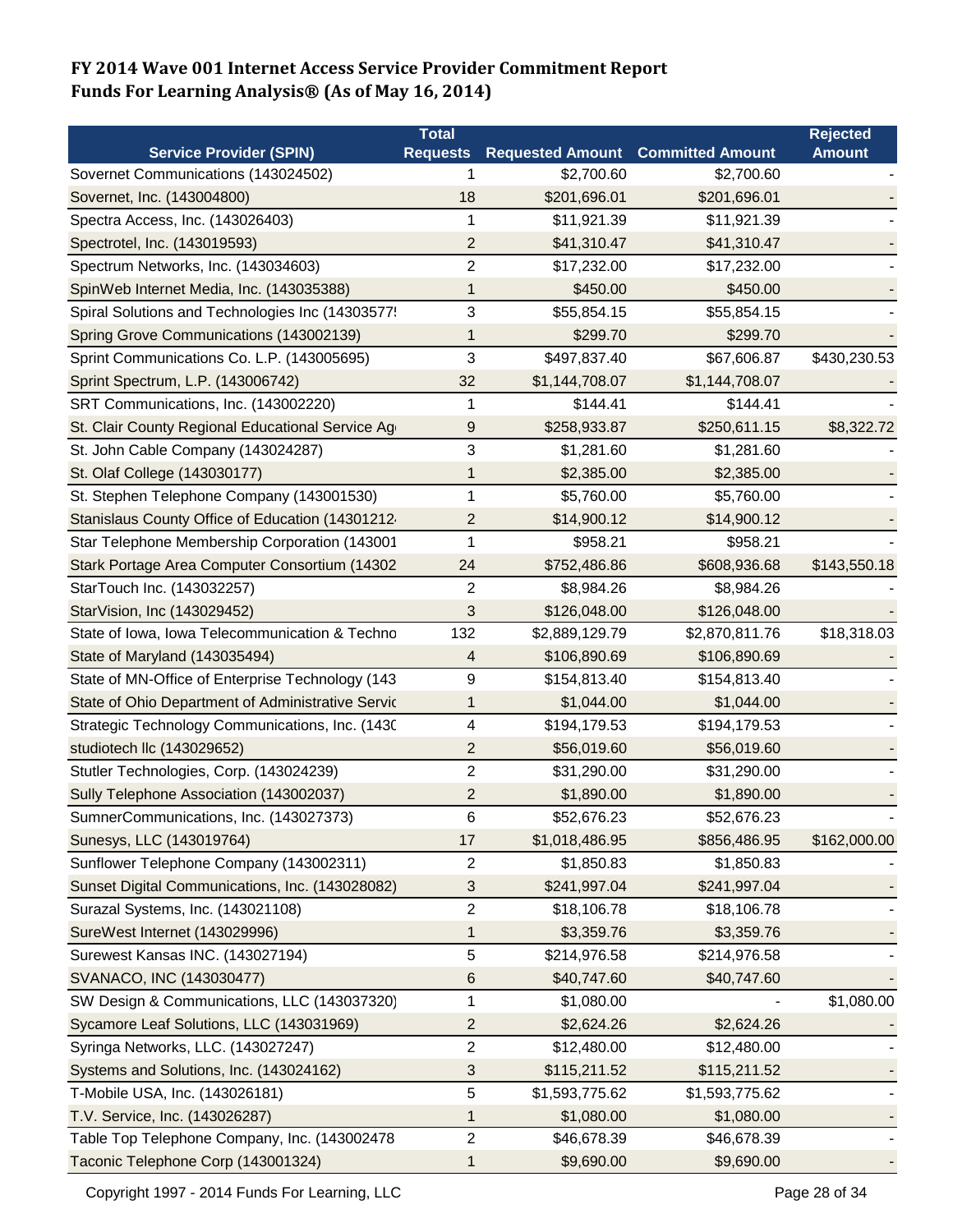# FY 2014 Wave 001 Internet Access Service Provider Commitment Report
## Funds For Learning Analysis® (As of May 16, 2014)

| Service Provider (SPIN) | Total Requests | Requested Amount | Committed Amount | Rejected Amount |
|---|---|---|---|---|
| Sovernet Communications (143024502) | 1 | $2,700.60 | $2,700.60 | - |
| Sovernet, Inc. (143004800) | 18 | $201,696.01 | $201,696.01 | - |
| Spectra Access, Inc. (143026403) | 1 | $11,921.39 | $11,921.39 | - |
| Spectrotel, Inc. (143019593) | 2 | $41,310.47 | $41,310.47 | - |
| Spectrum Networks, Inc. (143034603) | 2 | $17,232.00 | $17,232.00 | - |
| SpinWeb Internet Media, Inc. (143035388) | 1 | $450.00 | $450.00 | - |
| Spiral Solutions and Technologies Inc (14303577! | 3 | $55,854.15 | $55,854.15 | - |
| Spring Grove Communications (143002139) | 1 | $299.70 | $299.70 | - |
| Sprint Communications Co. L.P. (143005695) | 3 | $497,837.40 | $67,606.87 | $430,230.53 |
| Sprint Spectrum, L.P. (143006742) | 32 | $1,144,708.07 | $1,144,708.07 | - |
| SRT Communications, Inc. (143002220) | 1 | $144.41 | $144.41 | - |
| St. Clair County Regional Educational Service Ag | 9 | $258,933.87 | $250,611.15 | $8,322.72 |
| St. John Cable Company (143024287) | 3 | $1,281.60 | $1,281.60 | - |
| St. Olaf College (143030177) | 1 | $2,385.00 | $2,385.00 | - |
| St. Stephen Telephone Company (143001530) | 1 | $5,760.00 | $5,760.00 | - |
| Stanislaus County Office of Education (14301212 | 2 | $14,900.12 | $14,900.12 | - |
| Star Telephone Membership Corporation (143001 | 1 | $958.21 | $958.21 | - |
| Stark Portage Area Computer Consortium (14302 | 24 | $752,486.86 | $608,936.68 | $143,550.18 |
| StarTouch Inc. (143032257) | 2 | $8,984.26 | $8,984.26 | - |
| StarVision, Inc (143029452) | 3 | $126,048.00 | $126,048.00 | - |
| State of Iowa, Iowa Telecommunication & Techno | 132 | $2,889,129.79 | $2,870,811.76 | $18,318.03 |
| State of Maryland (143035494) | 4 | $106,890.69 | $106,890.69 | - |
| State of MN-Office of Enterprise Technology (143 | 9 | $154,813.40 | $154,813.40 | - |
| State of Ohio Department of Administrative Servic | 1 | $1,044.00 | $1,044.00 | - |
| Strategic Technology Communications, Inc. (143C | 4 | $194,179.53 | $194,179.53 | - |
| studiotech llc (143029652) | 2 | $56,019.60 | $56,019.60 | - |
| Stutler Technologies, Corp. (143024239) | 2 | $31,290.00 | $31,290.00 | - |
| Sully Telephone Association (143002037) | 2 | $1,890.00 | $1,890.00 | - |
| SumnerCommunications, Inc. (143027373) | 6 | $52,676.23 | $52,676.23 | - |
| Sunesys, LLC (143019764) | 17 | $1,018,486.95 | $856,486.95 | $162,000.00 |
| Sunflower Telephone Company (143002311) | 2 | $1,850.83 | $1,850.83 | - |
| Sunset Digital Communications, Inc. (143028082) | 3 | $241,997.04 | $241,997.04 | - |
| Surazal Systems, Inc. (143021108) | 2 | $18,106.78 | $18,106.78 | - |
| SureWest Internet (143029996) | 1 | $3,359.76 | $3,359.76 | - |
| Surewest Kansas INC. (143027194) | 5 | $214,976.58 | $214,976.58 | - |
| SVANACO, INC (143030477) | 6 | $40,747.60 | $40,747.60 | - |
| SW Design & Communications, LLC (143037320) | 1 | $1,080.00 | - | $1,080.00 |
| Sycamore Leaf Solutions, LLC (143031969) | 2 | $2,624.26 | $2,624.26 | - |
| Syringa Networks, LLC. (143027247) | 2 | $12,480.00 | $12,480.00 | - |
| Systems and Solutions, Inc. (143024162) | 3 | $115,211.52 | $115,211.52 | - |
| T-Mobile USA, Inc. (143026181) | 5 | $1,593,775.62 | $1,593,775.62 | - |
| T.V. Service, Inc. (143026287) | 1 | $1,080.00 | $1,080.00 | - |
| Table Top Telephone Company, Inc. (143002478 | 2 | $46,678.39 | $46,678.39 | - |
| Taconic Telephone Corp (143001324) | 1 | $9,690.00 | $9,690.00 | - |

Copyright 1997 - 2014 Funds For Learning, LLC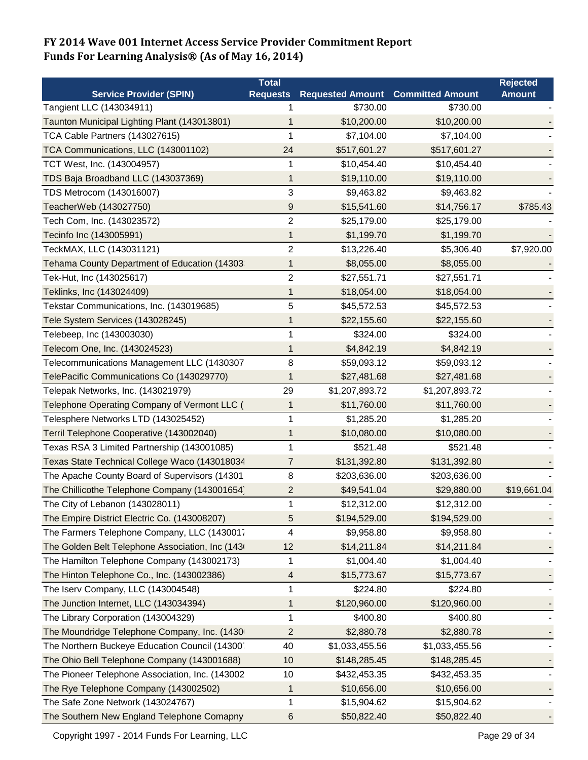**FY 2014 Wave 001 Internet Access Service Provider Commitment Report**
**Funds For Learning Analysis® (As of May 16, 2014)**

| Service Provider (SPIN) | Total Requests | Requested Amount | Committed Amount | Rejected Amount |
|---|---|---|---|---|
| Tangient LLC (143034911) | 1 | $730.00 | $730.00 | - |
| Taunton Municipal Lighting Plant (143013801) | 1 | $10,200.00 | $10,200.00 | - |
| TCA Cable Partners (143027615) | 1 | $7,104.00 | $7,104.00 | - |
| TCA Communications, LLC (143001102) | 24 | $517,601.27 | $517,601.27 | - |
| TCT West, Inc. (143004957) | 1 | $10,454.40 | $10,454.40 | - |
| TDS Baja Broadband LLC (143037369) | 1 | $19,110.00 | $19,110.00 | - |
| TDS Metrocom (143016007) | 3 | $9,463.82 | $9,463.82 | - |
| TeacherWeb (143027750) | 9 | $15,541.60 | $14,756.17 | $785.43 |
| Tech Com, Inc. (143023572) | 2 | $25,179.00 | $25,179.00 | - |
| Tecinfo Inc (143005991) | 1 | $1,199.70 | $1,199.70 | - |
| TeckMAX, LLC (143031121) | 2 | $13,226.40 | $5,306.40 | $7,920.00 |
| Tehama County Department of Education (14303 | 1 | $8,055.00 | $8,055.00 | - |
| Tek-Hut, Inc (143025617) | 2 | $27,551.71 | $27,551.71 | - |
| Teklinks, Inc (143024409) | 1 | $18,054.00 | $18,054.00 | - |
| Tekstar Communications, Inc. (143019685) | 5 | $45,572.53 | $45,572.53 | - |
| Tele System Services (143028245) | 1 | $22,155.60 | $22,155.60 | - |
| Telebeep, Inc (143003030) | 1 | $324.00 | $324.00 | - |
| Telecom One, Inc. (143024523) | 1 | $4,842.19 | $4,842.19 | - |
| Telecommunications Management LLC (1430307 | 8 | $59,093.12 | $59,093.12 | - |
| TelePacific Communications Co (143029770) | 1 | $27,481.68 | $27,481.68 | - |
| Telepak Networks, Inc. (143021979) | 29 | $1,207,893.72 | $1,207,893.72 | - |
| Telephone Operating Company of Vermont LLC ( | 1 | $11,760.00 | $11,760.00 | - |
| Telesphere Networks LTD (143025452) | 1 | $1,285.20 | $1,285.20 | - |
| Terril Telephone Cooperative (143002040) | 1 | $10,080.00 | $10,080.00 | - |
| Texas RSA 3 Limited Partnership (143001085) | 1 | $521.48 | $521.48 | - |
| Texas State Technical College Waco (143018034 | 7 | $131,392.80 | $131,392.80 | - |
| The Apache County Board of Supervisors (14301 | 8 | $203,636.00 | $203,636.00 | - |
| The Chillicothe Telephone Company (143001654) | 2 | $49,541.04 | $29,880.00 | $19,661.04 |
| The City of Lebanon (143028011) | 1 | $12,312.00 | $12,312.00 | - |
| The Empire District Electric Co. (143008207) | 5 | $194,529.00 | $194,529.00 | - |
| The Farmers Telephone Company, LLC (1430017 | 4 | $9,958.80 | $9,958.80 | - |
| The Golden Belt Telephone Association, Inc (143 | 12 | $14,211.84 | $14,211.84 | - |
| The Hamilton Telephone Company (143002173) | 1 | $1,004.40 | $1,004.40 | - |
| The Hinton Telephone Co., Inc. (143002386) | 4 | $15,773.67 | $15,773.67 | - |
| The Iserv Company, LLC (143004548) | 1 | $224.80 | $224.80 | - |
| The Junction Internet, LLC (143034394) | 1 | $120,960.00 | $120,960.00 | - |
| The Library Corporation (143004329) | 1 | $400.80 | $400.80 | - |
| The Moundridge Telephone Company, Inc. (1430 | 2 | $2,880.78 | $2,880.78 | - |
| The Northern Buckeye Education Council (143007 | 40 | $1,033,455.56 | $1,033,455.56 | - |
| The Ohio Bell Telephone Company (143001688) | 10 | $148,285.45 | $148,285.45 | - |
| The Pioneer Telephone Association, Inc. (143002 | 10 | $432,453.35 | $432,453.35 | - |
| The Rye Telephone Company (143002502) | 1 | $10,656.00 | $10,656.00 | - |
| The Safe Zone Network (143024767) | 1 | $15,904.62 | $15,904.62 | - |
| The Southern New England Telephone Comapny | 6 | $50,822.40 | $50,822.40 | - |

Copyright 1997 - 2014 Funds For Learning, LLC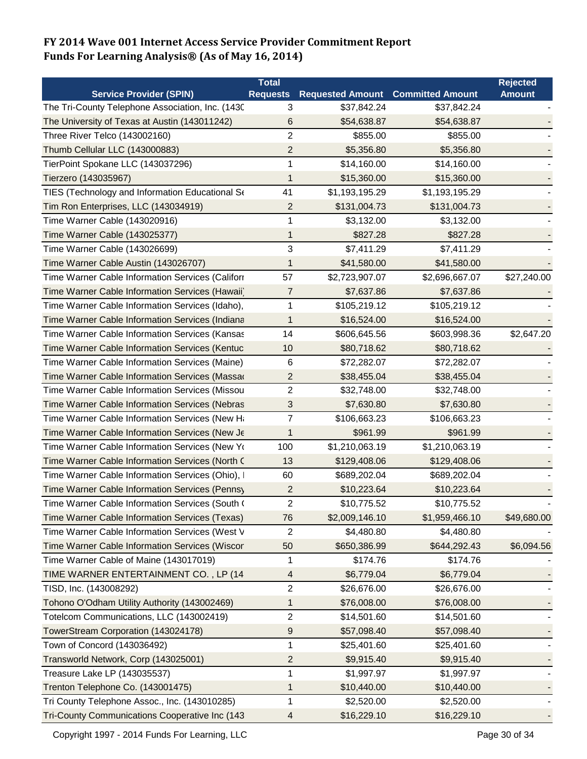# FY 2014 Wave 001 Internet Access Service Provider Commitment Report
## Funds For Learning Analysis® (As of May 16, 2014)

| Service Provider (SPIN) | Total Requests | Requested Amount | Committed Amount | Rejected Amount |
|---|---|---|---|---|
| The Tri-County Telephone Association, Inc. (1430 | 3 | $37,842.24 | $37,842.24 | - |
| The University of Texas at Austin (143011242) | 6 | $54,638.87 | $54,638.87 | - |
| Three River Telco (143002160) | 2 | $855.00 | $855.00 | - |
| Thumb Cellular LLC (143000883) | 2 | $5,356.80 | $5,356.80 | - |
| TierPoint Spokane LLC (143037296) | 1 | $14,160.00 | $14,160.00 | - |
| Tierzero (143035967) | 1 | $15,360.00 | $15,360.00 | - |
| TIES (Technology and Information Educational Se | 41 | $1,193,195.29 | $1,193,195.29 | - |
| Tim Ron Enterprises, LLC (143034919) | 2 | $131,004.73 | $131,004.73 | - |
| Time Warner Cable (143020916) | 1 | $3,132.00 | $3,132.00 | - |
| Time Warner Cable (143025377) | 1 | $827.28 | $827.28 | - |
| Time Warner Cable (143026699) | 3 | $7,411.29 | $7,411.29 | - |
| Time Warner Cable Austin (143026707) | 1 | $41,580.00 | $41,580.00 | - |
| Time Warner Cable Information Services (Califorr | 57 | $2,723,907.07 | $2,696,667.07 | $27,240.00 |
| Time Warner Cable Information Services (Hawaii) | 7 | $7,637.86 | $7,637.86 | - |
| Time Warner Cable Information Services (Idaho), | 1 | $105,219.12 | $105,219.12 | - |
| Time Warner Cable Information Services (Indiana | 1 | $16,524.00 | $16,524.00 | - |
| Time Warner Cable Information Services (Kansas | 14 | $606,645.56 | $603,998.36 | $2,647.20 |
| Time Warner Cable Information Services (Kentuc | 10 | $80,718.62 | $80,718.62 | - |
| Time Warner Cable Information Services (Maine) | 6 | $72,282.07 | $72,282.07 | - |
| Time Warner Cable Information Services (Massa | 2 | $38,455.04 | $38,455.04 | - |
| Time Warner Cable Information Services (Missou | 2 | $32,748.00 | $32,748.00 | - |
| Time Warner Cable Information Services (Nebras | 3 | $7,630.80 | $7,630.80 | - |
| Time Warner Cable Information Services (New Ha | 7 | $106,663.23 | $106,663.23 | - |
| Time Warner Cable Information Services (New Je | 1 | $961.99 | $961.99 | - |
| Time Warner Cable Information Services (New Yo | 100 | $1,210,063.19 | $1,210,063.19 | - |
| Time Warner Cable Information Services (North C | 13 | $129,408.06 | $129,408.06 | - |
| Time Warner Cable Information Services (Ohio), I | 60 | $689,202.04 | $689,202.04 | - |
| Time Warner Cable Information Services (Pennsy | 2 | $10,223.64 | $10,223.64 | - |
| Time Warner Cable Information Services (South ( | 2 | $10,775.52 | $10,775.52 | - |
| Time Warner Cable Information Services (Texas) | 76 | $2,009,146.10 | $1,959,466.10 | $49,680.00 |
| Time Warner Cable Information Services (West V | 2 | $4,480.80 | $4,480.80 | - |
| Time Warner Cable Information Services (Wiscor | 50 | $650,386.99 | $644,292.43 | $6,094.56 |
| Time Warner Cable of Maine (143017019) | 1 | $174.76 | $174.76 | - |
| TIME WARNER ENTERTAINMENT CO. , LP (14 | 4 | $6,779.04 | $6,779.04 | - |
| TISD, Inc. (143008292) | 2 | $26,676.00 | $26,676.00 | - |
| Tohono O'Odham Utility Authority (143002469) | 1 | $76,008.00 | $76,008.00 | - |
| Totelcom Communications, LLC (143002419) | 2 | $14,501.60 | $14,501.60 | - |
| TowerStream Corporation (143024178) | 9 | $57,098.40 | $57,098.40 | - |
| Town of Concord (143036492) | 1 | $25,401.60 | $25,401.60 | - |
| Transworld Network, Corp (143025001) | 2 | $9,915.40 | $9,915.40 | - |
| Treasure Lake LP (143035537) | 1 | $1,997.97 | $1,997.97 | - |
| Trenton Telephone Co. (143001475) | 1 | $10,440.00 | $10,440.00 | - |
| Tri County Telephone Assoc., Inc. (143010285) | 1 | $2,520.00 | $2,520.00 | - |
| Tri-County Communications Cooperative Inc (143 | 4 | $16,229.10 | $16,229.10 | - |

Copyright 1997 - 2014 Funds For Learning, LLC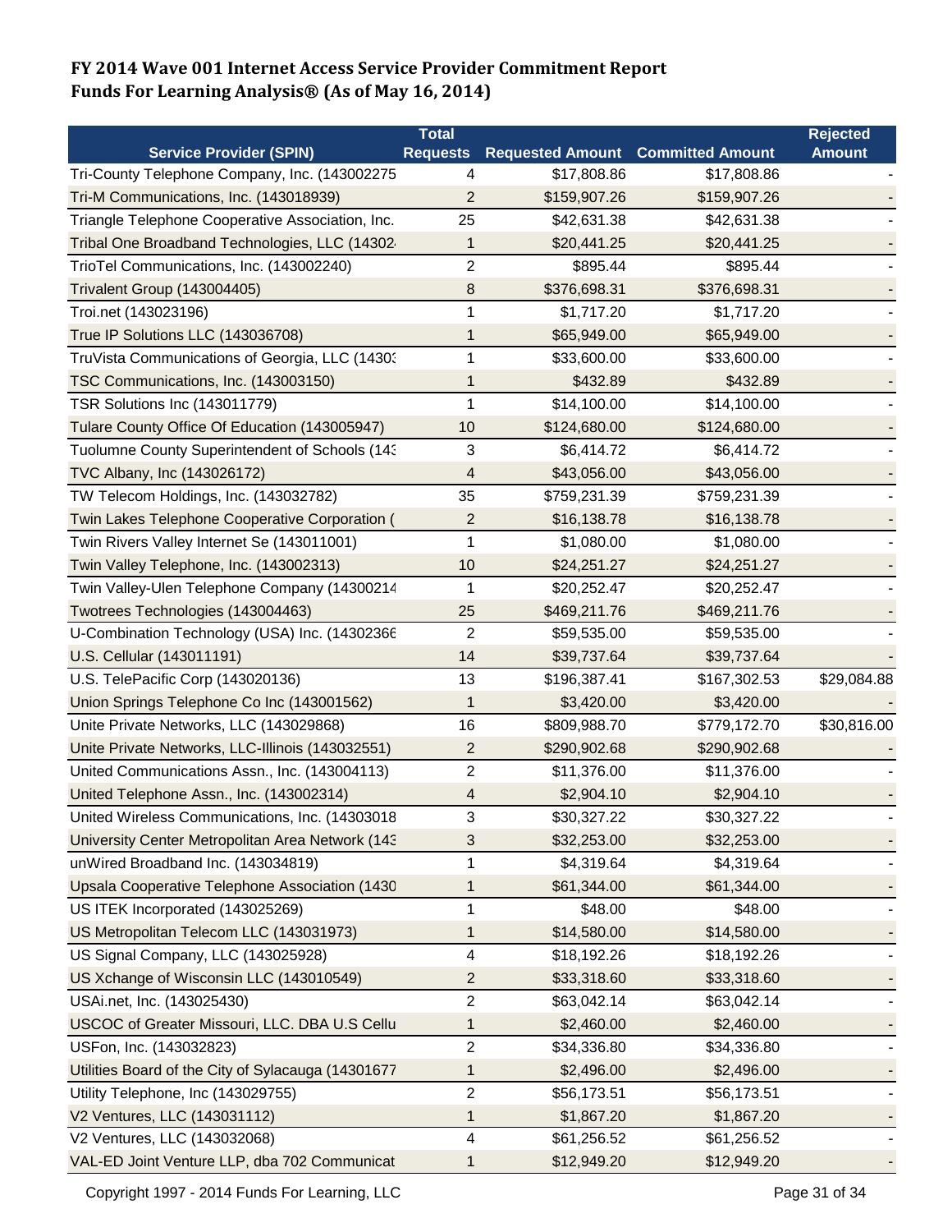# FY 2014 Wave 001 Internet Access Service Provider Commitment Report
# Funds For Learning Analysis® (As of May 16, 2014)

| Service Provider (SPIN) | Total Requests | Requested Amount | Committed Amount | Rejected Amount |
|---|---|---|---|---|
| Tri-County Telephone Company, Inc. (143002275 | 4 | $17,808.86 | $17,808.86 | - |
| Tri-M Communications, Inc. (143018939) | 2 | $159,907.26 | $159,907.26 | - |
| Triangle Telephone Cooperative Association, Inc. | 25 | $42,631.38 | $42,631.38 | - |
| Tribal One Broadband Technologies, LLC (14302 | 1 | $20,441.25 | $20,441.25 | - |
| TrioTel Communications, Inc. (143002240) | 2 | $895.44 | $895.44 | - |
| Trivalent Group (143004405) | 8 | $376,698.31 | $376,698.31 | - |
| Troi.net (143023196) | 1 | $1,717.20 | $1,717.20 | - |
| True IP Solutions LLC (143036708) | 1 | $65,949.00 | $65,949.00 | - |
| TruVista Communications of Georgia, LLC (1430 | 1 | $33,600.00 | $33,600.00 | - |
| TSC Communications, Inc. (143003150) | 1 | $432.89 | $432.89 | - |
| TSR Solutions Inc (143011779) | 1 | $14,100.00 | $14,100.00 | - |
| Tulare County Office Of Education (143005947) | 10 | $124,680.00 | $124,680.00 | - |
| Tuolumne County Superintendent of Schools (14 | 3 | $6,414.72 | $6,414.72 | - |
| TVC Albany, Inc (143026172) | 4 | $43,056.00 | $43,056.00 | - |
| TW Telecom Holdings, Inc. (143032782) | 35 | $759,231.39 | $759,231.39 | - |
| Twin Lakes Telephone Cooperative Corporation ( | 2 | $16,138.78 | $16,138.78 | - |
| Twin Rivers Valley Internet Se (143011001) | 1 | $1,080.00 | $1,080.00 | - |
| Twin Valley Telephone, Inc. (143002313) | 10 | $24,251.27 | $24,251.27 | - |
| Twin Valley-Ulen Telephone Company (14300214 | 1 | $20,252.47 | $20,252.47 | - |
| Twotrees Technologies (143004463) | 25 | $469,211.76 | $469,211.76 | - |
| U-Combination Technology (USA) Inc. (14302366 | 2 | $59,535.00 | $59,535.00 | - |
| U.S. Cellular (143011191) | 14 | $39,737.64 | $39,737.64 | - |
| U.S. TelePacific Corp (143020136) | 13 | $196,387.41 | $167,302.53 | $29,084.88 |
| Union Springs Telephone Co Inc (143001562) | 1 | $3,420.00 | $3,420.00 | - |
| Unite Private Networks, LLC (143029868) | 16 | $809,988.70 | $779,172.70 | $30,816.00 |
| Unite Private Networks, LLC-Illinois (143032551) | 2 | $290,902.68 | $290,902.68 | - |
| United Communications Assn., Inc. (143004113) | 2 | $11,376.00 | $11,376.00 | - |
| United Telephone Assn., Inc. (143002314) | 4 | $2,904.10 | $2,904.10 | - |
| United Wireless Communications, Inc. (14303018 | 3 | $30,327.22 | $30,327.22 | - |
| University Center Metropolitan Area Network (14 | 3 | $32,253.00 | $32,253.00 | - |
| unWired Broadband Inc. (143034819) | 1 | $4,319.64 | $4,319.64 | - |
| Upsala Cooperative Telephone Association (1430 | 1 | $61,344.00 | $61,344.00 | - |
| US ITEK Incorporated (143025269) | 1 | $48.00 | $48.00 | - |
| US Metropolitan Telecom LLC (143031973) | 1 | $14,580.00 | $14,580.00 | - |
| US Signal Company, LLC (143025928) | 4 | $18,192.26 | $18,192.26 | - |
| US Xchange of Wisconsin LLC (143010549) | 2 | $33,318.60 | $33,318.60 | - |
| USAi.net, Inc. (143025430) | 2 | $63,042.14 | $63,042.14 | - |
| USCOC of Greater Missouri, LLC. DBA U.S Cellu | 1 | $2,460.00 | $2,460.00 | - |
| USFon, Inc. (143032823) | 2 | $34,336.80 | $34,336.80 | - |
| Utilities Board of the City of Sylacauga (14301677 | 1 | $2,496.00 | $2,496.00 | - |
| Utility Telephone, Inc (143029755) | 2 | $56,173.51 | $56,173.51 | - |
| V2 Ventures, LLC (143031112) | 1 | $1,867.20 | $1,867.20 | - |
| V2 Ventures, LLC (143032068) | 4 | $61,256.52 | $61,256.52 | - |
| VAL-ED Joint Venture LLP, dba 702 Communicat | 1 | $12,949.20 | $12,949.20 | - |

Copyright 1997 - 2014 Funds For Learning, LLC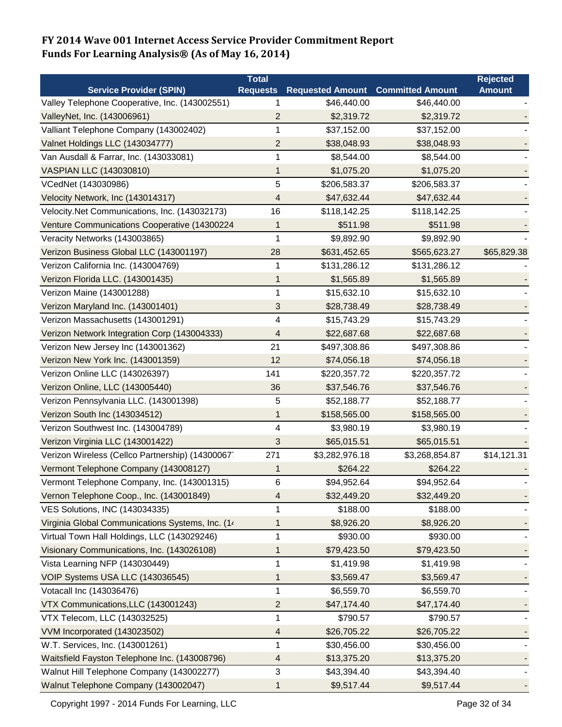# FY 2014 Wave 001 Internet Access Service Provider Commitment Report
# Funds For Learning Analysis® (As of May 16, 2014)

| Service Provider (SPIN) | Total Requests | Requested Amount | Committed Amount | Rejected Amount |
|---|---|---|---|---|
| Valley Telephone Cooperative, Inc. (143002551) | 1 | $46,440.00 | $46,440.00 | - |
| ValleyNet, Inc. (143006961) | 2 | $2,319.72 | $2,319.72 | - |
| Valliant Telephone Company (143002402) | 1 | $37,152.00 | $37,152.00 | - |
| Valnet Holdings LLC (143034777) | 2 | $38,048.93 | $38,048.93 | - |
| Van Ausdall & Farrar, Inc. (143033081) | 1 | $8,544.00 | $8,544.00 | - |
| VASPIAN LLC (143030810) | 1 | $1,075.20 | $1,075.20 | - |
| VCedNet (143030986) | 5 | $206,583.37 | $206,583.37 | - |
| Velocity Network, Inc (143014317) | 4 | $47,632.44 | $47,632.44 | - |
| Velocity.Net Communications, Inc. (143032173) | 16 | $118,142.25 | $118,142.25 | - |
| Venture Communications Cooperative (14300224 | 1 | $511.98 | $511.98 | - |
| Veracity Networks (143003865) | 1 | $9,892.90 | $9,892.90 | - |
| Verizon Business Global LLC (143001197) | 28 | $631,452.65 | $565,623.27 | $65,829.38 |
| Verizon California Inc. (143004769) | 1 | $131,286.12 | $131,286.12 | - |
| Verizon Florida LLC. (143001435) | 1 | $1,565.89 | $1,565.89 | - |
| Verizon Maine (143001288) | 1 | $15,632.10 | $15,632.10 | - |
| Verizon Maryland Inc. (143001401) | 3 | $28,738.49 | $28,738.49 | - |
| Verizon Massachusetts (143001291) | 4 | $15,743.29 | $15,743.29 | - |
| Verizon Network Integration Corp (143004333) | 4 | $22,687.68 | $22,687.68 | - |
| Verizon New Jersey Inc (143001362) | 21 | $497,308.86 | $497,308.86 | - |
| Verizon New York Inc. (143001359) | 12 | $74,056.18 | $74,056.18 | - |
| Verizon Online LLC (143026397) | 141 | $220,357.72 | $220,357.72 | - |
| Verizon Online, LLC (143005440) | 36 | $37,546.76 | $37,546.76 | - |
| Verizon Pennsylvania LLC. (143001398) | 5 | $52,188.77 | $52,188.77 | - |
| Verizon South Inc (143034512) | 1 | $158,565.00 | $158,565.00 | - |
| Verizon Southwest Inc. (143004789) | 4 | $3,980.19 | $3,980.19 | - |
| Verizon Virginia LLC (143001422) | 3 | $65,015.51 | $65,015.51 | - |
| Verizon Wireless (Cellco Partnership) (14300067 | 271 | $3,282,976.18 | $3,268,854.87 | $14,121.31 |
| Vermont Telephone Company (143008127) | 1 | $264.22 | $264.22 | - |
| Vermont Telephone Company, Inc. (143001315) | 6 | $94,952.64 | $94,952.64 | - |
| Vernon Telephone Coop., Inc. (143001849) | 4 | $32,449.20 | $32,449.20 | - |
| VES Solutions, INC (143034335) | 1 | $188.00 | $188.00 | - |
| Virginia Global Communications Systems, Inc. (14 | 1 | $8,926.20 | $8,926.20 | - |
| Virtual Town Hall Holdings, LLC (143029246) | 1 | $930.00 | $930.00 | - |
| Visionary Communications, Inc. (143026108) | 1 | $79,423.50 | $79,423.50 | - |
| Vista Learning NFP (143030449) | 1 | $1,419.98 | $1,419.98 | - |
| VOIP Systems USA LLC (143036545) | 1 | $3,569.47 | $3,569.47 | - |
| Votacall Inc (143036476) | 1 | $6,559.70 | $6,559.70 | - |
| VTX Communications,LLC (143001243) | 2 | $47,174.40 | $47,174.40 | - |
| VTX Telecom, LLC (143032525) | 1 | $790.57 | $790.57 | - |
| VVM Incorporated (143023502) | 4 | $26,705.22 | $26,705.22 | - |
| W.T. Services, Inc. (143001261) | 1 | $30,456.00 | $30,456.00 | - |
| Waitsfield Fayston Telephone Inc. (143008796) | 4 | $13,375.20 | $13,375.20 | - |
| Walnut Hill Telephone Company (143002277) | 3 | $43,394.40 | $43,394.40 | - |
| Walnut Telephone Company (143002047) | 1 | $9,517.44 | $9,517.44 | - |

Copyright 1997 - 2014 Funds For Learning, LLC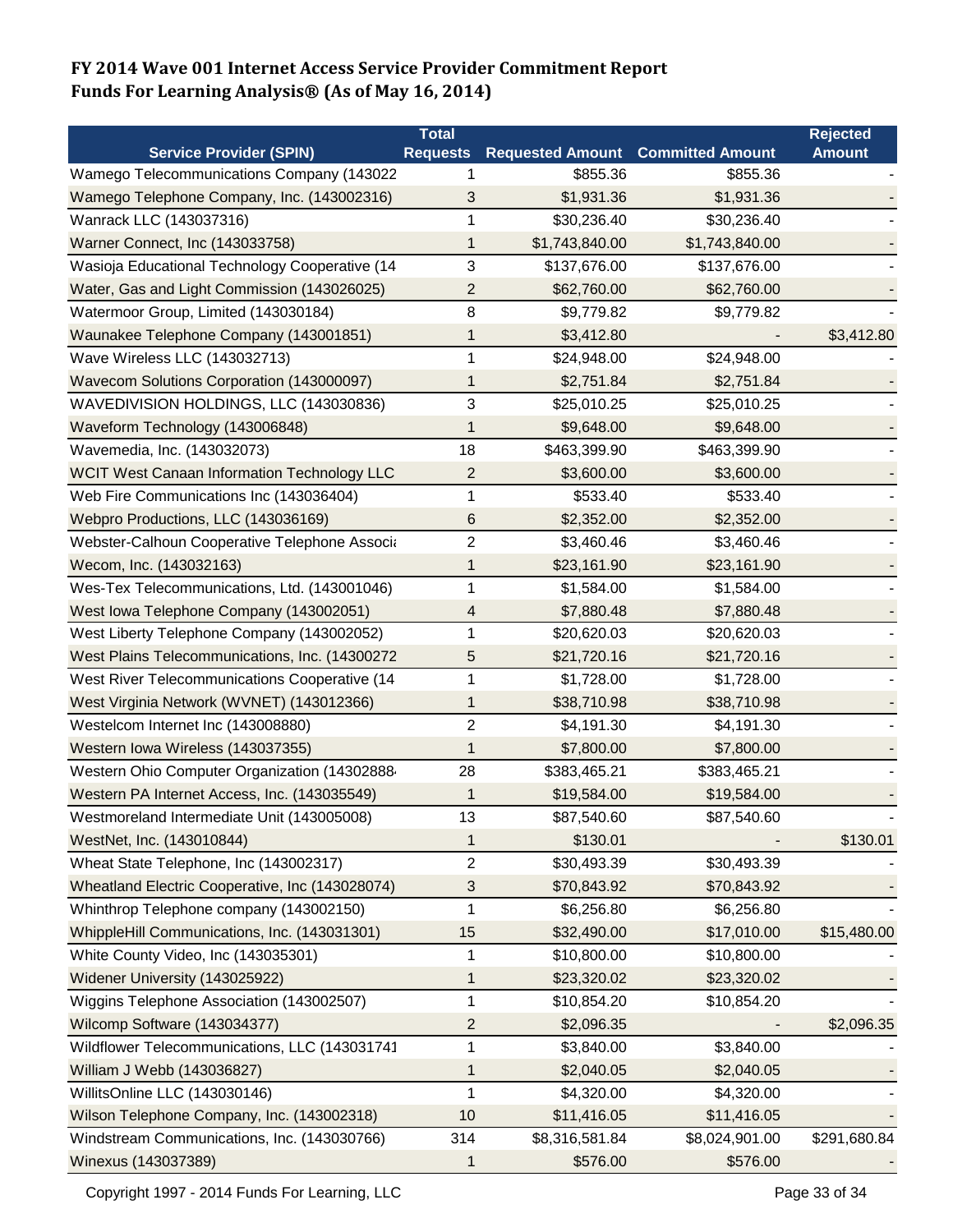## FY 2014 Wave 001 Internet Access Service Provider Commitment Report
## Funds For Learning Analysis® (As of May 16, 2014)

| Service Provider (SPIN) | Total Requests | Requested Amount | Committed Amount | Rejected Amount |
|---|---|---|---|---|
| Wamego Telecommunications Company (143022 | 1 | $855.36 | $855.36 | - |
| Wamego Telephone Company, Inc. (143002316) | 3 | $1,931.36 | $1,931.36 | - |
| Wanrack LLC (143037316) | 1 | $30,236.40 | $30,236.40 | - |
| Warner Connect, Inc (143033758) | 1 | $1,743,840.00 | $1,743,840.00 | - |
| Wasioja Educational Technology Cooperative (14 | 3 | $137,676.00 | $137,676.00 | - |
| Water, Gas and Light Commission (143026025) | 2 | $62,760.00 | $62,760.00 | - |
| Watermoor Group, Limited (143030184) | 8 | $9,779.82 | $9,779.82 | - |
| Waunakee Telephone Company (143001851) | 1 | $3,412.80 | - | $3,412.80 |
| Wave Wireless LLC (143032713) | 1 | $24,948.00 | $24,948.00 | - |
| Wavecom Solutions Corporation (143000097) | 1 | $2,751.84 | $2,751.84 | - |
| WAVEDIVISION HOLDINGS, LLC (143030836) | 3 | $25,010.25 | $25,010.25 | - |
| Waveform Technology (143006848) | 1 | $9,648.00 | $9,648.00 | - |
| Wavemedia, Inc. (143032073) | 18 | $463,399.90 | $463,399.90 | - |
| WCIT West Canaan Information Technology LLC | 2 | $3,600.00 | $3,600.00 | - |
| Web Fire Communications Inc (143036404) | 1 | $533.40 | $533.40 | - |
| Webpro Productions, LLC (143036169) | 6 | $2,352.00 | $2,352.00 | - |
| Webster-Calhoun Cooperative Telephone Associa | 2 | $3,460.46 | $3,460.46 | - |
| Wecom, Inc. (143032163) | 1 | $23,161.90 | $23,161.90 | - |
| Wes-Tex Telecommunications, Ltd. (143001046) | 1 | $1,584.00 | $1,584.00 | - |
| West Iowa Telephone Company (143002051) | 4 | $7,880.48 | $7,880.48 | - |
| West Liberty Telephone Company (143002052) | 1 | $20,620.03 | $20,620.03 | - |
| West Plains Telecommunications, Inc. (14300272 | 5 | $21,720.16 | $21,720.16 | - |
| West River Telecommunications Cooperative (14 | 1 | $1,728.00 | $1,728.00 | - |
| West Virginia Network (WVNET) (143012366) | 1 | $38,710.98 | $38,710.98 | - |
| Westelcom Internet Inc (143008880) | 2 | $4,191.30 | $4,191.30 | - |
| Western Iowa Wireless (143037355) | 1 | $7,800.00 | $7,800.00 | - |
| Western Ohio Computer Organization (14302888 | 28 | $383,465.21 | $383,465.21 | - |
| Western PA Internet Access, Inc. (143035549) | 1 | $19,584.00 | $19,584.00 | - |
| Westmoreland Intermediate Unit (143005008) | 13 | $87,540.60 | $87,540.60 | - |
| WestNet, Inc. (143010844) | 1 | $130.01 | - | $130.01 |
| Wheat State Telephone, Inc (143002317) | 2 | $30,493.39 | $30,493.39 | - |
| Wheatland Electric Cooperative, Inc (143028074) | 3 | $70,843.92 | $70,843.92 | - |
| Whinthrop Telephone company (143002150) | 1 | $6,256.80 | $6,256.80 | - |
| WhippleHill Communications, Inc. (143031301) | 15 | $32,490.00 | $17,010.00 | $15,480.00 |
| White County Video, Inc (143035301) | 1 | $10,800.00 | $10,800.00 | - |
| Widener University (143025922) | 1 | $23,320.02 | $23,320.02 | - |
| Wiggins Telephone Association (143002507) | 1 | $10,854.20 | $10,854.20 | - |
| Wilcomp Software (143034377) | 2 | $2,096.35 | - | $2,096.35 |
| Wildflower Telecommunications, LLC (143031741 | 1 | $3,840.00 | $3,840.00 | - |
| William J Webb (143036827) | 1 | $2,040.05 | $2,040.05 | - |
| WillitsOnline LLC (143030146) | 1 | $4,320.00 | $4,320.00 | - |
| Wilson Telephone Company, Inc. (143002318) | 10 | $11,416.05 | $11,416.05 | - |
| Windstream Communications, Inc. (143030766) | 314 | $8,316,581.84 | $8,024,901.00 | $291,680.84 |
| Winexus (143037389) | 1 | $576.00 | $576.00 | - |

Copyright 1997 - 2014 Funds For Learning, LLC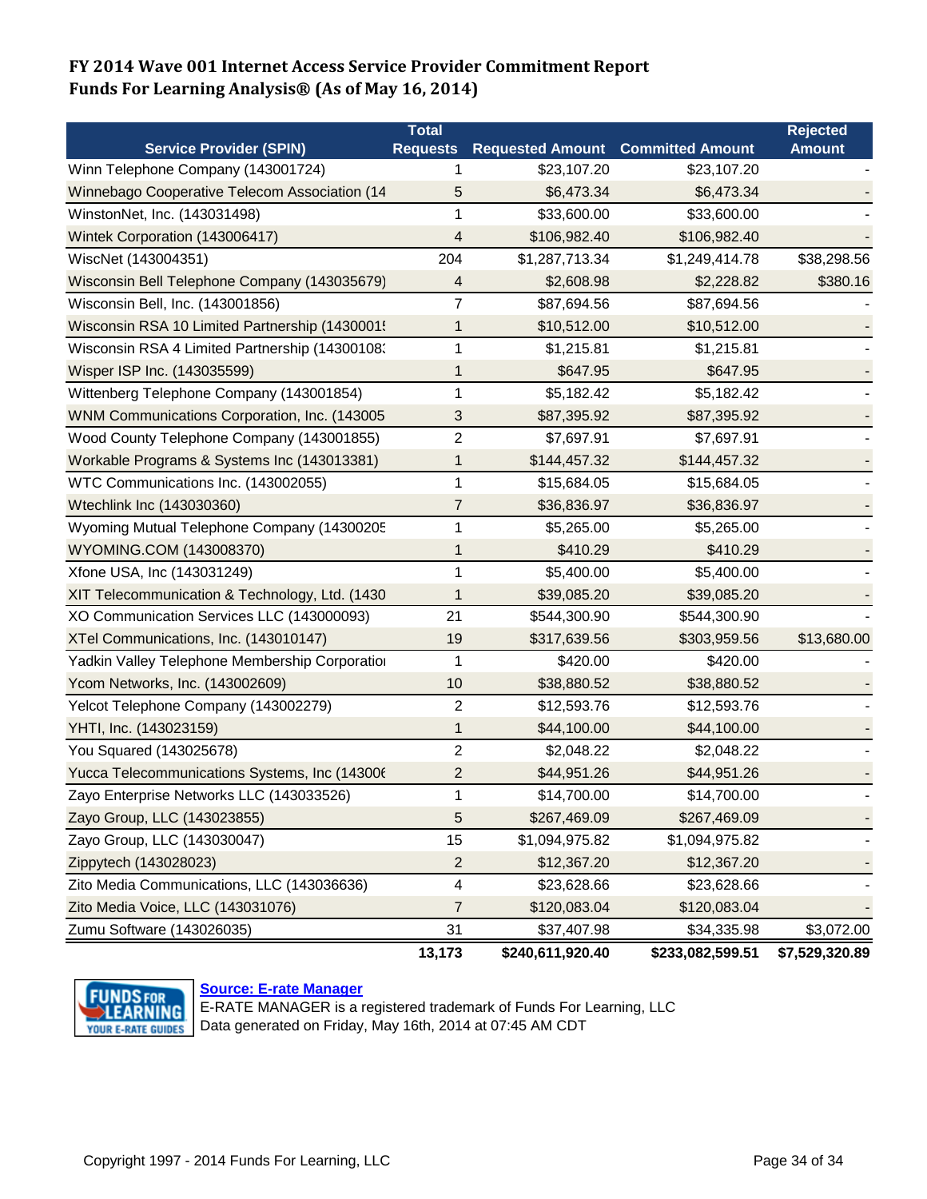# FY 2014 Wave 001 Internet Access Service Provider Commitment Report
## Funds For Learning Analysis® (As of May 16, 2014)

| Service Provider (SPIN) | Total Requests | Requested Amount | Committed Amount | Rejected Amount |
|---|---|---|---|---|
| Winn Telephone Company (143001724) | 1 | $23,107.20 | $23,107.20 | - |
| Winnebago Cooperative Telecom Association (14 | 5 | $6,473.34 | $6,473.34 | - |
| WinstonNet, Inc. (143031498) | 1 | $33,600.00 | $33,600.00 | - |
| Wintek Corporation (143006417) | 4 | $106,982.40 | $106,982.40 | - |
| WiscNet (143004351) | 204 | $1,287,713.34 | $1,249,414.78 | $38,298.56 |
| Wisconsin Bell Telephone Company (143035679) | 4 | $2,608.98 | $2,228.82 | $380.16 |
| Wisconsin Bell, Inc. (143001856) | 7 | $87,694.56 | $87,694.56 | - |
| Wisconsin RSA 10 Limited Partnership (1430001 | 1 | $10,512.00 | $10,512.00 | - |
| Wisconsin RSA 4 Limited Partnership (14300108 | 1 | $1,215.81 | $1,215.81 | - |
| Wisper ISP Inc. (143035599) | 1 | $647.95 | $647.95 | - |
| Wittenberg Telephone Company (143001854) | 1 | $5,182.42 | $5,182.42 | - |
| WNM Communications Corporation, Inc. (143005 | 3 | $87,395.92 | $87,395.92 | - |
| Wood County Telephone Company (143001855) | 2 | $7,697.91 | $7,697.91 | - |
| Workable Programs & Systems Inc (143013381) | 1 | $144,457.32 | $144,457.32 | - |
| WTC Communications Inc. (143002055) | 1 | $15,684.05 | $15,684.05 | - |
| Wtechlink Inc (143030360) | 7 | $36,836.97 | $36,836.97 | - |
| Wyoming Mutual Telephone Company (14300205 | 1 | $5,265.00 | $5,265.00 | - |
| WYOMING.COM (143008370) | 1 | $410.29 | $410.29 | - |
| Xfone USA, Inc (143031249) | 1 | $5,400.00 | $5,400.00 | - |
| XIT Telecommunication & Technology, Ltd. (1430 | 1 | $39,085.20 | $39,085.20 | - |
| XO Communication Services LLC (143000093) | 21 | $544,300.90 | $544,300.90 | - |
| XTel Communications, Inc. (143010147) | 19 | $317,639.56 | $303,959.56 | $13,680.00 |
| Yadkin Valley Telephone Membership Corporatio | 1 | $420.00 | $420.00 | - |
| Ycom Networks, Inc. (143002609) | 10 | $38,880.52 | $38,880.52 | - |
| Yelcot Telephone Company (143002279) | 2 | $12,593.76 | $12,593.76 | - |
| YHTI, Inc. (143023159) | 1 | $44,100.00 | $44,100.00 | - |
| You Squared (143025678) | 2 | $2,048.22 | $2,048.22 | - |
| Yucca Telecommunications Systems, Inc (143006 | 2 | $44,951.26 | $44,951.26 | - |
| Zayo Enterprise Networks LLC (143033526) | 1 | $14,700.00 | $14,700.00 | - |
| Zayo Group, LLC (143023855) | 5 | $267,469.09 | $267,469.09 | - |
| Zayo Group, LLC (143030047) | 15 | $1,094,975.82 | $1,094,975.82 | - |
| Zippytech (143028023) | 2 | $12,367.20 | $12,367.20 | - |
| Zito Media Communications, LLC (143036636) | 4 | $23,628.66 | $23,628.66 | - |
| Zito Media Voice, LLC (143031076) | 7 | $120,083.04 | $120,083.04 | - |
| Zumu Software (143026035) | 31 | $37,407.98 | $34,335.98 | $3,072.00 |
| | **13,173** | **$240,611,920.40** | **$233,082,599.51** | **$7,529,320.89** |

FUNDS FOR LEARNING YOUR E-RATE GUIDES

**Source: E-rate Manager**

E-RATE MANAGER is a registered trademark of Funds For Learning, LLC

Data generated on Friday, May 16th, 2014 at 07:45 AM CDT

Copyright 1997 - 2014 Funds For Learning, LLC